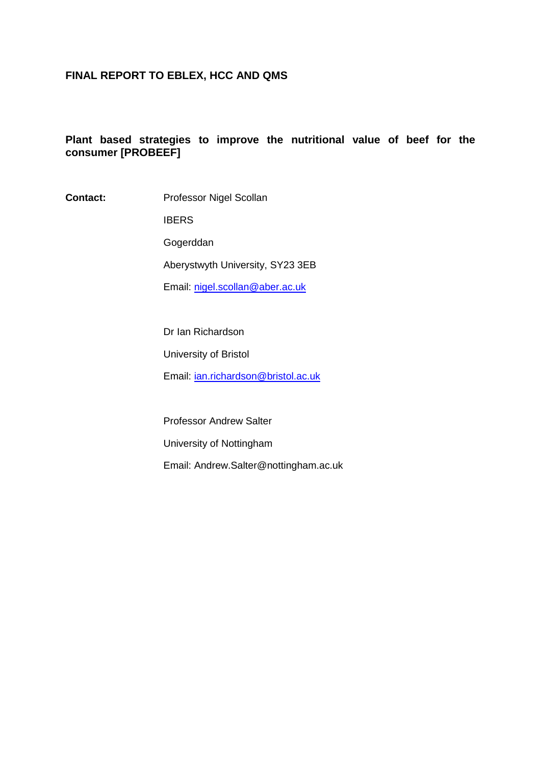**FINAL REPORT TO EBLEX, HCC AND QMS**

**Plant based strategies to improve the nutritional value of beef for the consumer [PROBEEF]**

**Contact:**

Professor Nigel Scollan

IBERS

Gogerddan

Aberystwyth University, SY23 3EB

Email: nigel.scollan@aber.ac.uk

Dr Ian Richardson

University of Bristol

Email: ian.richardson@bristol.ac.uk

Professor Andrew Salter

University of Nottingham

Email: Andrew.Salter@nottingham.ac.uk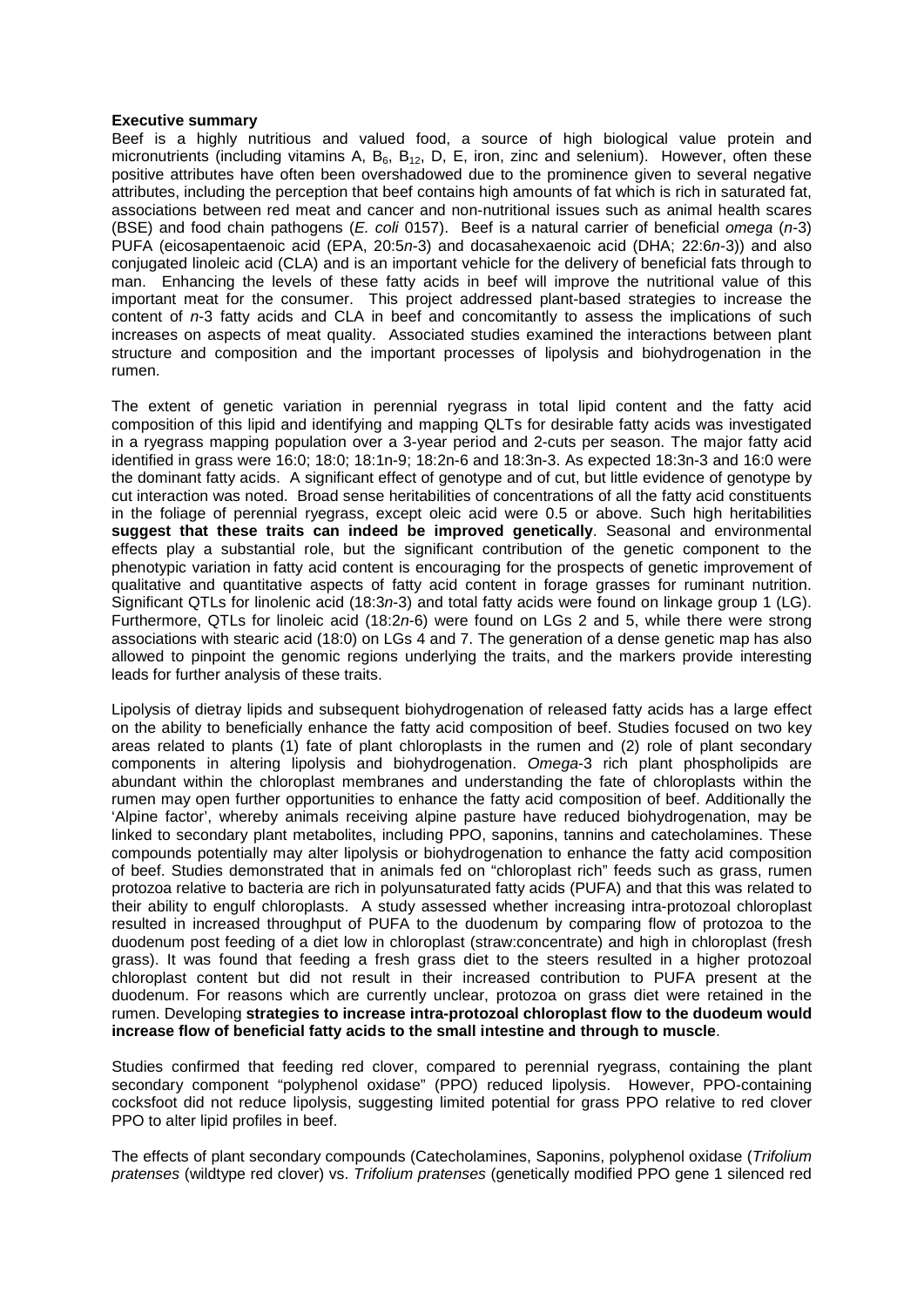**Executive summary**

Beef is a highly nutritious and valued food, a source of high biological value protein and micronutrients (including vitamins A, $B_6$, $B_{12}$, D, E, iron, zinc and selenium). However, often these positive attributes have often been overshadowed due to the prominence given to several negative attributes, including the perception that beef contains high amounts of fat which is rich in saturated fat, associations between red meat and cancer and non-nutritional issues such as animal health scares (BSE) and food chain pathogens (*E. coli* 0157). Beef is a natural carrier of beneficial *omega* (*n*-3) PUFA (eicosapentaenoic acid (EPA, 20:5*n*-3) and docasahexaenoic acid (DHA; 22:6*n*-3)) and also conjugated linoleic acid (CLA) and is an important vehicle for the delivery of beneficial fats through to man. Enhancing the levels of these fatty acids in beef will improve the nutritional value of this important meat for the consumer. This project addressed plant-based strategies to increase the content of *n*-3 fatty acids and CLA in beef and concomitantly to assess the implications of such increases on aspects of meat quality. Associated studies examined the interactions between plant structure and composition and the important processes of lipolysis and biohydrogenation in the rumen.

The extent of genetic variation in perennial ryegrass in total lipid content and the fatty acid composition of this lipid and identifying and mapping QLTs for desirable fatty acids was investigated in a ryegrass mapping population over a 3-year period and 2-cuts per season. The major fatty acid identified in grass were 16:0; 18:0; 18:1n-9; 18:2n-6 and 18:3n-3. As expected 18:3n-3 and 16:0 were the dominant fatty acids. A significant effect of genotype and of cut, but little evidence of genotype by cut interaction was noted. Broad sense heritabilities of concentrations of all the fatty acid constituents in the foliage of perennial ryegrass, except oleic acid were 0.5 or above. Such high heritabilities **suggest that these traits can indeed be improved genetically**. Seasonal and environmental effects play a substantial role, but the significant contribution of the genetic component to the phenotypic variation in fatty acid content is encouraging for the prospects of genetic improvement of qualitative and quantitative aspects of fatty acid content in forage grasses for ruminant nutrition. Significant QTLs for linolenic acid (18:3*n*-3) and total fatty acids were found on linkage group 1 (LG). Furthermore, QTLs for linoleic acid (18:2*n*-6) were found on LGs 2 and 5, while there were strong associations with stearic acid (18:0) on LGs 4 and 7. The generation of a dense genetic map has also allowed to pinpoint the genomic regions underlying the traits, and the markers provide interesting leads for further analysis of these traits.

Lipolysis of dietray lipids and subsequent biohydrogenation of released fatty acids has a large effect on the ability to beneficially enhance the fatty acid composition of beef. Studies focused on two key areas related to plants (1) fate of plant chloroplasts in the rumen and (2) role of plant secondary components in altering lipolysis and biohydrogenation. *Omega*-3 rich plant phospholipids are abundant within the chloroplast membranes and understanding the fate of chloroplasts within the rumen may open further opportunities to enhance the fatty acid composition of beef. Additionally the 'Alpine factor', whereby animals receiving alpine pasture have reduced biohydrogenation, may be linked to secondary plant metabolites, including PPO, saponins, tannins and catecholamines. These compounds potentially may alter lipolysis or biohydrogenation to enhance the fatty acid composition of beef. Studies demonstrated that in animals fed on "chloroplast rich" feeds such as grass, rumen protozoa relative to bacteria are rich in polyunsaturated fatty acids (PUFA) and that this was related to their ability to engulf chloroplasts. A study assessed whether increasing intra-protozoal chloroplast resulted in increased throughput of PUFA to the duodenum by comparing flow of protozoa to the duodenum post feeding of a diet low in chloroplast (straw:concentrate) and high in chloroplast (fresh grass). It was found that feeding a fresh grass diet to the steers resulted in a higher protozoal chloroplast content but did not result in their increased contribution to PUFA present at the duodenum. For reasons which are currently unclear, protozoa on grass diet were retained in the rumen. Developing **strategies to increase intra-protozoal chloroplast flow to the duodeum would increase flow of beneficial fatty acids to the small intestine and through to muscle**.

Studies confirmed that feeding red clover, compared to perennial ryegrass, containing the plant secondary component "polyphenol oxidase" (PPO) reduced lipolysis. However, PPO-containing cocksfoot did not reduce lipolysis, suggesting limited potential for grass PPO relative to red clover PPO to alter lipid profiles in beef.

The effects of plant secondary compounds (Catecholamines, Saponins, polyphenol oxidase (*Trifolium pratenses* (wildtype red clover) vs. *Trifolium pratenses* (genetically modified PPO gene 1 silenced red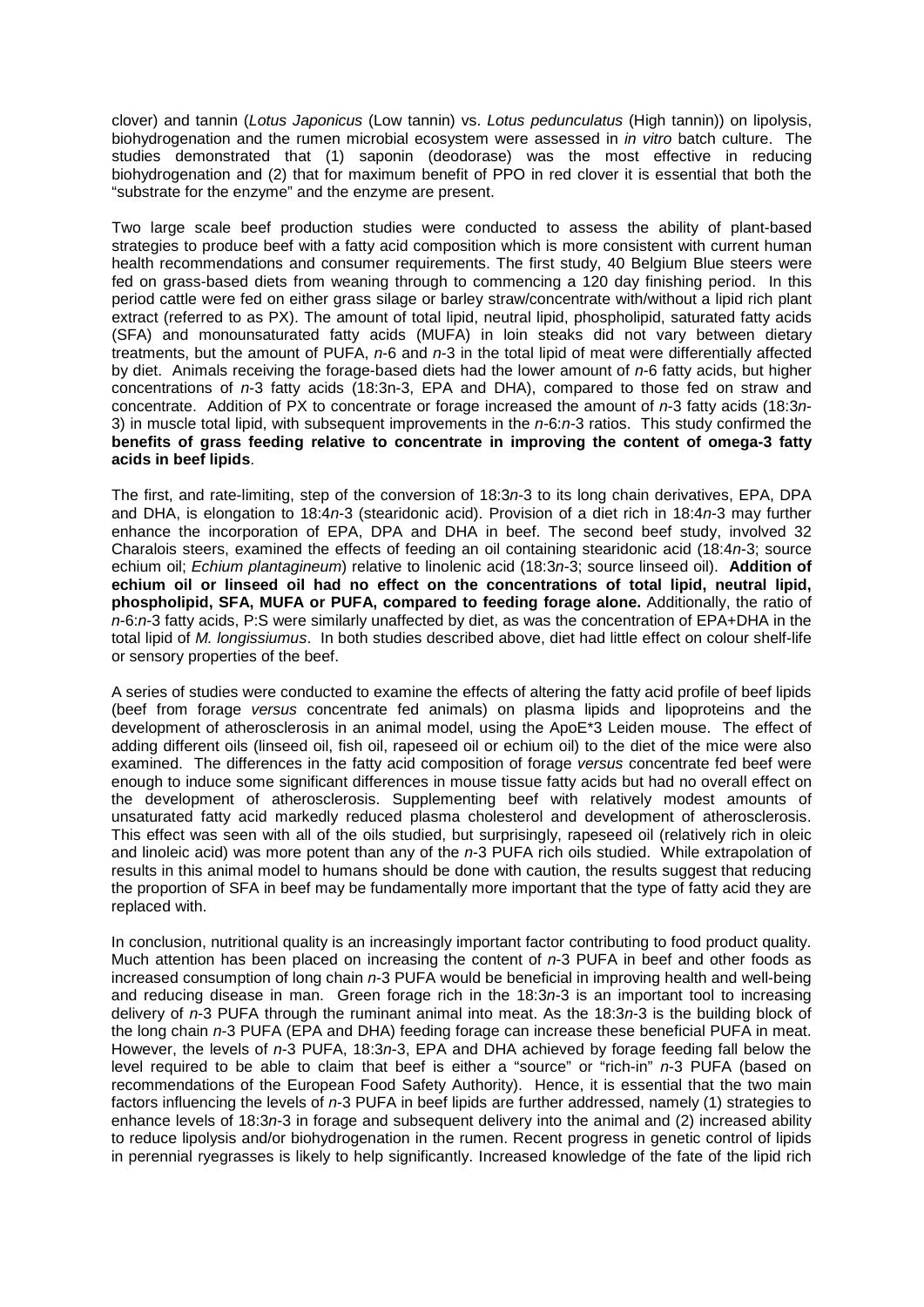clover) and tannin (*Lotus Japonicus* (Low tannin) vs. *Lotus pedunculatus* (High tannin)) on lipolysis, biohydrogenation and the rumen microbial ecosystem were assessed in *in vitro* batch culture. The studies demonstrated that (1) saponin (deodorase) was the most effective in reducing biohydrogenation and (2) that for maximum benefit of PPO in red clover it is essential that both the "substrate for the enzyme" and the enzyme are present.

Two large scale beef production studies were conducted to assess the ability of plant-based strategies to produce beef with a fatty acid composition which is more consistent with current human health recommendations and consumer requirements. The first study, 40 Belgium Blue steers were fed on grass-based diets from weaning through to commencing a 120 day finishing period. In this period cattle were fed on either grass silage or barley straw/concentrate with/without a lipid rich plant extract (referred to as PX). The amount of total lipid, neutral lipid, phospholipid, saturated fatty acids (SFA) and monounsaturated fatty acids (MUFA) in loin steaks did not vary between dietary treatments, but the amount of PUFA, *n*-6 and *n*-3 in the total lipid of meat were differentially affected by diet. Animals receiving the forage-based diets had the lower amount of *n*-6 fatty acids, but higher concentrations of *n*-3 fatty acids (18:3n-3, EPA and DHA), compared to those fed on straw and concentrate. Addition of PX to concentrate or forage increased the amount of *n*-3 fatty acids (18:3*n*-3) in muscle total lipid, with subsequent improvements in the *n*-6:*n*-3 ratios. This study confirmed the **benefits of grass feeding relative to concentrate in improving the content of omega-3 fatty acids in beef lipids**.

The first, and rate-limiting, step of the conversion of 18:3*n*-3 to its long chain derivatives, EPA, DPA and DHA, is elongation to 18:4*n*-3 (stearidonic acid). Provision of a diet rich in 18:4*n*-3 may further enhance the incorporation of EPA, DPA and DHA in beef. The second beef study, involved 32 Charalois steers, examined the effects of feeding an oil containing stearidonic acid (18:4*n*-3; source echium oil; *Echium plantagineum*) relative to linolenic acid (18:3*n*-3; source linseed oil). **Addition of echium oil or linseed oil had no effect on the concentrations of total lipid, neutral lipid, phospholipid, SFA, MUFA or PUFA, compared to feeding forage alone.** Additionally, the ratio of *n*-6:*n*-3 fatty acids, P:S were similarly unaffected by diet, as was the concentration of EPA+DHA in the total lipid of *M. longissiumus*. In both studies described above, diet had little effect on colour shelf-life or sensory properties of the beef.

A series of studies were conducted to examine the effects of altering the fatty acid profile of beef lipids (beef from forage *versus* concentrate fed animals) on plasma lipids and lipoproteins and the development of atherosclerosis in an animal model, using the ApoE*3 Leiden mouse. The effect of adding different oils (linseed oil, fish oil, rapeseed oil or echium oil) to the diet of the mice were also examined. The differences in the fatty acid composition of forage *versus* concentrate fed beef were enough to induce some significant differences in mouse tissue fatty acids but had no overall effect on the development of atherosclerosis. Supplementing beef with relatively modest amounts of unsaturated fatty acid markedly reduced plasma cholesterol and development of atherosclerosis. This effect was seen with all of the oils studied, but surprisingly, rapeseed oil (relatively rich in oleic and linoleic acid) was more potent than any of the *n*-3 PUFA rich oils studied. While extrapolation of results in this animal model to humans should be done with caution, the results suggest that reducing the proportion of SFA in beef may be fundamentally more important that the type of fatty acid they are replaced with.

In conclusion, nutritional quality is an increasingly important factor contributing to food product quality. Much attention has been placed on increasing the content of *n*-3 PUFA in beef and other foods as increased consumption of long chain *n*-3 PUFA would be beneficial in improving health and well-being and reducing disease in man. Green forage rich in the 18:3*n*-3 is an important tool to increasing delivery of *n*-3 PUFA through the ruminant animal into meat. As the 18:3*n*-3 is the building block of the long chain *n*-3 PUFA (EPA and DHA) feeding forage can increase these beneficial PUFA in meat. However, the levels of *n*-3 PUFA, 18:3*n*-3, EPA and DHA achieved by forage feeding fall below the level required to be able to claim that beef is either a "source" or "rich-in" *n*-3 PUFA (based on recommendations of the European Food Safety Authority). Hence, it is essential that the two main factors influencing the levels of *n*-3 PUFA in beef lipids are further addressed, namely (1) strategies to enhance levels of 18:3*n*-3 in forage and subsequent delivery into the animal and (2) increased ability to reduce lipolysis and/or biohydrogenation in the rumen. Recent progress in genetic control of lipids in perennial ryegrasses is likely to help significantly. Increased knowledge of the fate of the lipid rich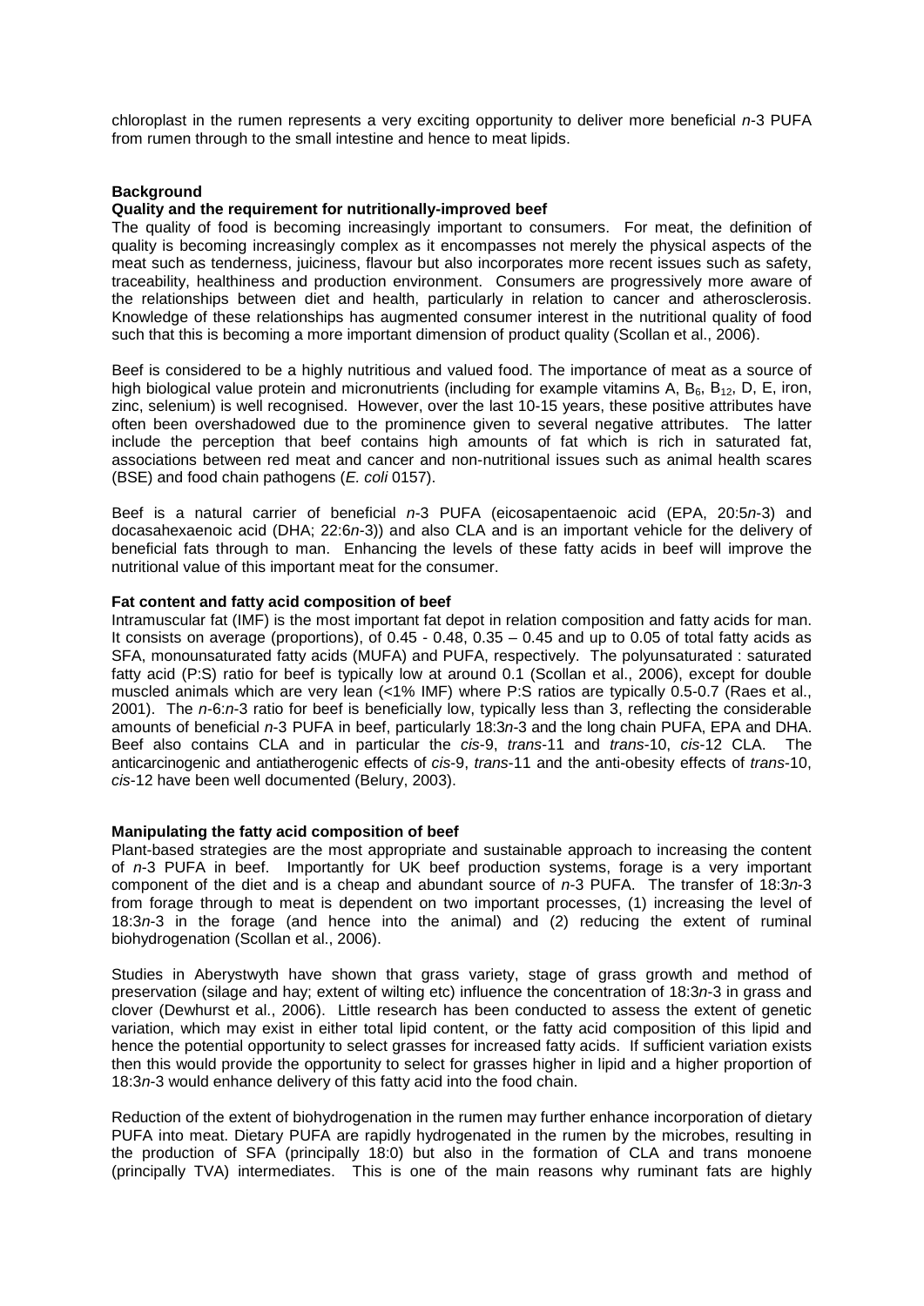chloroplast in the rumen represents a very exciting opportunity to deliver more beneficial *n*-3 PUFA from rumen through to the small intestine and hence to meat lipids.

## Background

### Quality and the requirement for nutritionally-improved beef

The quality of food is becoming increasingly important to consumers. For meat, the definition of quality is becoming increasingly complex as it encompasses not merely the physical aspects of the meat such as tenderness, juiciness, flavour but also incorporates more recent issues such as safety, traceability, healthiness and production environment. Consumers are progressively more aware of the relationships between diet and health, particularly in relation to cancer and atherosclerosis. Knowledge of these relationships has augmented consumer interest in the nutritional quality of food such that this is becoming a more important dimension of product quality (Scollan et al., 2006).

Beef is considered to be a highly nutritious and valued food. The importance of meat as a source of high biological value protein and micronutrients (including for example vitamins A, $B_6$, $B_{12}$, D, E, iron, zinc, selenium) is well recognised. However, over the last 10-15 years, these positive attributes have often been overshadowed due to the prominence given to several negative attributes. The latter include the perception that beef contains high amounts of fat which is rich in saturated fat, associations between red meat and cancer and non-nutritional issues such as animal health scares (BSE) and food chain pathogens (*E. coli* 0157).

Beef is a natural carrier of beneficial *n*-3 PUFA (eicosapentaenoic acid (EPA, 20:5*n*-3) and docasahexaenoic acid (DHA; 22:6*n*-3)) and also CLA and is an important vehicle for the delivery of beneficial fats through to man. Enhancing the levels of these fatty acids in beef will improve the nutritional value of this important meat for the consumer.

### Fat content and fatty acid composition of beef

Intramuscular fat (IMF) is the most important fat depot in relation composition and fatty acids for man. It consists on average (proportions), of 0.45 - 0.48, 0.35 – 0.45 and up to 0.05 of total fatty acids as SFA, monounsaturated fatty acids (MUFA) and PUFA, respectively. The polyunsaturated : saturated fatty acid (P:S) ratio for beef is typically low at around 0.1 (Scollan et al., 2006), except for double muscled animals which are very lean (<1% IMF) where P:S ratios are typically 0.5-0.7 (Raes et al., 2001). The *n*-6:*n*-3 ratio for beef is beneficially low, typically less than 3, reflecting the considerable amounts of beneficial *n*-3 PUFA in beef, particularly 18:3*n*-3 and the long chain PUFA, EPA and DHA. Beef also contains CLA and in particular the *cis*-9, *trans*-11 and *trans*-10, *cis*-12 CLA. The anticarcinogenic and antiatherogenic effects of *cis*-9, *trans*-11 and the anti-obesity effects of *trans*-10, *cis*-12 have been well documented (Belury, 2003).

### Manipulating the fatty acid composition of beef

Plant-based strategies are the most appropriate and sustainable approach to increasing the content of *n*-3 PUFA in beef. Importantly for UK beef production systems, forage is a very important component of the diet and is a cheap and abundant source of *n*-3 PUFA. The transfer of 18:3*n*-3 from forage through to meat is dependent on two important processes, (1) increasing the level of 18:3*n*-3 in the forage (and hence into the animal) and (2) reducing the extent of ruminal biohydrogenation (Scollan et al., 2006).

Studies in Aberystwyth have shown that grass variety, stage of grass growth and method of preservation (silage and hay; extent of wilting etc) influence the concentration of 18:3*n*-3 in grass and clover (Dewhurst et al., 2006). Little research has been conducted to assess the extent of genetic variation, which may exist in either total lipid content, or the fatty acid composition of this lipid and hence the potential opportunity to select grasses for increased fatty acids. If sufficient variation exists then this would provide the opportunity to select for grasses higher in lipid and a higher proportion of 18:3*n*-3 would enhance delivery of this fatty acid into the food chain.

Reduction of the extent of biohydrogenation in the rumen may further enhance incorporation of dietary PUFA into meat. Dietary PUFA are rapidly hydrogenated in the rumen by the microbes, resulting in the production of SFA (principally 18:0) but also in the formation of CLA and trans monoene (principally TVA) intermediates. This is one of the main reasons why ruminant fats are highly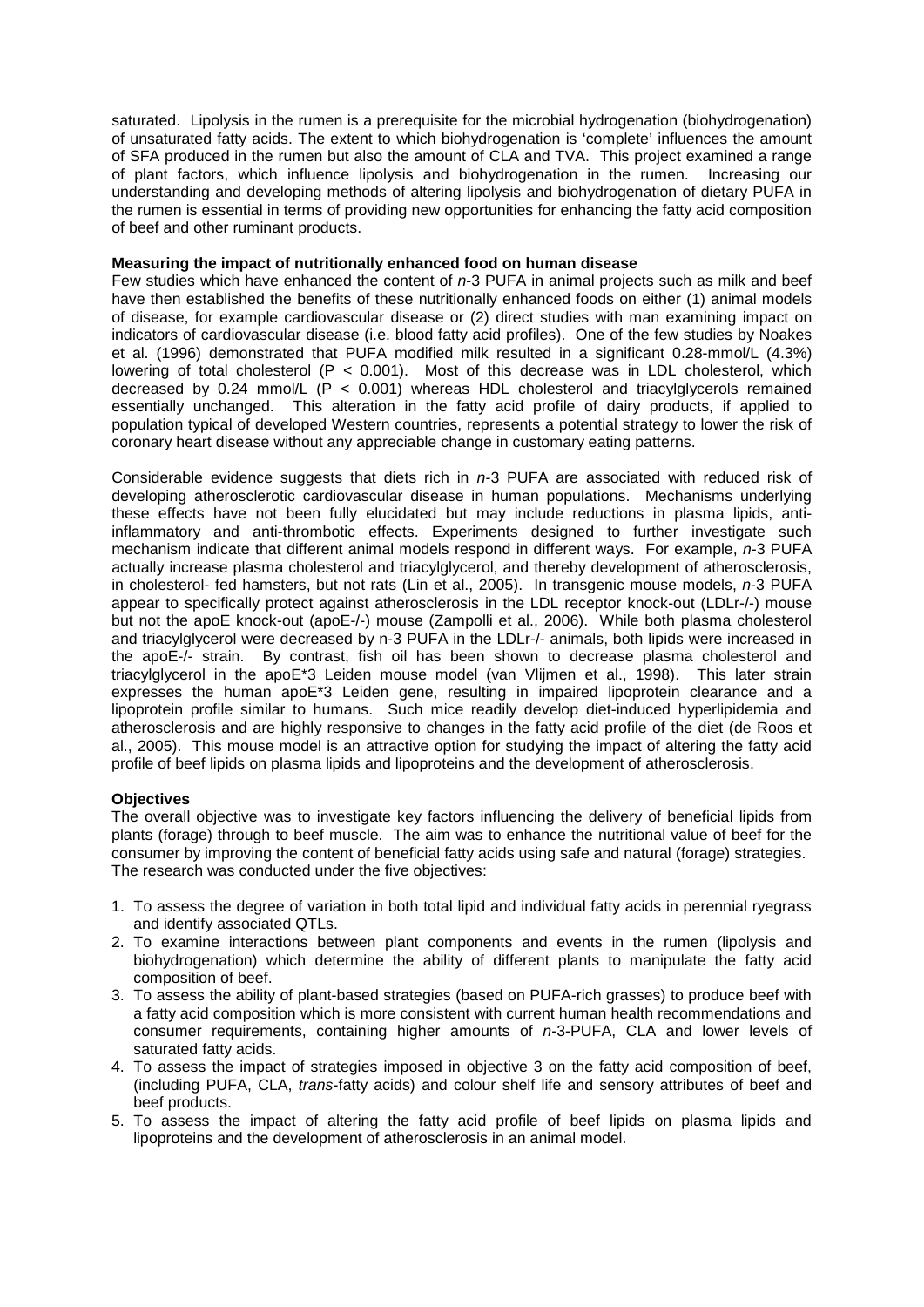saturated. Lipolysis in the rumen is a prerequisite for the microbial hydrogenation (biohydrogenation) of unsaturated fatty acids. The extent to which biohydrogenation is 'complete' influences the amount of SFA produced in the rumen but also the amount of CLA and TVA. This project examined a range of plant factors, which influence lipolysis and biohydrogenation in the rumen. Increasing our understanding and developing methods of altering lipolysis and biohydrogenation of dietary PUFA in the rumen is essential in terms of providing new opportunities for enhancing the fatty acid composition of beef and other ruminant products.

**Measuring the impact of nutritionally enhanced food on human disease**

Few studies which have enhanced the content of *n*-3 PUFA in animal projects such as milk and beef have then established the benefits of these nutritionally enhanced foods on either (1) animal models of disease, for example cardiovascular disease or (2) direct studies with man examining impact on indicators of cardiovascular disease (i.e. blood fatty acid profiles). One of the few studies by Noakes et al. (1996) demonstrated that PUFA modified milk resulted in a significant 0.28-mmol/L (4.3%) lowering of total cholesterol ($P < 0.001$). Most of this decrease was in LDL cholesterol, which decreased by 0.24 mmol/L ($P < 0.001$) whereas HDL cholesterol and triacylglycerols remained essentially unchanged. This alteration in the fatty acid profile of dairy products, if applied to population typical of developed Western countries, represents a potential strategy to lower the risk of coronary heart disease without any appreciable change in customary eating patterns.

Considerable evidence suggests that diets rich in *n*-3 PUFA are associated with reduced risk of developing atherosclerotic cardiovascular disease in human populations. Mechanisms underlying these effects have not been fully elucidated but may include reductions in plasma lipids, anti-inflammatory and anti-thrombotic effects. Experiments designed to further investigate such mechanism indicate that different animal models respond in different ways. For example, *n*-3 PUFA actually increase plasma cholesterol and triacylglycerol, and thereby development of atherosclerosis, in cholesterol- fed hamsters, but not rats (Lin et al., 2005). In transgenic mouse models, *n*-3 PUFA appear to specifically protect against atherosclerosis in the LDL receptor knock-out (LDLr-/-) mouse but not the apoE knock-out (apoE-/-) mouse (Zampolli et al., 2006). While both plasma cholesterol and triacylglycerol were decreased by n-3 PUFA in the LDLr-/- animals, both lipids were increased in the apoE-/- strain. By contrast, fish oil has been shown to decrease plasma cholesterol and triacylglycerol in the apoE*3 Leiden mouse model (van Vlijmen et al., 1998). This later strain expresses the human apoE*3 Leiden gene, resulting in impaired lipoprotein clearance and a lipoprotein profile similar to humans. Such mice readily develop diet-induced hyperlipidemia and atherosclerosis and are highly responsive to changes in the fatty acid profile of the diet (de Roos et al., 2005). This mouse model is an attractive option for studying the impact of altering the fatty acid profile of beef lipids on plasma lipids and lipoproteins and the development of atherosclerosis.

**Objectives**

The overall objective was to investigate key factors influencing the delivery of beneficial lipids from plants (forage) through to beef muscle. The aim was to enhance the nutritional value of beef for the consumer by improving the content of beneficial fatty acids using safe and natural (forage) strategies. The research was conducted under the five objectives:

1. To assess the degree of variation in both total lipid and individual fatty acids in perennial ryegrass and identify associated QTLs.
2. To examine interactions between plant components and events in the rumen (lipolysis and biohydrogenation) which determine the ability of different plants to manipulate the fatty acid composition of beef.
3. To assess the ability of plant-based strategies (based on PUFA-rich grasses) to produce beef with a fatty acid composition which is more consistent with current human health recommendations and consumer requirements, containing higher amounts of *n*-3-PUFA, CLA and lower levels of saturated fatty acids.
4. To assess the impact of strategies imposed in objective 3 on the fatty acid composition of beef, (including PUFA, CLA, *trans*-fatty acids) and colour shelf life and sensory attributes of beef and beef products.
5. To assess the impact of altering the fatty acid profile of beef lipids on plasma lipids and lipoproteins and the development of atherosclerosis in an animal model.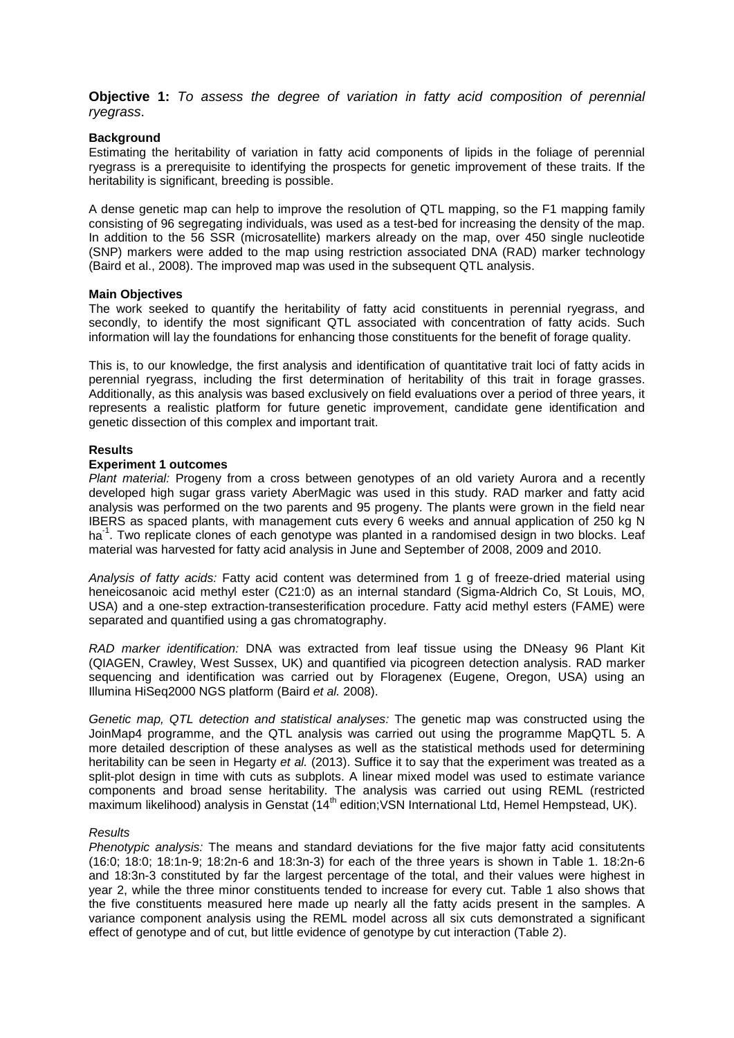**Objective 1:** *To assess the degree of variation in fatty acid composition of perennial ryegrass*.

**Background**

Estimating the heritability of variation in fatty acid components of lipids in the foliage of perennial ryegrass is a prerequisite to identifying the prospects for genetic improvement of these traits. If the heritability is significant, breeding is possible.

A dense genetic map can help to improve the resolution of QTL mapping, so the F1 mapping family consisting of 96 segregating individuals, was used as a test-bed for increasing the density of the map. In addition to the 56 SSR (microsatellite) markers already on the map, over 450 single nucleotide (SNP) markers were added to the map using restriction associated DNA (RAD) marker technology (Baird et al., 2008). The improved map was used in the subsequent QTL analysis.

**Main Objectives**

The work seeked to quantify the heritability of fatty acid constituents in perennial ryegrass, and secondly, to identify the most significant QTL associated with concentration of fatty acids. Such information will lay the foundations for enhancing those constituents for the benefit of forage quality.

This is, to our knowledge, the first analysis and identification of quantitative trait loci of fatty acids in perennial ryegrass, including the first determination of heritability of this trait in forage grasses. Additionally, as this analysis was based exclusively on field evaluations over a period of three years, it represents a realistic platform for future genetic improvement, candidate gene identification and genetic dissection of this complex and important trait.

**Results**

**Experiment 1 outcomes**

*Plant material:* Progeny from a cross between genotypes of an old variety Aurora and a recently developed high sugar grass variety AberMagic was used in this study. RAD marker and fatty acid analysis was performed on the two parents and 95 progeny. The plants were grown in the field near IBERS as spaced plants, with management cuts every 6 weeks and annual application of 250 kg N $ha^{-1}$. Two replicate clones of each genotype was planted in a randomised design in two blocks. Leaf material was harvested for fatty acid analysis in June and September of 2008, 2009 and 2010.

*Analysis of fatty acids:* Fatty acid content was determined from 1 g of freeze-dried material using heneicosanoic acid methyl ester (C21:0) as an internal standard (Sigma-Aldrich Co, St Louis, MO, USA) and a one-step extraction-transesterification procedure. Fatty acid methyl esters (FAME) were separated and quantified using a gas chromatography.

*RAD marker identification:* DNA was extracted from leaf tissue using the DNeasy 96 Plant Kit (QIAGEN, Crawley, West Sussex, UK) and quantified via picogreen detection analysis. RAD marker sequencing and identification was carried out by Floragenex (Eugene, Oregon, USA) using an Illumina HiSeq2000 NGS platform (Baird *et al.* 2008).

*Genetic map, QTL detection and statistical analyses:* The genetic map was constructed using the JoinMap4 programme, and the QTL analysis was carried out using the programme MapQTL 5. A more detailed description of these analyses as well as the statistical methods used for determining heritability can be seen in Hegarty *et al.* (2013). Suffice it to say that the experiment was treated as a split-plot design in time with cuts as subplots. A linear mixed model was used to estimate variance components and broad sense heritability. The analysis was carried out using REML (restricted maximum likelihood) analysis in Genstat (14th edition;VSN International Ltd, Hemel Hempstead, UK).

*Results*

*Phenotypic analysis:* The means and standard deviations for the five major fatty acid consitutents (16:0; 18:0; 18:1n-9; 18:2n-6 and 18:3n-3) for each of the three years is shown in Table 1. 18:2n-6 and 18:3n-3 constituted by far the largest percentage of the total, and their values were highest in year 2, while the three minor constituents tended to increase for every cut. Table 1 also shows that the five constituents measured here made up nearly all the fatty acids present in the samples. A variance component analysis using the REML model across all six cuts demonstrated a significant effect of genotype and of cut, but little evidence of genotype by cut interaction (Table 2).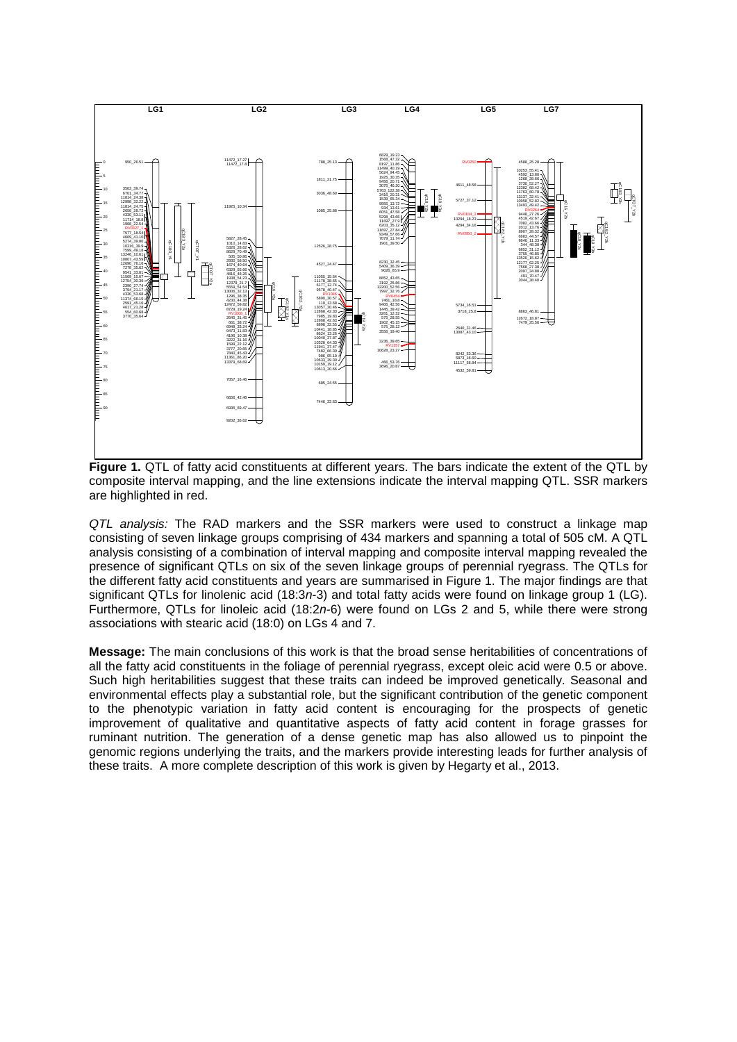**Figure 1.** QTL of fatty acid constituents at different years. The bars indicate the extent of the QTL by composite interval mapping, and the line extensions indicate the interval mapping QTL. SSR markers are highlighted in red.

*QTL analysis:* The RAD markers and the SSR markers were used to construct a linkage map consisting of seven linkage groups comprising of 434 markers and spanning a total of 505 cM. A QTL analysis consisting of a combination of interval mapping and composite interval mapping revealed the presence of significant QTLs on six of the seven linkage groups of perennial ryegrass. The QTLs for the different fatty acid constituents and years are summarised in Figure 1. The major findings are that significant QTLs for linolenic acid (18:3*n*-3) and total fatty acids were found on linkage group 1 (LG). Furthermore, QTLs for linoleic acid (18:2*n*-6) were found on LGs 2 and 5, while there were strong associations with stearic acid (18:0) on LGs 4 and 7.

**Message:** The main conclusions of this work is that the broad sense heritabilities of concentrations of all the fatty acid constituents in the foliage of perennial ryegrass, except oleic acid were 0.5 or above. Such high heritabilities suggest that these traits can indeed be improved genetically. Seasonal and environmental effects play a substantial role, but the significant contribution of the genetic component to the phenotypic variation in fatty acid content is encouraging for the prospects of genetic improvement of qualitative and quantitative aspects of fatty acid content in forage grasses for ruminant nutrition. The generation of a dense genetic map has also allowed us to pinpoint the genomic regions underlying the traits, and the markers provide interesting leads for further analysis of these traits. A more complete description of this work is given by Hegarty et al., 2013.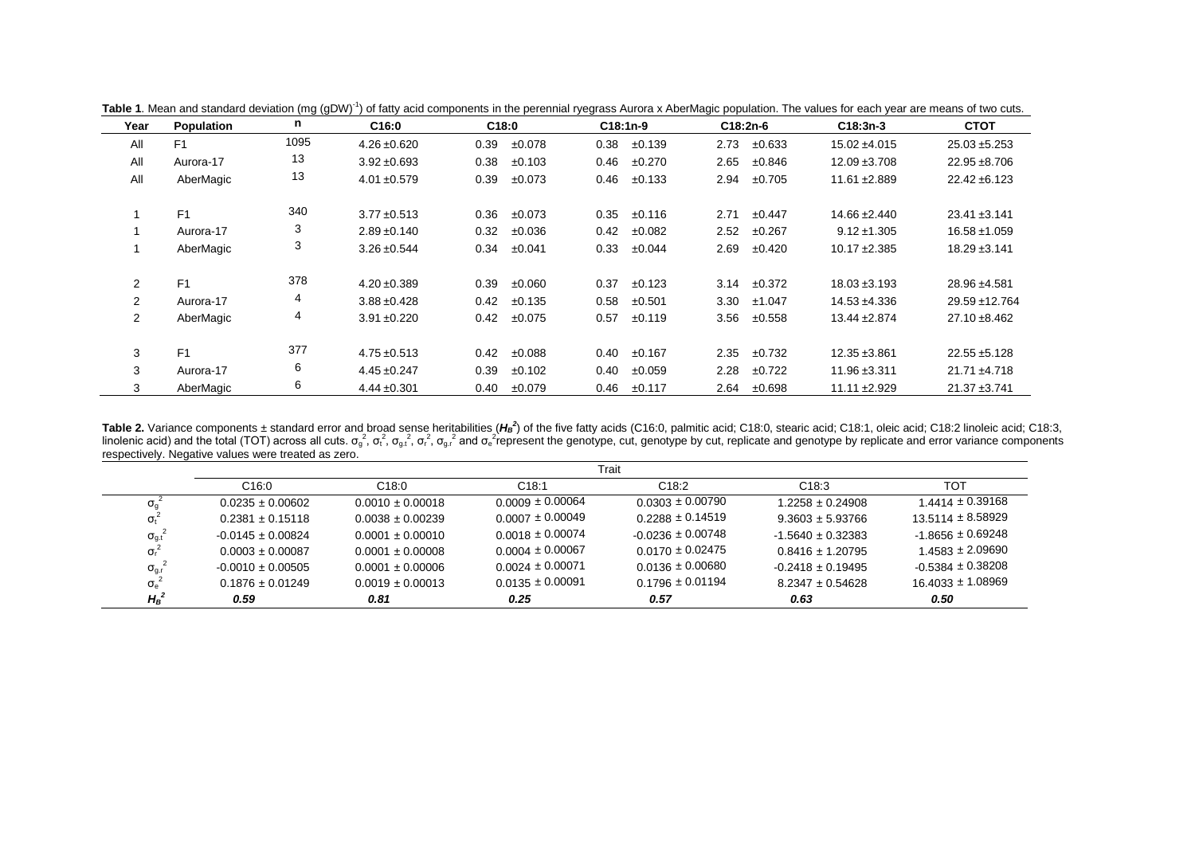**Table 1**. Mean and standard deviation (mg (gDW)$^{-1}$) of fatty acid components in the perennial ryegrass Aurora x AberMagic population. The values for each year are means of two cuts.

| Year | Population | n | C16:0 | C18:0 | C18:1n-9 | C18:2n-6 | C18:3n-3 | CTOT |
|---|---|---|---|---|---|---|---|---|
| All | F1 | 1095 | 4.26 ±0.620 | 0.39 ±0.078 | 0.38 ±0.139 | 2.73 ±0.633 | 15.02 ±4.015 | 25.03 ±5.253 |
| All | Aurora-17 | 13 | 3.92 ±0.693 | 0.38 ±0.103 | 0.46 ±0.270 | 2.65 ±0.846 | 12.09 ±3.708 | 22.95 ±8.706 |
| All | AberMagic | 13 | 4.01 ±0.579 | 0.39 ±0.073 | 0.46 ±0.133 | 2.94 ±0.705 | 11.61 ±2.889 | 22.42 ±6.123 |
| 1 | F1 | 340 | 3.77 ±0.513 | 0.36 ±0.073 | 0.35 ±0.116 | 2.71 ±0.447 | 14.66 ±2.440 | 23.41 ±3.141 |
| 1 | Aurora-17 | 3 | 2.89 ±0.140 | 0.32 ±0.036 | 0.42 ±0.082 | 2.52 ±0.267 | 9.12 ±1.305 | 16.58 ±1.059 |
| 1 | AberMagic | 3 | 3.26 ±0.544 | 0.34 ±0.041 | 0.33 ±0.044 | 2.69 ±0.420 | 10.17 ±2.385 | 18.29 ±3.141 |
| 2 | F1 | 378 | 4.20 ±0.389 | 0.39 ±0.060 | 0.37 ±0.123 | 3.14 ±0.372 | 18.03 ±3.193 | 28.96 ±4.581 |
| 2 | Aurora-17 | 4 | 3.88 ±0.428 | 0.42 ±0.135 | 0.58 ±0.501 | 3.30 ±1.047 | 14.53 ±4.336 | 29.59 ±12.764 |
| 2 | AberMagic | 4 | 3.91 ±0.220 | 0.42 ±0.075 | 0.57 ±0.119 | 3.56 ±0.558 | 13.44 ±2.874 | 27.10 ±8.462 |
| 3 | F1 | 377 | 4.75 ±0.513 | 0.42 ±0.088 | 0.40 ±0.167 | 2.35 ±0.732 | 12.35 ±3.861 | 22.55 ±5.128 |
| 3 | Aurora-17 | 6 | 4.45 ±0.247 | 0.39 ±0.102 | 0.40 ±0.059 | 2.28 ±0.722 | 11.96 ±3.311 | 21.71 ±4.718 |
| 3 | AberMagic | 6 | 4.44 ±0.301 | 0.40 ±0.079 | 0.46 ±0.117 | 2.64 ±0.698 | 11.11 ±2.929 | 21.37 ±3.741 |

**Table 2.** Variance components ± standard error and broad sense heritabilities (***$H_B^2$***) of the five fatty acids (C16:0, palmitic acid; C18:0, stearic acid; C18:1, oleic acid; C18:2 linoleic acid; C18:3, linolenic acid) and the total (TOT) across all cuts. $\sigma_g^2$, $\sigma_t^2$, $\sigma_{g.t}^2$, $\sigma_r^2$, $\sigma_{g.r}^2$ and $\sigma_e^2$ represent the genotype, cut, genotype by cut, replicate and genotype by replicate and error variance components respectively. Negative values were treated as zero.

| | Trait | | | | | |
|---|---|---|---|---|---|---|
| | C16:0 | C18:0 | C18:1 | C18:2 | C18:3 | TOT |
| $\sigma_g^2$ | 0.0235 ± 0.00602 | 0.0010 ± 0.00018 | 0.0009 ± 0.00064 | 0.0303 ± 0.00790 | 1.2258 ± 0.24908 | 1.4414 ± 0.39168 |
| $\sigma_t^2$ | 0.2381 ± 0.15118 | 0.0038 ± 0.00239 | 0.0007 ± 0.00049 | 0.2288 ± 0.14519 | 9.3603 ± 5.93766 | 13.5114 ± 8.58929 |
| $\sigma_{g.t}^2$ | -0.0145 ± 0.00824 | 0.0001 ± 0.00010 | 0.0018 ± 0.00074 | -0.0236 ± 0.00748 | -1.5640 ± 0.32383 | -1.8656 ± 0.69248 |
| $\sigma_r^2$ | 0.0003 ± 0.00087 | 0.0001 ± 0.00008 | 0.0004 ± 0.00067 | 0.0170 ± 0.02475 | 0.8416 ± 1.20795 | 1.4583 ± 2.09690 |
| $\sigma_{g.r}^2$ | -0.0010 ± 0.00505 | 0.0001 ± 0.00006 | 0.0024 ± 0.00071 | 0.0136 ± 0.00680 | -0.2418 ± 0.19495 | -0.5384 ± 0.38208 |
| $\sigma_e^2$ | 0.1876 ± 0.01249 | 0.0019 ± 0.00013 | 0.0135 ± 0.00091 | 0.1796 ± 0.01194 | 8.2347 ± 0.54628 | 16.4033 ± 1.08969 |
| $H_B^2$ | ***0.59*** | ***0.81*** | ***0.25*** | ***0.57*** | ***0.63*** | ***0.50*** |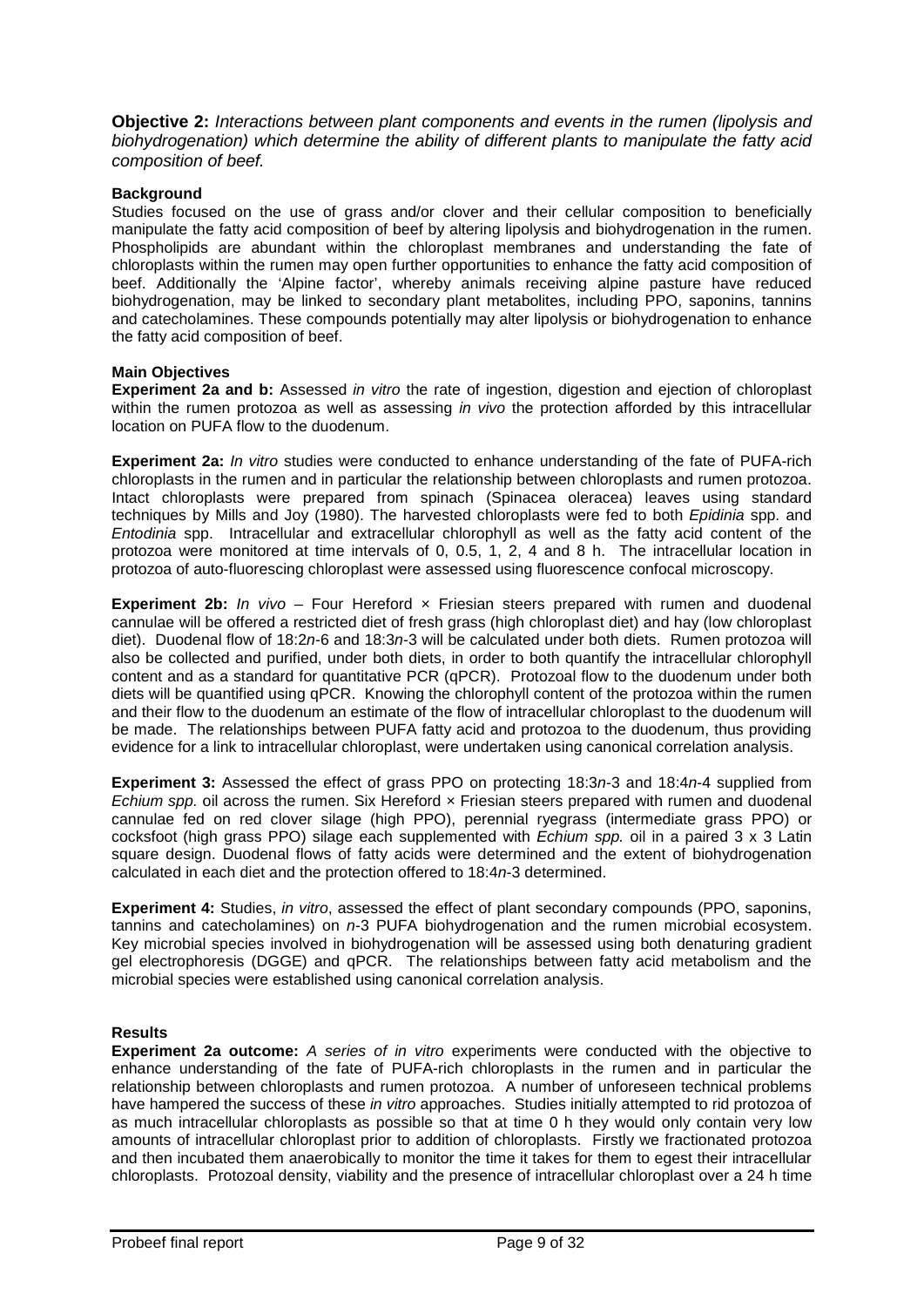**Objective 2:** *Interactions between plant components and events in the rumen (lipolysis and biohydrogenation) which determine the ability of different plants to manipulate the fatty acid composition of beef.*

**Background**

Studies focused on the use of grass and/or clover and their cellular composition to beneficially manipulate the fatty acid composition of beef by altering lipolysis and biohydrogenation in the rumen. Phospholipids are abundant within the chloroplast membranes and understanding the fate of chloroplasts within the rumen may open further opportunities to enhance the fatty acid composition of beef. Additionally the 'Alpine factor', whereby animals receiving alpine pasture have reduced biohydrogenation, may be linked to secondary plant metabolites, including PPO, saponins, tannins and catecholamines. These compounds potentially may alter lipolysis or biohydrogenation to enhance the fatty acid composition of beef.

**Main Objectives**

**Experiment 2a and b:** Assessed *in vitro* the rate of ingestion, digestion and ejection of chloroplast within the rumen protozoa as well as assessing *in vivo* the protection afforded by this intracellular location on PUFA flow to the duodenum.

**Experiment 2a:** *In vitro* studies were conducted to enhance understanding of the fate of PUFA-rich chloroplasts in the rumen and in particular the relationship between chloroplasts and rumen protozoa. Intact chloroplasts were prepared from spinach (Spinacea oleracea) leaves using standard techniques by Mills and Joy (1980). The harvested chloroplasts were fed to both *Epidinia* spp. and *Entodinia* spp. Intracellular and extracellular chlorophyll as well as the fatty acid content of the protozoa were monitored at time intervals of 0, 0.5, 1, 2, 4 and 8 h. The intracellular location in protozoa of auto-fluorescing chloroplast were assessed using fluorescence confocal microscopy.

**Experiment 2b:** *In vivo* – Four Hereford × Friesian steers prepared with rumen and duodenal cannulae will be offered a restricted diet of fresh grass (high chloroplast diet) and hay (low chloroplast diet). Duodenal flow of 18:2*n*-6 and 18:3*n*-3 will be calculated under both diets. Rumen protozoa will also be collected and purified, under both diets, in order to both quantify the intracellular chlorophyll content and as a standard for quantitative PCR (qPCR). Protozoal flow to the duodenum under both diets will be quantified using qPCR. Knowing the chlorophyll content of the protozoa within the rumen and their flow to the duodenum an estimate of the flow of intracellular chloroplast to the duodenum will be made. The relationships between PUFA fatty acid and protozoa to the duodenum, thus providing evidence for a link to intracellular chloroplast, were undertaken using canonical correlation analysis.

**Experiment 3:** Assessed the effect of grass PPO on protecting 18:3*n*-3 and 18:4*n*-4 supplied from *Echium spp.* oil across the rumen. Six Hereford × Friesian steers prepared with rumen and duodenal cannulae fed on red clover silage (high PPO), perennial ryegrass (intermediate grass PPO) or cocksfoot (high grass PPO) silage each supplemented with *Echium spp.* oil in a paired 3 x 3 Latin square design. Duodenal flows of fatty acids were determined and the extent of biohydrogenation calculated in each diet and the protection offered to 18:4*n*-3 determined.

**Experiment 4:** Studies, *in vitro*, assessed the effect of plant secondary compounds (PPO, saponins, tannins and catecholamines) on *n*-3 PUFA biohydrogenation and the rumen microbial ecosystem. Key microbial species involved in biohydrogenation will be assessed using both denaturing gradient gel electrophoresis (DGGE) and qPCR. The relationships between fatty acid metabolism and the microbial species were established using canonical correlation analysis.

**Results**

**Experiment 2a outcome:** *A series of in vitro* experiments were conducted with the objective to enhance understanding of the fate of PUFA-rich chloroplasts in the rumen and in particular the relationship between chloroplasts and rumen protozoa. A number of unforeseen technical problems have hampered the success of these *in vitro* approaches. Studies initially attempted to rid protozoa of as much intracellular chloroplasts as possible so that at time 0 h they would only contain very low amounts of intracellular chloroplast prior to addition of chloroplasts. Firstly we fractionated protozoa and then incubated them anaerobically to monitor the time it takes for them to egest their intracellular chloroplasts. Protozoal density, viability and the presence of intracellular chloroplast over a 24 h time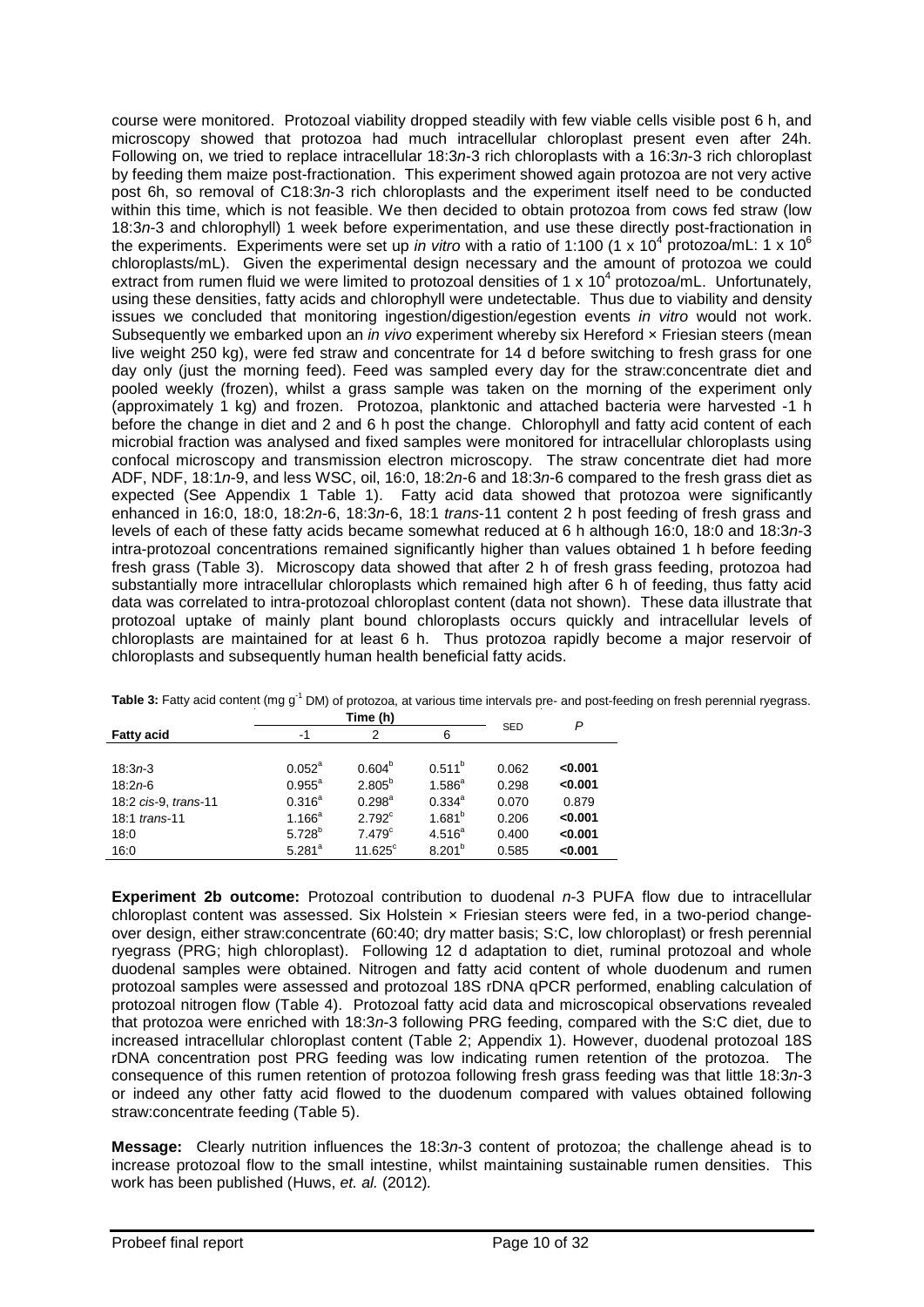course were monitored. Protozoal viability dropped steadily with few viable cells visible post 6 h, and microscopy showed that protozoa had much intracellular chloroplast present even after 24h. Following on, we tried to replace intracellular 18:3*n*-3 rich chloroplasts with a 16:3*n*-3 rich chloroplast by feeding them maize post-fractionation. This experiment showed again protozoa are not very active post 6h, so removal of C18:3*n*-3 rich chloroplasts and the experiment itself need to be conducted within this time, which is not feasible. We then decided to obtain protozoa from cows fed straw (low 18:3*n*-3 and chlorophyll) 1 week before experimentation, and use these directly post-fractionation in the experiments. Experiments were set up *in vitro* with a ratio of 1:100 ($1 \times 10^4$ protozoa/mL: $1 \times 10^6$ chloroplasts/mL). Given the experimental design necessary and the amount of protozoa we could extract from rumen fluid we were limited to protozoal densities of $1 \times 10^4$ protozoa/mL. Unfortunately, using these densities, fatty acids and chlorophyll were undetectable. Thus due to viability and density issues we concluded that monitoring ingestion/digestion/egestion events *in vitro* would not work. Subsequently we embarked upon an *in vivo* experiment whereby six Hereford × Friesian steers (mean live weight 250 kg), were fed straw and concentrate for 14 d before switching to fresh grass for one day only (just the morning feed). Feed was sampled every day for the straw:concentrate diet and pooled weekly (frozen), whilst a grass sample was taken on the morning of the experiment only (approximately 1 kg) and frozen. Protozoa, planktonic and attached bacteria were harvested -1 h before the change in diet and 2 and 6 h post the change. Chlorophyll and fatty acid content of each microbial fraction was analysed and fixed samples were monitored for intracellular chloroplasts using confocal microscopy and transmission electron microscopy. The straw concentrate diet had more ADF, NDF, 18:1*n*-9, and less WSC, oil, 16:0, 18:2*n*-6 and 18:3*n*-6 compared to the fresh grass diet as expected (See Appendix 1 Table 1). Fatty acid data showed that protozoa were significantly enhanced in 16:0, 18:0, 18:2*n*-6, 18:3*n*-6, 18:1 *trans*-11 content 2 h post feeding of fresh grass and levels of each of these fatty acids became somewhat reduced at 6 h although 16:0, 18:0 and 18:3*n*-3 intra-protozoal concentrations remained significantly higher than values obtained 1 h before feeding fresh grass (Table 3). Microscopy data showed that after 2 h of fresh grass feeding, protozoa had substantially more intracellular chloroplasts which remained high after 6 h of feeding, thus fatty acid data was correlated to intra-protozoal chloroplast content (data not shown). These data illustrate that protozoal uptake of mainly plant bound chloroplasts occurs quickly and intracellular levels of chloroplasts are maintained for at least 6 h. Thus protozoa rapidly become a major reservoir of chloroplasts and subsequently human health beneficial fatty acids.

**Table 3:** Fatty acid content (mg $g^{-1}$ DM) of protozoa, at various time intervals pre- and post-feeding on fresh perennial ryegrass.

| Fatty acid | Time (h) -1 | 2 | 6 | SED | *P* |
|---|---|---|---|---|---|
| 18:3*n*-3 | $0.052^a$ | $0.604^b$ | $0.511^b$ | 0.062 | **<0.001** |
| 18:2*n*-6 | $0.955^a$ | $2.805^b$ | $1.586^a$ | 0.298 | **<0.001** |
| 18:2 *cis*-9, *trans*-11 | $0.316^a$ | $0.298^a$ | $0.334^a$ | 0.070 | 0.879 |
| 18:1 *trans*-11 | $1.166^a$ | $2.792^c$ | $1.681^b$ | 0.206 | **<0.001** |
| 18:0 | $5.728^b$ | $7.479^c$ | $4.516^a$ | 0.400 | **<0.001** |
| 16:0 | $5.281^a$ | $11.625^c$ | $8.201^b$ | 0.585 | **<0.001** |

**Experiment 2b outcome:** Protozoal contribution to duodenal *n*-3 PUFA flow due to intracellular chloroplast content was assessed. Six Holstein × Friesian steers were fed, in a two-period change-over design, either straw:concentrate (60:40; dry matter basis; S:C, low chloroplast) or fresh perennial ryegrass (PRG; high chloroplast). Following 12 d adaptation to diet, ruminal protozoal and whole duodenal samples were obtained. Nitrogen and fatty acid content of whole duodenum and rumen protozoal samples were assessed and protozoal 18S rDNA qPCR performed, enabling calculation of protozoal nitrogen flow (Table 4). Protozoal fatty acid data and microscopical observations revealed that protozoa were enriched with 18:3*n*-3 following PRG feeding, compared with the S:C diet, due to increased intracellular chloroplast content (Table 2; Appendix 1). However, duodenal protozoal 18S rDNA concentration post PRG feeding was low indicating rumen retention of the protozoa. The consequence of this rumen retention of protozoa following fresh grass feeding was that little 18:3*n*-3 or indeed any other fatty acid flowed to the duodenum compared with values obtained following straw:concentrate feeding (Table 5).

**Message:** Clearly nutrition influences the 18:3*n*-3 content of protozoa; the challenge ahead is to increase protozoal flow to the small intestine, whilst maintaining sustainable rumen densities. This work has been published (Huws, *et. al.* (2012)*.*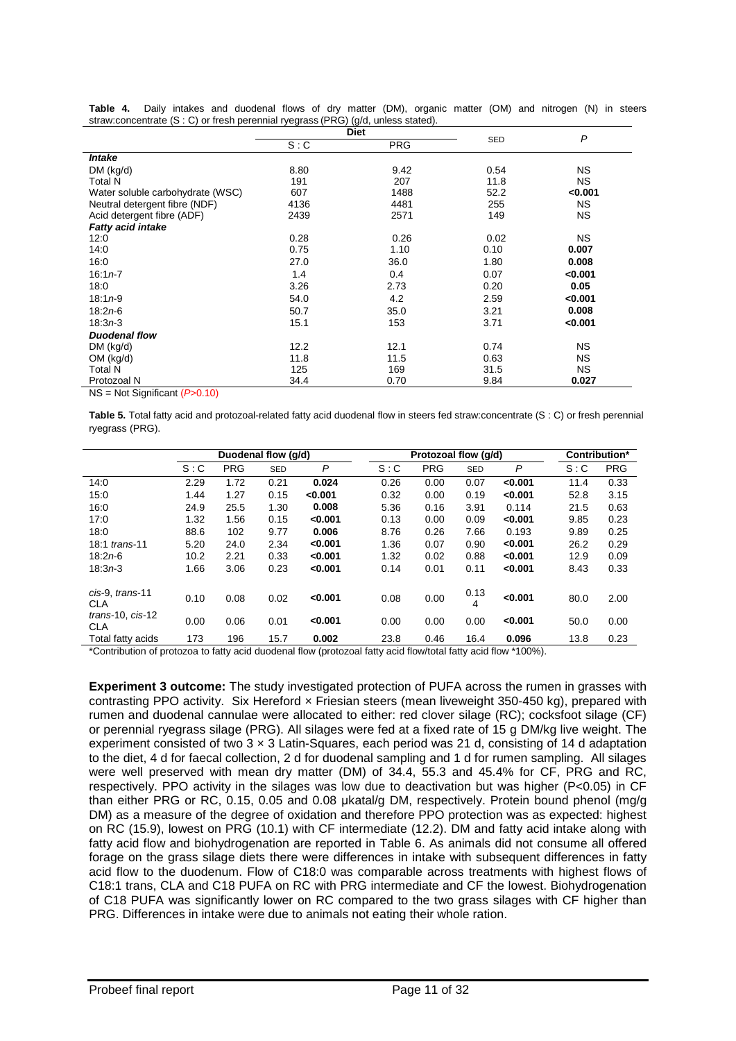**Table 4.** Daily intakes and duodenal flows of dry matter (DM), organic matter (OM) and nitrogen (N) in steers straw:concentrate (S : C) or fresh perennial ryegrass (PRG) (g/d, unless stated).

| | Diet | | SED | *P* |
|---|---|---|---|---|
| | S : C | PRG | | |
| ***Intake*** | | | | |
| DM (kg/d) | 8.80 | 9.42 | 0.54 | NS |
| Total N | 191 | 207 | 11.8 | NS |
| Water soluble carbohydrate (WSC) | 607 | 1488 | 52.2 | **<0.001** |
| Neutral detergent fibre (NDF) | 4136 | 4481 | 255 | NS |
| Acid detergent fibre (ADF) | 2439 | 2571 | 149 | NS |
| ***Fatty acid intake*** | | | | |
| 12:0 | 0.28 | 0.26 | 0.02 | NS |
| 14:0 | 0.75 | 1.10 | 0.10 | **0.007** |
| 16:0 | 27.0 | 36.0 | 1.80 | **0.008** |
| 16:1*n*-7 | 1.4 | 0.4 | 0.07 | **<0.001** |
| 18:0 | 3.26 | 2.73 | 0.20 | **0.05** |
| 18:1*n*-9 | 54.0 | 4.2 | 2.59 | **<0.001** |
| 18:2*n*-6 | 50.7 | 35.0 | 3.21 | **0.008** |
| 18:3*n*-3 | 15.1 | 153 | 3.71 | **<0.001** |
| ***Duodenal flow*** | | | | |
| DM (kg/d) | 12.2 | 12.1 | 0.74 | NS |
| OM (kg/d) | 11.8 | 11.5 | 0.63 | NS |
| Total N | 125 | 169 | 31.5 | NS |
| Protozoal N | 34.4 | 0.70 | 9.84 | **0.027** |

NS = Not Significant ($P>0.10$)

**Table 5.** Total fatty acid and protozoal-related fatty acid duodenal flow in steers fed straw:concentrate (S : C) or fresh perennial ryegrass (PRG).

| | Duodenal flow (g/d) | | | | Protozoal flow (g/d) | | | | Contribution* | |
|---|---|---|---|---|---|---|---|---|---|---|
| | S : C | PRG | SED | *P* | S : C | PRG | SED | *P* | S : C | PRG |
| 14:0 | 2.29 | 1.72 | 0.21 | **0.024** | 0.26 | 0.00 | 0.07 | **<0.001** | 11.4 | 0.33 |
| 15:0 | 1.44 | 1.27 | 0.15 | **<0.001** | 0.32 | 0.00 | 0.19 | **<0.001** | 52.8 | 3.15 |
| 16:0 | 24.9 | 25.5 | 1.30 | **0.008** | 5.36 | 0.16 | 3.91 | 0.114 | 21.5 | 0.63 |
| 17:0 | 1.32 | 1.56 | 0.15 | **<0.001** | 0.13 | 0.00 | 0.09 | **<0.001** | 9.85 | 0.23 |
| 18:0 | 88.6 | 102 | 9.77 | **0.006** | 8.76 | 0.26 | 7.66 | 0.193 | 9.89 | 0.25 |
| 18:1 *trans*-11 | 5.20 | 24.0 | 2.34 | **<0.001** | 1.36 | 0.07 | 0.90 | **<0.001** | 26.2 | 0.29 |
| 18:2*n*-6 | 10.2 | 2.21 | 0.33 | **<0.001** | 1.32 | 0.02 | 0.88 | **<0.001** | 12.9 | 0.09 |
| 18:3*n*-3 | 1.66 | 3.06 | 0.23 | **<0.001** | 0.14 | 0.01 | 0.11 | **<0.001** | 8.43 | 0.33 |
| *cis*-9, *trans*-11 CLA | 0.10 | 0.08 | 0.02 | **<0.001** | 0.08 | 0.00 | 0.134 | **<0.001** | 80.0 | 2.00 |
| *trans*-10, *cis*-12 CLA | 0.00 | 0.06 | 0.01 | **<0.001** | 0.00 | 0.00 | 0.00 | **<0.001** | 50.0 | 0.00 |
| Total fatty acids | 173 | 196 | 15.7 | **0.002** | 23.8 | 0.46 | 16.4 | **0.096** | 13.8 | 0.23 |

*Contribution of protozoa to fatty acid duodenal flow (protozoal fatty acid flow/total fatty acid flow *100%).

**Experiment 3 outcome:** The study investigated protection of PUFA across the rumen in grasses with contrasting PPO activity. Six Hereford × Friesian steers (mean liveweight 350-450 kg), prepared with rumen and duodenal cannulae were allocated to either: red clover silage (RC); cocksfoot silage (CF) or perennial ryegrass silage (PRG). All silages were fed at a fixed rate of 15 g DM/kg live weight. The experiment consisted of two 3 × 3 Latin-Squares, each period was 21 d, consisting of 14 d adaptation to the diet, 4 d for faecal collection, 2 d for duodenal sampling and 1 d for rumen sampling. All silages were well preserved with mean dry matter (DM) of 34.4, 55.3 and 45.4% for CF, PRG and RC, respectively. PPO activity in the silages was low due to deactivation but was higher ($P<0.05$) in CF than either PRG or RC, 0.15, 0.05 and 0.08 µkatal/g DM, respectively. Protein bound phenol (mg/g DM) as a measure of the degree of oxidation and therefore PPO protection was as expected: highest on RC (15.9), lowest on PRG (10.1) with CF intermediate (12.2). DM and fatty acid intake along with fatty acid flow and biohydrogenation are reported in Table 6. As animals did not consume all offered forage on the grass silage diets there were differences in intake with subsequent differences in fatty acid flow to the duodenum. Flow of C18:0 was comparable across treatments with highest flows of C18:1 trans, CLA and C18 PUFA on RC with PRG intermediate and CF the lowest. Biohydrogenation of C18 PUFA was significantly lower on RC compared to the two grass silages with CF higher than PRG. Differences in intake were due to animals not eating their whole ration.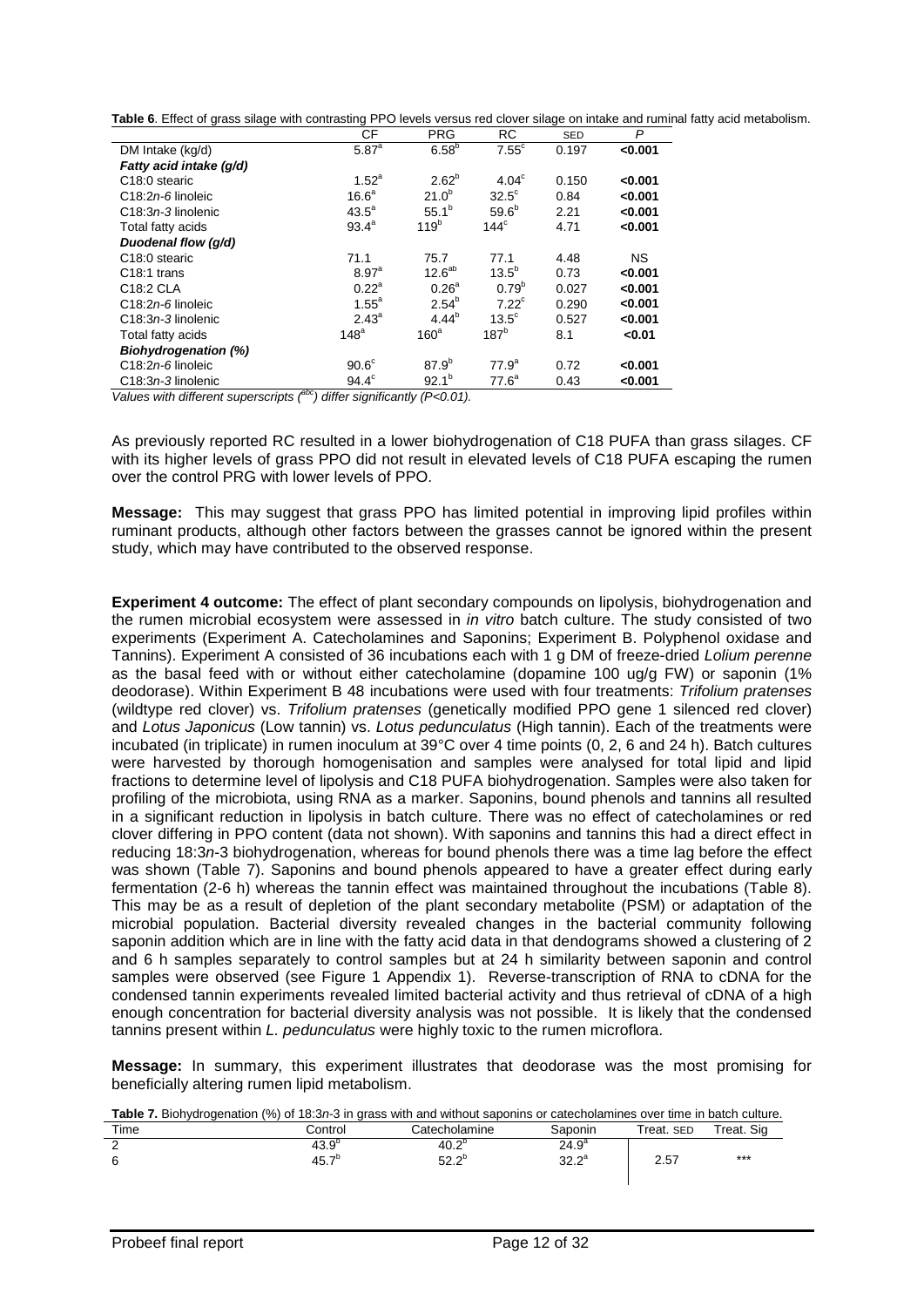**Table 6**. Effect of grass silage with contrasting PPO levels versus red clover silage on intake and ruminal fatty acid metabolism.

| | CF | PRG | RC | SED | P |
|---|---|---|---|---|---|
| DM Intake (kg/d) | 5.87[a] | 6.58[b] | 7.55[c] | 0.197 | **<0.001** |
| ***Fatty acid intake (g/d)*** | | | | | |
| C18:0 stearic | 1.52[a] | 2.62[b] | 4.04[c] | 0.150 | **<0.001** |
| C18:2*n-6* linoleic | 16.6[a] | 21.0[b] | 32.5[c] | 0.84 | **<0.001** |
| C18:3*n-3* linolenic | 43.5[a] | 55.1[b] | 59.6[b] | 2.21 | **<0.001** |
| Total fatty acids | 93.4[a] | 119[b] | 144[c] | 4.71 | **<0.001** |
| ***Duodenal flow (g/d)*** | | | | | |
| C18:0 stearic | 71.1 | 75.7 | 77.1 | 4.48 | NS |
| C18:1 trans | 8.97[a] | 12.6[ab] | 13.5[b] | 0.73 | **<0.001** |
| C18:2 CLA | 0.22[a] | 0.26[a] | 0.79[b] | 0.027 | **<0.001** |
| C18:2*n-6* linoleic | 1.55[a] | 2.54[b] | 7.22[c] | 0.290 | **<0.001** |
| C18:3*n-3* linolenic | 2.43[a] | 4.44[b] | 13.5[c] | 0.527 | **<0.001** |
| Total fatty acids | 148[a] | 160[a] | 187[b] | 8.1 | **<0.01** |
| ***Biohydrogenation (%)*** | | | | | |
| C18:2*n-6* linoleic | 90.6[c] | 87.9[b] | 77.9[a] | 0.72 | **<0.001** |
| C18:3*n-3* linolenic | 94.4[c] | 92.1[b] | 77.6[a] | 0.43 | **<0.001** |

*Values with different superscripts ([abc]) differ significantly (P<0.01).*

As previously reported RC resulted in a lower biohydrogenation of C18 PUFA than grass silages. CF with its higher levels of grass PPO did not result in elevated levels of C18 PUFA escaping the rumen over the control PRG with lower levels of PPO.

**Message:** This may suggest that grass PPO has limited potential in improving lipid profiles within ruminant products, although other factors between the grasses cannot be ignored within the present study, which may have contributed to the observed response.

**Experiment 4 outcome:** The effect of plant secondary compounds on lipolysis, biohydrogenation and the rumen microbial ecosystem were assessed in *in vitro* batch culture. The study consisted of two experiments (Experiment A. Catecholamines and Saponins; Experiment B. Polyphenol oxidase and Tannins). Experiment A consisted of 36 incubations each with 1 g DM of freeze-dried *Lolium perenne* as the basal feed with or without either catecholamine (dopamine 100 ug/g FW) or saponin (1% deodorase). Within Experiment B 48 incubations were used with four treatments: *Trifolium pratenses* (wildtype red clover) vs. *Trifolium pratenses* (genetically modified PPO gene 1 silenced red clover) and *Lotus Japonicus* (Low tannin) vs. *Lotus pedunculatus* (High tannin). Each of the treatments were incubated (in triplicate) in rumen inoculum at 39°C over 4 time points (0, 2, 6 and 24 h). Batch cultures were harvested by thorough homogenisation and samples were analysed for total lipid and lipid fractions to determine level of lipolysis and C18 PUFA biohydrogenation. Samples were also taken for profiling of the microbiota, using RNA as a marker. Saponins, bound phenols and tannins all resulted in a significant reduction in lipolysis in batch culture. There was no effect of catecholamines or red clover differing in PPO content (data not shown). With saponins and tannins this had a direct effect in reducing 18:3*n*-3 biohydrogenation, whereas for bound phenols there was a time lag before the effect was shown (Table 7). Saponins and bound phenols appeared to have a greater effect during early fermentation (2-6 h) whereas the tannin effect was maintained throughout the incubations (Table 8). This may be as a result of depletion of the plant secondary metabolite (PSM) or adaptation of the microbial population. Bacterial diversity revealed changes in the bacterial community following saponin addition which are in line with the fatty acid data in that dendograms showed a clustering of 2 and 6 h samples separately to control samples but at 24 h similarity between saponin and control samples were observed (see Figure 1 Appendix 1). Reverse-transcription of RNA to cDNA for the condensed tannin experiments revealed limited bacterial activity and thus retrieval of cDNA of a high enough concentration for bacterial diversity analysis was not possible. It is likely that the condensed tannins present within *L. pedunculatus* were highly toxic to the rumen microflora.

**Message:** In summary, this experiment illustrates that deodorase was the most promising for beneficially altering rumen lipid metabolism.

**Table 7.** Biohydrogenation (%) of 18:3*n*-3 in grass with and without saponins or catecholamines over time in batch culture.

| Time | Control | Catecholamine | Saponin | Treat. SED | Treat. Sig |
|---|---|---|---|---|---|
| 2 | 43.9[b] | 40.2[b] | 24.9[a] | | |
| 6 | 45.7[b] | 52.2[b] | 32.2[a] | 2.57 | *** |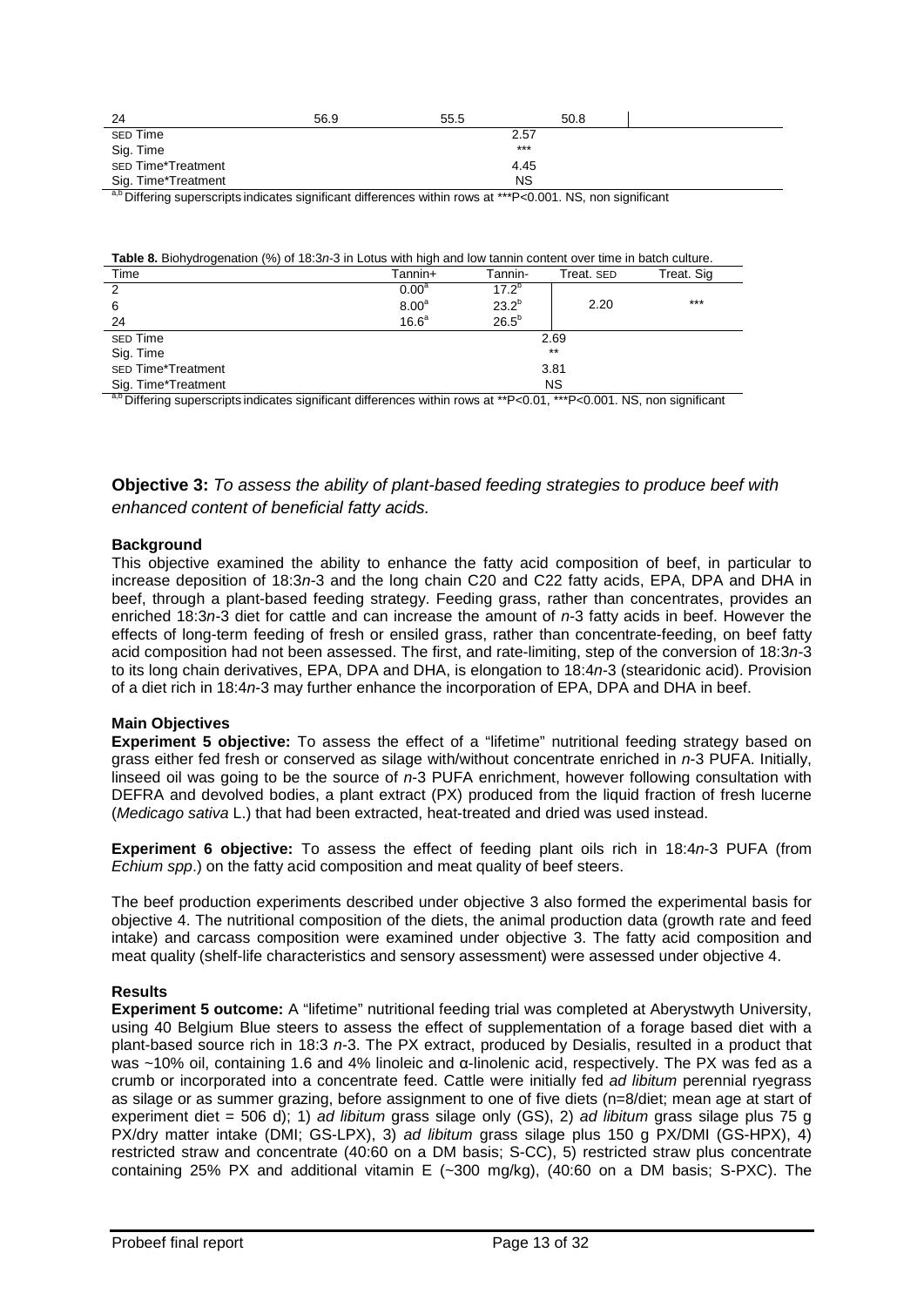| 24 | 56.9 | 55.5 | 50.8 |
|---|---|---|---|
| SED Time | | 2.57 | |
| Sig. Time | | *** | |
| SED Time*Treatment | | 4.45 | |
| Sig. Time*Treatment | | NS | |

[a,b] Differing superscripts indicates significant differences within rows at ***P<0.001. NS, non significant

**Table 8.** Biohydrogenation (%) of 18:3*n*-3 in Lotus with high and low tannin content over time in batch culture.

| Time | Tannin+ | Tannin- | Treat. SED | Treat. Sig |
|---|---|---|---|---|
| 2 | $0.00^{a}$ | $17.2^{b}$ | 2.20 | *** |
| 6 | $8.00^{a}$ | $23.2^{b}$ | | |
| 24 | $16.6^{a}$ | $26.5^{b}$ | | |
| SED Time | | 2.69 | | |
| Sig. Time | | ** | | |
| SED Time*Treatment | | 3.81 | | |
| Sig. Time*Treatment | | NS | | |

[a,b] Differing superscripts indicates significant differences within rows at **P<0.01, ***P<0.001. NS, non significant

**Objective 3:** *To assess the ability of plant-based feeding strategies to produce beef with enhanced content of beneficial fatty acids.*

**Background**

This objective examined the ability to enhance the fatty acid composition of beef, in particular to increase deposition of 18:3*n*-3 and the long chain C20 and C22 fatty acids, EPA, DPA and DHA in beef, through a plant-based feeding strategy. Feeding grass, rather than concentrates, provides an enriched 18:3*n*-3 diet for cattle and can increase the amount of *n*-3 fatty acids in beef. However the effects of long-term feeding of fresh or ensiled grass, rather than concentrate-feeding, on beef fatty acid composition had not been assessed. The first, and rate-limiting, step of the conversion of 18:3*n*-3 to its long chain derivatives, EPA, DPA and DHA, is elongation to 18:4*n*-3 (stearidonic acid). Provision of a diet rich in 18:4*n*-3 may further enhance the incorporation of EPA, DPA and DHA in beef.

**Main Objectives**

**Experiment 5 objective:** To assess the effect of a "lifetime" nutritional feeding strategy based on grass either fed fresh or conserved as silage with/without concentrate enriched in *n*-3 PUFA. Initially, linseed oil was going to be the source of *n*-3 PUFA enrichment, however following consultation with DEFRA and devolved bodies, a plant extract (PX) produced from the liquid fraction of fresh lucerne (*Medicago sativa* L.) that had been extracted, heat-treated and dried was used instead.

**Experiment 6 objective:** To assess the effect of feeding plant oils rich in 18:4*n*-3 PUFA (from *Echium spp*.) on the fatty acid composition and meat quality of beef steers.

The beef production experiments described under objective 3 also formed the experimental basis for objective 4. The nutritional composition of the diets, the animal production data (growth rate and feed intake) and carcass composition were examined under objective 3. The fatty acid composition and meat quality (shelf-life characteristics and sensory assessment) were assessed under objective 4.

**Results**

**Experiment 5 outcome:** A "lifetime" nutritional feeding trial was completed at Aberystwyth University, using 40 Belgium Blue steers to assess the effect of supplementation of a forage based diet with a plant-based source rich in 18:3 *n*-3. The PX extract, produced by Desialis, resulted in a product that was ~10% oil, containing 1.6 and 4% linoleic and α-linolenic acid, respectively. The PX was fed as a crumb or incorporated into a concentrate feed. Cattle were initially fed *ad libitum* perennial ryegrass as silage or as summer grazing, before assignment to one of five diets (n=8/diet; mean age at start of experiment diet = 506 d); 1) *ad libitum* grass silage only (GS), 2) *ad libitum* grass silage plus 75 g PX/dry matter intake (DMI; GS-LPX), 3) *ad libitum* grass silage plus 150 g PX/DMI (GS-HPX), 4) restricted straw and concentrate (40:60 on a DM basis; S-CC), 5) restricted straw plus concentrate containing 25% PX and additional vitamin E (~300 mg/kg), (40:60 on a DM basis; S-PXC). The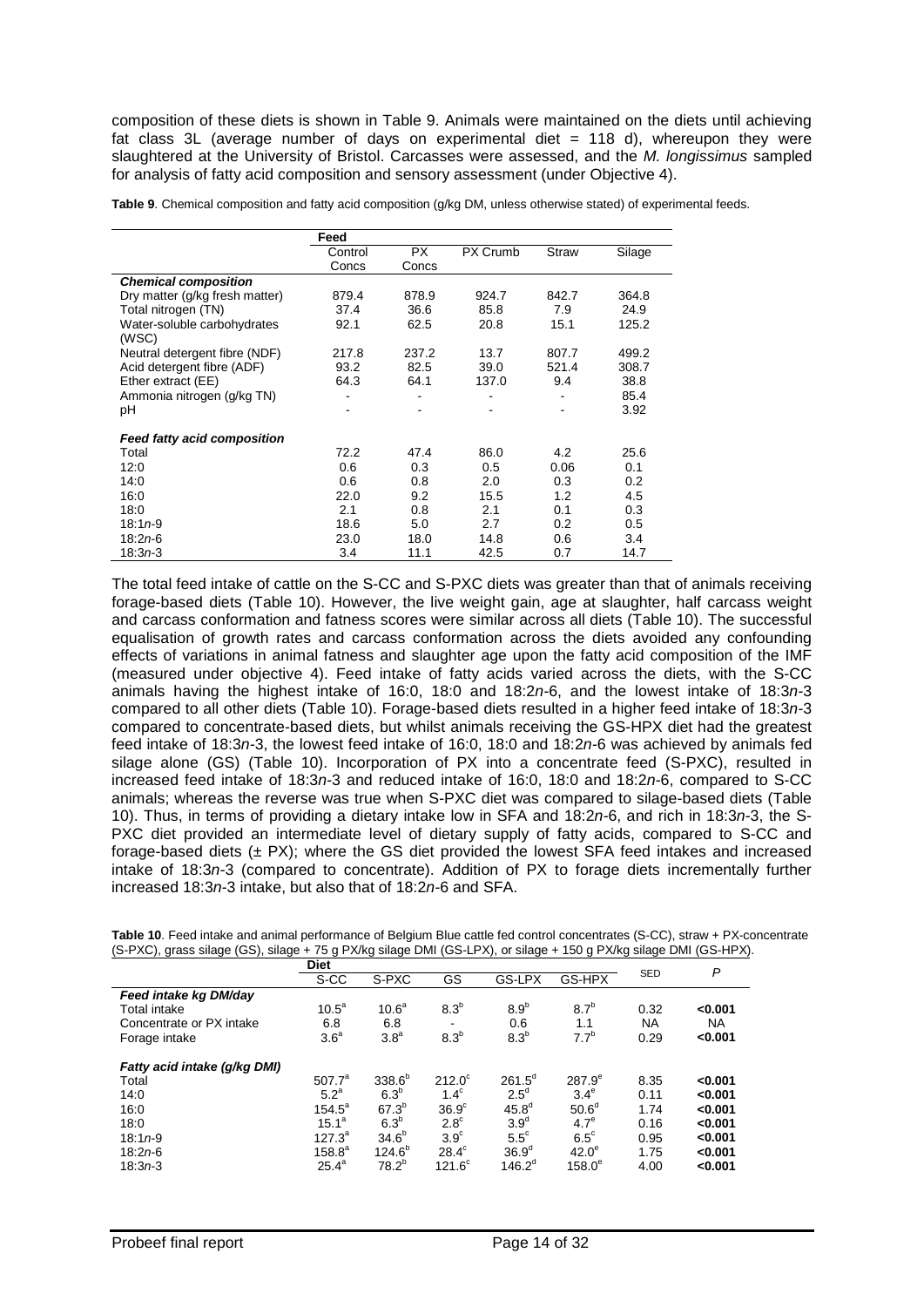composition of these diets is shown in Table 9. Animals were maintained on the diets until achieving fat class 3L (average number of days on experimental diet = 118 d), whereupon they were slaughtered at the University of Bristol. Carcasses were assessed, and the *M. longissimus* sampled for analysis of fatty acid composition and sensory assessment (under Objective 4).

**Table 9**. Chemical composition and fatty acid composition (g/kg DM, unless otherwise stated) of experimental feeds.

| | Feed | | | | |
|---|---|---|---|---|---|
| | Control Concs | PX Concs | PX Crumb | Straw | Silage |
| ***Chemical composition*** | | | | | |
| Dry matter (g/kg fresh matter) | 879.4 | 878.9 | 924.7 | 842.7 | 364.8 |
| Total nitrogen (TN) | 37.4 | 36.6 | 85.8 | 7.9 | 24.9 |
| Water-soluble carbohydrates (WSC) | 92.1 | 62.5 | 20.8 | 15.1 | 125.2 |
| Neutral detergent fibre (NDF) | 217.8 | 237.2 | 13.7 | 807.7 | 499.2 |
| Acid detergent fibre (ADF) | 93.2 | 82.5 | 39.0 | 521.4 | 308.7 |
| Ether extract (EE) | 64.3 | 64.1 | 137.0 | 9.4 | 38.8 |
| Ammonia nitrogen (g/kg TN) | - | - | - | - | 85.4 |
| pH | - | - | - | - | 3.92 |
| ***Feed fatty acid composition*** | | | | | |
| Total | 72.2 | 47.4 | 86.0 | 4.2 | 25.6 |
| 12:0 | 0.6 | 0.3 | 0.5 | 0.06 | 0.1 |
| 14:0 | 0.6 | 0.8 | 2.0 | 0.3 | 0.2 |
| 16:0 | 22.0 | 9.2 | 15.5 | 1.2 | 4.5 |
| 18:0 | 2.1 | 0.8 | 2.1 | 0.1 | 0.3 |
| 18:1*n*-9 | 18.6 | 5.0 | 2.7 | 0.2 | 0.5 |
| 18:2*n*-6 | 23.0 | 18.0 | 14.8 | 0.6 | 3.4 |
| 18:3*n*-3 | 3.4 | 11.1 | 42.5 | 0.7 | 14.7 |

The total feed intake of cattle on the S-CC and S-PXC diets was greater than that of animals receiving forage-based diets (Table 10). However, the live weight gain, age at slaughter, half carcass weight and carcass conformation and fatness scores were similar across all diets (Table 10). The successful equalisation of growth rates and carcass conformation across the diets avoided any confounding effects of variations in animal fatness and slaughter age upon the fatty acid composition of the IMF (measured under objective 4). Feed intake of fatty acids varied across the diets, with the S-CC animals having the highest intake of 16:0, 18:0 and 18:2*n*-6, and the lowest intake of 18:3*n*-3 compared to all other diets (Table 10). Forage-based diets resulted in a higher feed intake of 18:3*n*-3 compared to concentrate-based diets, but whilst animals receiving the GS-HPX diet had the greatest feed intake of 18:3*n*-3, the lowest feed intake of 16:0, 18:0 and 18:2*n*-6 was achieved by animals fed silage alone (GS) (Table 10). Incorporation of PX into a concentrate feed (S-PXC), resulted in increased feed intake of 18:3*n*-3 and reduced intake of 16:0, 18:0 and 18:2*n*-6, compared to S-CC animals; whereas the reverse was true when S-PXC diet was compared to silage-based diets (Table 10). Thus, in terms of providing a dietary intake low in SFA and 18:2*n*-6, and rich in 18:3*n*-3, the S-PXC diet provided an intermediate level of dietary supply of fatty acids, compared to S-CC and forage-based diets (± PX); where the GS diet provided the lowest SFA feed intakes and increased intake of 18:3*n*-3 (compared to concentrate). Addition of PX to forage diets incrementally further increased 18:3*n*-3 intake, but also that of 18:2*n*-6 and SFA.

**Table 10**. Feed intake and animal performance of Belgium Blue cattle fed control concentrates (S-CC), straw + PX-concentrate (S-PXC), grass silage (GS), silage + 75 g PX/kg silage DMI (GS-LPX), or silage + 150 g PX/kg silage DMI (GS-HPX).

| | Diet | | | | | SED | *P* |
|---|---|---|---|---|---|---|---|
| | S-CC | S-PXC | GS | GS-LPX | GS-HPX | | |
| ***Feed intake kg DM/day*** | | | | | | | |
| Total intake | $10.5^a$ | $10.6^a$ | $8.3^b$ | $8.9^b$ | $8.7^b$ | 0.32 | **<0.001** |
| Concentrate or PX intake | 6.8 | 6.8 | - | 0.6 | 1.1 | NA | NA |
| Forage intake | $3.6^a$ | $3.8^a$ | $8.3^b$ | $8.3^b$ | $7.7^b$ | 0.29 | **<0.001** |
| ***Fatty acid intake (g/kg DMI)*** | | | | | | | |
| Total | $507.7^a$ | $338.6^b$ | $212.0^c$ | $261.5^d$ | $287.9^e$ | 8.35 | **<0.001** |
| 14:0 | $5.2^a$ | $6.3^b$ | $1.4^c$ | $2.5^d$ | $3.4^e$ | 0.11 | **<0.001** |
| 16:0 | $154.5^a$ | $67.3^b$ | $36.9^c$ | $45.8^d$ | $50.6^d$ | 1.74 | **<0.001** |
| 18:0 | $15.1^a$ | $6.3^b$ | $2.8^c$ | $3.9^d$ | $4.7^e$ | 0.16 | **<0.001** |
| 18:1*n*-9 | $127.3^a$ | $34.6^b$ | $3.9^c$ | $5.5^c$ | $6.5^c$ | 0.95 | **<0.001** |
| 18:2*n*-6 | $158.8^a$ | $124.6^b$ | $28.4^c$ | $36.9^d$ | $42.0^e$ | 1.75 | **<0.001** |
| 18:3*n*-3 | $25.4^a$ | $78.2^b$ | $121.6^c$ | $146.2^d$ | $158.0^e$ | 4.00 | **<0.001** |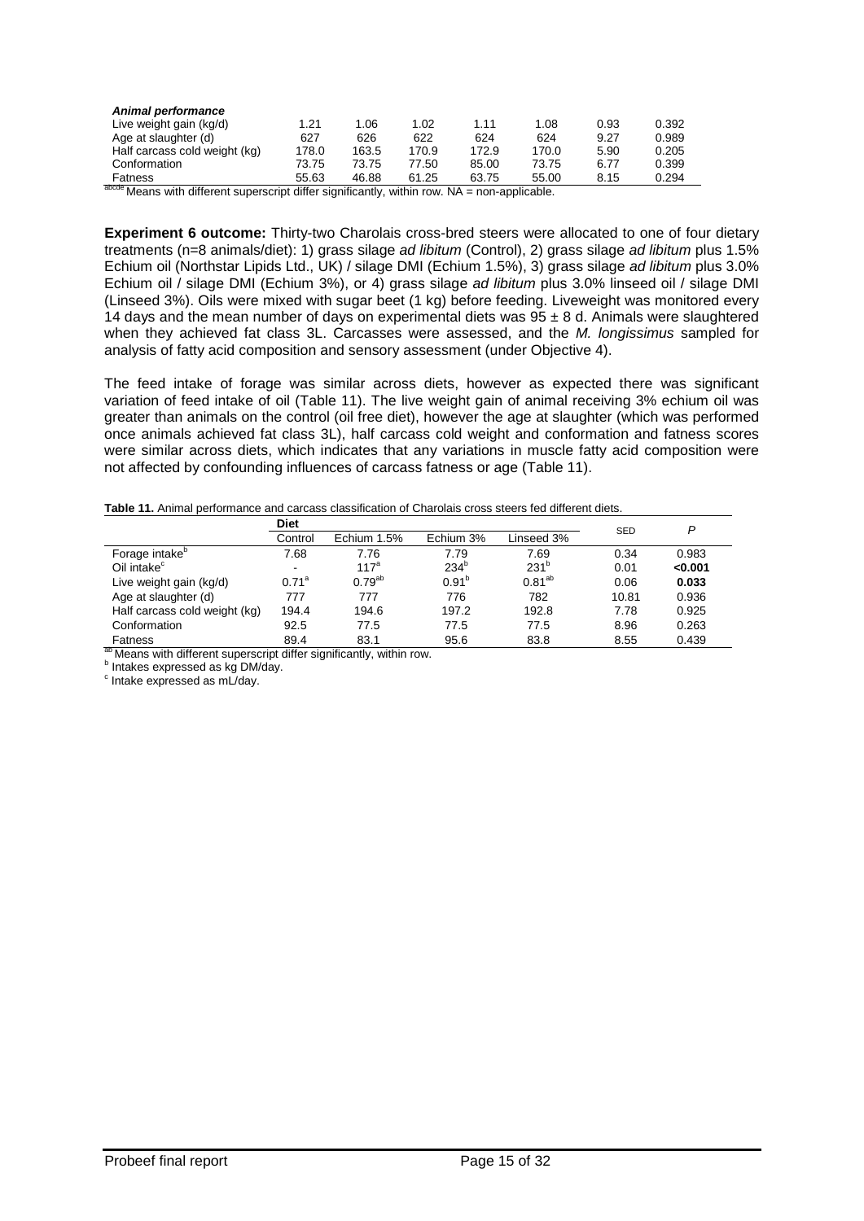| *Animal performance* | | | | | | | |
|---|---|---|---|---|---|---|---|
| Live weight gain (kg/d) | 1.21 | 1.06 | 1.02 | 1.11 | 1.08 | 0.93 | 0.392 |
| Age at slaughter (d) | 627 | 626 | 622 | 624 | 624 | 9.27 | 0.989 |
| Half carcass cold weight (kg) | 178.0 | 163.5 | 170.9 | 172.9 | 170.0 | 5.90 | 0.205 |
| Conformation | 73.75 | 73.75 | 77.50 | 85.00 | 73.75 | 6.77 | 0.399 |
| Fatness | 55.63 | 46.88 | 61.25 | 63.75 | 55.00 | 8.15 | 0.294 |

[abcde] Means with different superscript differ significantly, within row. NA = non-applicable.

**Experiment 6 outcome:** Thirty-two Charolais cross-bred steers were allocated to one of four dietary treatments (n=8 animals/diet): 1) grass silage *ad libitum* (Control), 2) grass silage *ad libitum* plus 1.5% Echium oil (Northstar Lipids Ltd., UK) / silage DMI (Echium 1.5%), 3) grass silage *ad libitum* plus 3.0% Echium oil / silage DMI (Echium 3%), or 4) grass silage *ad libitum* plus 3.0% linseed oil / silage DMI (Linseed 3%). Oils were mixed with sugar beet (1 kg) before feeding. Liveweight was monitored every 14 days and the mean number of days on experimental diets was 95 ± 8 d. Animals were slaughtered when they achieved fat class 3L. Carcasses were assessed, and the *M. longissimus* sampled for analysis of fatty acid composition and sensory assessment (under Objective 4).

The feed intake of forage was similar across diets, however as expected there was significant variation of feed intake of oil (Table 11). The live weight gain of animal receiving 3% echium oil was greater than animals on the control (oil free diet), however the age at slaughter (which was performed once animals achieved fat class 3L), half carcass cold weight and conformation and fatness scores were similar across diets, which indicates that any variations in muscle fatty acid composition were not affected by confounding influences of carcass fatness or age (Table 11).

**Table 11.** Animal performance and carcass classification of Charolais cross steers fed different diets.

| | Diet | | | | SED | *P* |
|---|---|---|---|---|---|---|
| | Control | Echium 1.5% | Echium 3% | Linseed 3% | | |
| Forage intake[b] | 7.68 | 7.76 | 7.79 | 7.69 | 0.34 | 0.983 |
| Oil intake[c] | - | 117[a] | 234[b] | 231[b] | 0.01 | **<0.001** |
| Live weight gain (kg/d) | 0.71[a] | 0.79[ab] | 0.91[b] | 0.81[ab] | 0.06 | **0.033** |
| Age at slaughter (d) | 777 | 777 | 776 | 782 | 10.81 | 0.936 |
| Half carcass cold weight (kg) | 194.4 | 194.6 | 197.2 | 192.8 | 7.78 | 0.925 |
| Conformation | 92.5 | 77.5 | 77.5 | 77.5 | 8.96 | 0.263 |
| Fatness | 89.4 | 83.1 | 95.6 | 83.8 | 8.55 | 0.439 |

[ab] Means with different superscript differ significantly, within row.
[b] Intakes expressed as kg DM/day.
[c] Intake expressed as mL/day.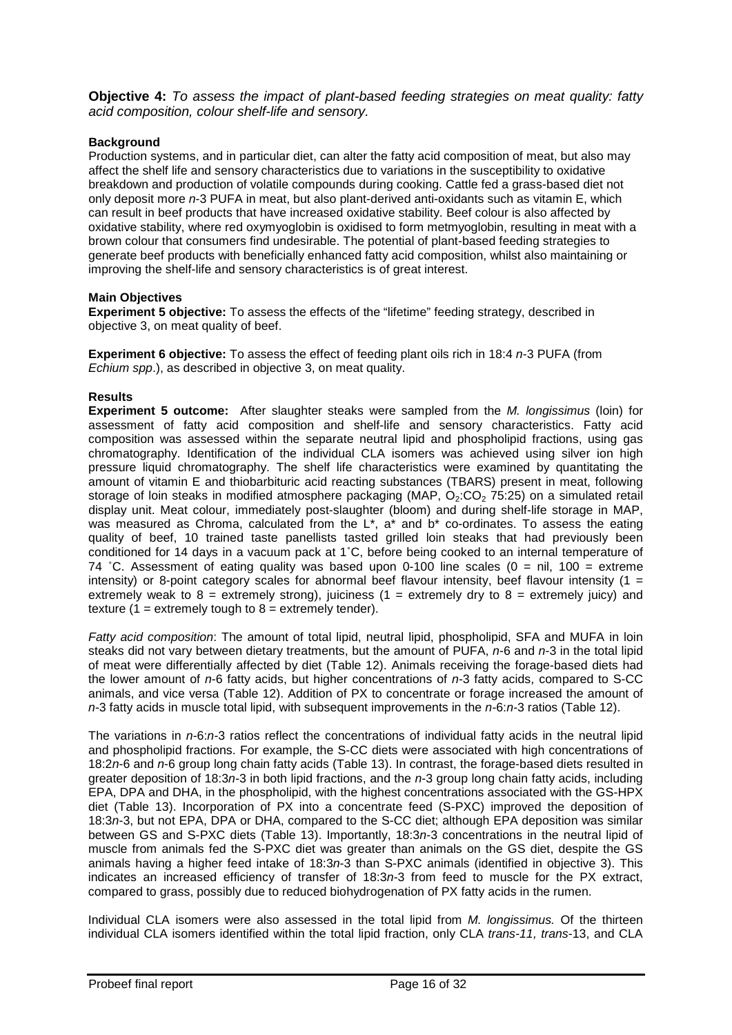**Objective 4:** *To assess the impact of plant-based feeding strategies on meat quality: fatty acid composition, colour shelf-life and sensory.*

**Background**

Production systems, and in particular diet, can alter the fatty acid composition of meat, but also may affect the shelf life and sensory characteristics due to variations in the susceptibility to oxidative breakdown and production of volatile compounds during cooking. Cattle fed a grass-based diet not only deposit more *n*-3 PUFA in meat, but also plant-derived anti-oxidants such as vitamin E, which can result in beef products that have increased oxidative stability. Beef colour is also affected by oxidative stability, where red oxymyoglobin is oxidised to form metmyoglobin, resulting in meat with a brown colour that consumers find undesirable. The potential of plant-based feeding strategies to generate beef products with beneficially enhanced fatty acid composition, whilst also maintaining or improving the shelf-life and sensory characteristics is of great interest.

**Main Objectives**

**Experiment 5 objective:** To assess the effects of the "lifetime" feeding strategy, described in objective 3, on meat quality of beef.

**Experiment 6 objective:** To assess the effect of feeding plant oils rich in 18:4 *n*-3 PUFA (from *Echium spp*.), as described in objective 3, on meat quality.

**Results**

**Experiment 5 outcome:** After slaughter steaks were sampled from the *M. longissimus* (loin) for assessment of fatty acid composition and shelf-life and sensory characteristics. Fatty acid composition was assessed within the separate neutral lipid and phospholipid fractions, using gas chromatography. Identification of the individual CLA isomers was achieved using silver ion high pressure liquid chromatography. The shelf life characteristics were examined by quantitating the amount of vitamin E and thiobarbituric acid reacting substances (TBARS) present in meat, following storage of loin steaks in modified atmosphere packaging (MAP, $O_2$:$CO_2$ 75:25) on a simulated retail display unit. Meat colour, immediately post-slaughter (bloom) and during shelf-life storage in MAP, was measured as Chroma, calculated from the L*, a* and b* co-ordinates. To assess the eating quality of beef, 10 trained taste panellists tasted grilled loin steaks that had previously been conditioned for 14 days in a vacuum pack at 1˚C, before being cooked to an internal temperature of 74 ˚C. Assessment of eating quality was based upon 0-100 line scales (0 = nil, 100 = extreme intensity) or 8-point category scales for abnormal beef flavour intensity, beef flavour intensity (1 = extremely weak to 8 = extremely strong), juiciness (1 = extremely dry to 8 = extremely juicy) and texture (1 = extremely tough to 8 = extremely tender).

*Fatty acid composition*: The amount of total lipid, neutral lipid, phospholipid, SFA and MUFA in loin steaks did not vary between dietary treatments, but the amount of PUFA, *n*-6 and *n*-3 in the total lipid of meat were differentially affected by diet (Table 12). Animals receiving the forage-based diets had the lower amount of *n*-6 fatty acids, but higher concentrations of *n*-3 fatty acids, compared to S-CC animals, and vice versa (Table 12). Addition of PX to concentrate or forage increased the amount of *n*-3 fatty acids in muscle total lipid, with subsequent improvements in the *n*-6:*n*-3 ratios (Table 12).

The variations in *n*-6:*n*-3 ratios reflect the concentrations of individual fatty acids in the neutral lipid and phospholipid fractions. For example, the S-CC diets were associated with high concentrations of 18:2*n*-6 and *n*-6 group long chain fatty acids (Table 13). In contrast, the forage-based diets resulted in greater deposition of 18:3*n*-3 in both lipid fractions, and the *n*-3 group long chain fatty acids, including EPA, DPA and DHA, in the phospholipid, with the highest concentrations associated with the GS-HPX diet (Table 13). Incorporation of PX into a concentrate feed (S-PXC) improved the deposition of 18:3*n*-3, but not EPA, DPA or DHA, compared to the S-CC diet; although EPA deposition was similar between GS and S-PXC diets (Table 13). Importantly, 18:3*n*-3 concentrations in the neutral lipid of muscle from animals fed the S-PXC diet was greater than animals on the GS diet, despite the GS animals having a higher feed intake of 18:3*n*-3 than S-PXC animals (identified in objective 3). This indicates an increased efficiency of transfer of 18:3*n*-3 from feed to muscle for the PX extract, compared to grass, possibly due to reduced biohydrogenation of PX fatty acids in the rumen.

Individual CLA isomers were also assessed in the total lipid from *M. longissimus.* Of the thirteen individual CLA isomers identified within the total lipid fraction, only CLA *trans-11, trans*-13, and CLA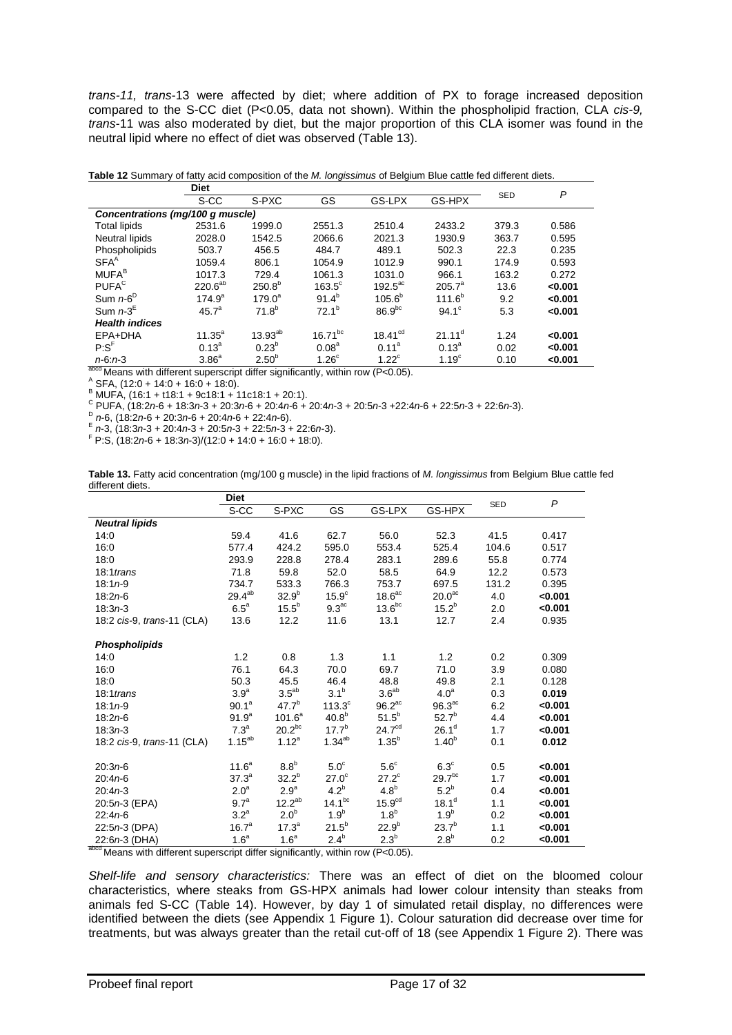*trans*-11, *trans*-13 were affected by diet; where addition of PX to forage increased deposition compared to the S-CC diet (P<0.05, data not shown). Within the phospholipid fraction, CLA *cis*-9, *trans*-11 was also moderated by diet, but the major proportion of this CLA isomer was found in the neutral lipid where no effect of diet was observed (Table 13).

**Table 12** Summary of fatty acid composition of the *M. longissimus* of Belgium Blue cattle fed different diets.

| | Diet | | | | | SED | *P* |
|---|---|---|---|---|---|---|---|
| | S-CC | S-PXC | GS | GS-LPX | GS-HPX | | |
| ***Concentrations (mg/100 g muscle)*** | | | | | | | |
| Total lipids | 2531.6 | 1999.0 | 2551.3 | 2510.4 | 2433.2 | 379.3 | 0.586 |
| Neutral lipids | 2028.0 | 1542.5 | 2066.6 | 2021.3 | 1930.9 | 363.7 | 0.595 |
| Phospholipids | 503.7 | 456.5 | 484.7 | 489.1 | 502.3 | 22.3 | 0.235 |
| SFA[A] | 1059.4 | 806.1 | 1054.9 | 1012.9 | 990.1 | 174.9 | 0.593 |
| MUFA[B] | 1017.3 | 729.4 | 1061.3 | 1031.0 | 966.1 | 163.2 | 0.272 |
| PUFA[C] | 220.6[ab] | 250.8[b] | 163.5[c] | 192.5[ac] | 205.7[a] | 13.6 | **<0.001** |
| Sum *n*-6[D] | 174.9[a] | 179.0[a] | 91.4[b] | 105.6[b] | 111.6[b] | 9.2 | **<0.001** |
| Sum *n*-3[E] | 45.7[a] | 71.8[b] | 72.1[b] | 86.9[bc] | 94.1[c] | 5.3 | **<0.001** |
| ***Health indices*** | | | | | | | |
| EPA+DHA | 11.35[a] | 13.93[ab] | 16.71[bc] | 18.41[cd] | 21.11[d] | 1.24 | **<0.001** |
| P:S[F] | 0.13[a] | 0.23[b] | 0.08[a] | 0.11[a] | 0.13[a] | 0.02 | **<0.001** |
| *n*-6:*n*-3 | 3.86[a] | 2.50[b] | 1.26[c] | 1.22[c] | 1.19[c] | 0.10 | **<0.001** |

[abcd] Means with different superscript differ significantly, within row (P<0.05).
[A] SFA, (12:0 + 14:0 + 16:0 + 18:0).
[B] MUFA, (16:1 + t18:1 + 9c18:1 + 11c18:1 + 20:1).
[C] PUFA, (18:2*n*-6 + 18:3*n*-3 + 20:3*n*-6 + 20:4*n*-6 + 20:4*n*-3 + 20:5*n*-3 +22:4*n*-6 + 22:5*n*-3 + 22:6*n*-3).
[D] *n*-6, (18:2*n*-6 + 20:3*n*-6 + 20:4*n*-6 + 22:4*n*-6).
[E] *n*-3, (18:3*n*-3 + 20:4*n*-3 + 20:5*n*-3 + 22:5*n*-3 + 22:6*n*-3).
[F] P:S, (18:2*n*-6 + 18:3*n*-3)/(12:0 + 14:0 + 16:0 + 18:0).

**Table 13.** Fatty acid concentration (mg/100 g muscle) in the lipid fractions of *M. longissimus* from Belgium Blue cattle fed different diets.

| | Diet | | | | | SED | *P* |
|---|---|---|---|---|---|---|---|
| | S-CC | S-PXC | GS | GS-LPX | GS-HPX | | |
| ***Neutral lipids*** | | | | | | | |
| 14:0 | 59.4 | 41.6 | 62.7 | 56.0 | 52.3 | 41.5 | 0.417 |
| 16:0 | 577.4 | 424.2 | 595.0 | 553.4 | 525.4 | 104.6 | 0.517 |
| 18:0 | 293.9 | 228.8 | 278.4 | 283.1 | 289.6 | 55.8 | 0.774 |
| 18:1*trans* | 71.8 | 59.8 | 52.0 | 58.5 | 64.9 | 12.2 | 0.573 |
| 18:1*n*-9 | 734.7 | 533.3 | 766.3 | 753.7 | 697.5 | 131.2 | 0.395 |
| 18:2*n*-6 | 29.4[ab] | 32.9[b] | 15.9[c] | 18.6[ac] | 20.0[ac] | 4.0 | **<0.001** |
| 18:3*n*-3 | 6.5[a] | 15.5[b] | 9.3[ac] | 13.6[bc] | 15.2[b] | 2.0 | **<0.001** |
| 18:2 *cis*-9, *trans*-11 (CLA) | 13.6 | 12.2 | 11.6 | 13.1 | 12.7 | 2.4 | 0.935 |
| ***Phospholipids*** | | | | | | | |
| 14:0 | 1.2 | 0.8 | 1.3 | 1.1 | 1.2 | 0.2 | 0.309 |
| 16:0 | 76.1 | 64.3 | 70.0 | 69.7 | 71.0 | 3.9 | 0.080 |
| 18:0 | 50.3 | 45.5 | 46.4 | 48.8 | 49.8 | 2.1 | 0.128 |
| 18:1*trans* | 3.9[a] | 3.5[ab] | 3.1[b] | 3.6[ab] | 4.0[a] | 0.3 | **0.019** |
| 18:1*n*-9 | 90.1[a] | 47.7[b] | 113.3[c] | 96.2[ac] | 96.3[ac] | 6.2 | **<0.001** |
| 18:2*n*-6 | 91.9[a] | 101.6[a] | 40.8[b] | 51.5[b] | 52.7[b] | 4.4 | **<0.001** |
| 18:3*n*-3 | 7.3[a] | 20.2[bc] | 17.7[b] | 24.7[cd] | 26.1[d] | 1.7 | **<0.001** |
| 18:2 *cis*-9, *trans*-11 (CLA) | 1.15[ab] | 1.12[a] | 1.34[ab] | 1.35[b] | 1.40[b] | 0.1 | **0.012** |
| 20:3*n*-6 | 11.6[a] | 8.8[b] | 5.0[c] | 5.6[c] | 6.3[c] | 0.5 | **<0.001** |
| 20:4*n*-6 | 37.3[a] | 32.2[b] | 27.0[c] | 27.2[c] | 29.7[bc] | 1.7 | **<0.001** |
| 20:4*n*-3 | 2.0[a] | 2.9[a] | 4.2[b] | 4.8[b] | 5.2[b] | 0.4 | **<0.001** |
| 20:5*n*-3 (EPA) | 9.7[a] | 12.2[ab] | 14.1[bc] | 15.9[cd] | 18.1[d] | 1.1 | **<0.001** |
| 22:4*n*-6 | 3.2[a] | 2.0[b] | 1.9[b] | 1.8[b] | 1.9[b] | 0.2 | **<0.001** |
| 22:5*n*-3 (DPA) | 16.7[a] | 17.3[a] | 21.5[b] | 22.9[b] | 23.7[b] | 1.1 | **<0.001** |
| 22:6*n*-3 (DHA) | 1.6[a] | 1.6[a] | 2.4[b] | 2.3[b] | 2.8[b] | 0.2 | **<0.001** |

[abcd] Means with different superscript differ significantly, within row (P<0.05).

*Shelf-life and sensory characteristics:* There was an effect of diet on the bloomed colour characteristics, where steaks from GS-HPX animals had lower colour intensity than steaks from animals fed S-CC (Table 14). However, by day 1 of simulated retail display, no differences were identified between the diets (see Appendix 1 Figure 1). Colour saturation did decrease over time for treatments, but was always greater than the retail cut-off of 18 (see Appendix 1 Figure 2). There was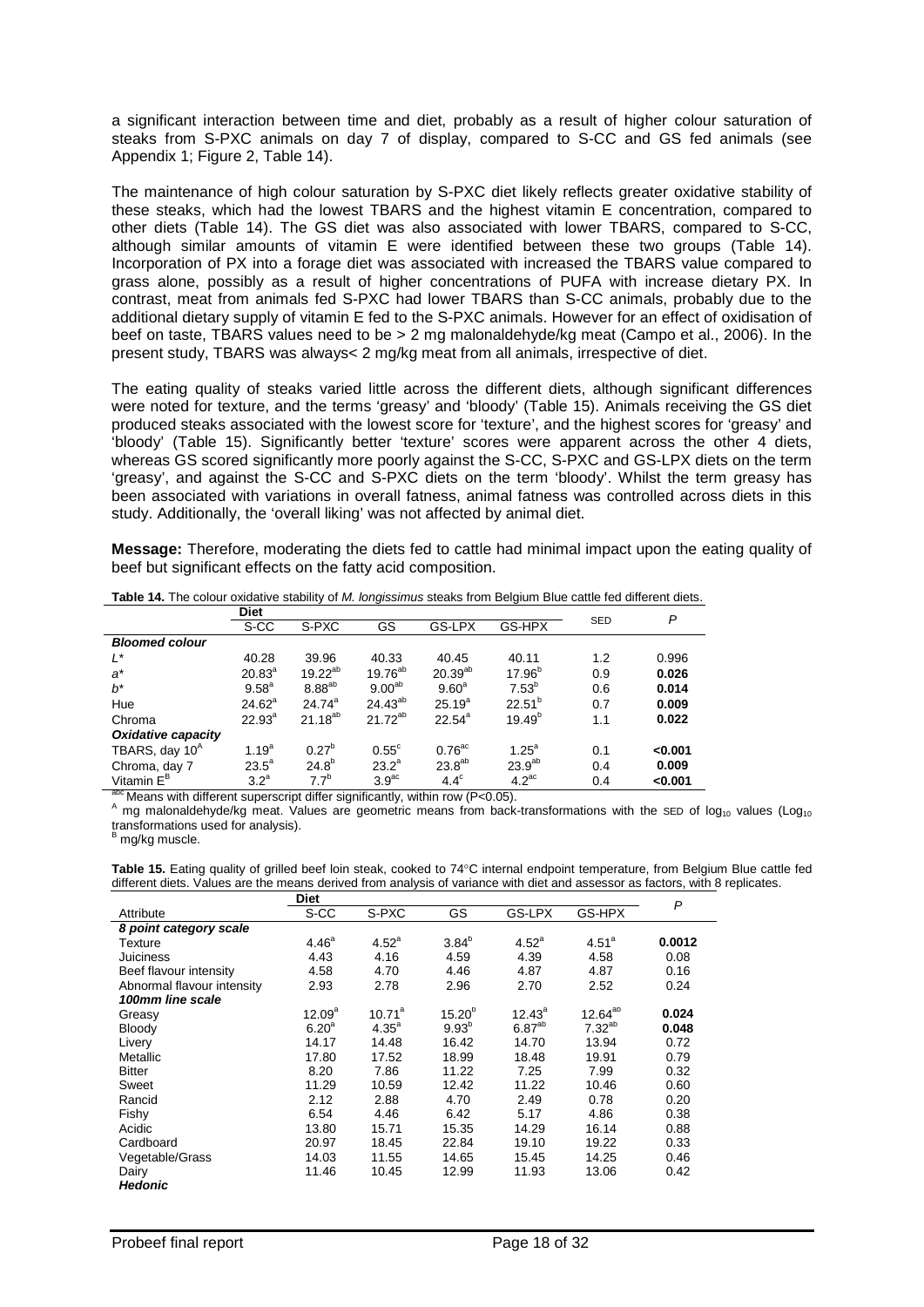a significant interaction between time and diet, probably as a result of higher colour saturation of steaks from S-PXC animals on day 7 of display, compared to S-CC and GS fed animals (see Appendix 1; Figure 2, Table 14).

The maintenance of high colour saturation by S-PXC diet likely reflects greater oxidative stability of these steaks, which had the lowest TBARS and the highest vitamin E concentration, compared to other diets (Table 14). The GS diet was also associated with lower TBARS, compared to S-CC, although similar amounts of vitamin E were identified between these two groups (Table 14). Incorporation of PX into a forage diet was associated with increased the TBARS value compared to grass alone, possibly as a result of higher concentrations of PUFA with increase dietary PX. In contrast, meat from animals fed S-PXC had lower TBARS than S-CC animals, probably due to the additional dietary supply of vitamin E fed to the S-PXC animals. However for an effect of oxidisation of beef on taste, TBARS values need to be > 2 mg malonaldehyde/kg meat (Campo et al., 2006). In the present study, TBARS was always< 2 mg/kg meat from all animals, irrespective of diet.

The eating quality of steaks varied little across the different diets, although significant differences were noted for texture, and the terms 'greasy' and 'bloody' (Table 15). Animals receiving the GS diet produced steaks associated with the lowest score for 'texture', and the highest scores for 'greasy' and 'bloody' (Table 15). Significantly better 'texture' scores were apparent across the other 4 diets, whereas GS scored significantly more poorly against the S-CC, S-PXC and GS-LPX diets on the term 'greasy', and against the S-CC and S-PXC diets on the term 'bloody'. Whilst the term greasy has been associated with variations in overall fatness, animal fatness was controlled across diets in this study. Additionally, the 'overall liking' was not affected by animal diet.

**Message:** Therefore, moderating the diets fed to cattle had minimal impact upon the eating quality of beef but significant effects on the fatty acid composition.

**Table 14.** The colour oxidative stability of *M. longissimus* steaks from Belgium Blue cattle fed different diets.

| | Diet | | | | | SED | *P* |
|---|---|---|---|---|---|---|---|
| | S-CC | S-PXC | GS | GS-LPX | GS-HPX | | |
| ***Bloomed colour*** | | | | | | | |
| $L^*$ | 40.28 | 39.96 | 40.33 | 40.45 | 40.11 | 1.2 | 0.996 |
| $a^*$ | $20.83^{a}$ | $19.22^{ab}$ | $19.76^{ab}$ | $20.39^{ab}$ | $17.96^{b}$ | 0.9 | **0.026** |
| $b^*$ | $9.58^{a}$ | $8.88^{ab}$ | $9.00^{ab}$ | $9.60^{a}$ | $7.53^{b}$ | 0.6 | **0.014** |
| Hue | $24.62^{a}$ | $24.74^{a}$ | $24.43^{ab}$ | $25.19^{a}$ | $22.51^{b}$ | 0.7 | **0.009** |
| Chroma | $22.93^{a}$ | $21.18^{ab}$ | $21.72^{ab}$ | $22.54^{a}$ | $19.49^{b}$ | 1.1 | **0.022** |
| ***Oxidative capacity*** | | | | | | | |
| TBARS, day 10[A] | $1.19^{a}$ | $0.27^{b}$ | $0.55^{c}$ | $0.76^{ac}$ | $1.25^{a}$ | 0.1 | **<0.001** |
| Chroma, day 7 | $23.5^{a}$ | $24.8^{b}$ | $23.2^{a}$ | $23.8^{ab}$ | $23.9^{ab}$ | 0.4 | **0.009** |
| Vitamin E[B] | $3.2^{a}$ | $7.7^{b}$ | $3.9^{ac}$ | $4.4^{c}$ | $4.2^{ac}$ | 0.4 | **<0.001** |

[abc] Means with different superscript differ significantly, within row (P<0.05).
[A] mg malonaldehyde/kg meat. Values are geometric means from back-transformations with the SED of $\log_{10}$ values ($\log_{10}$ transformations used for analysis).
[B] mg/kg muscle.

**Table 15.** Eating quality of grilled beef loin steak, cooked to 74°C internal endpoint temperature, from Belgium Blue cattle fed different diets. Values are the means derived from analysis of variance with diet and assessor as factors, with 8 replicates.

| | Diet | | | | | *P* |
|---|---|---|---|---|---|---|
| Attribute | S-CC | S-PXC | GS | GS-LPX | GS-HPX | |
| ***8 point category scale*** | | | | | | |
| Texture | $4.46^{a}$ | $4.52^{a}$ | $3.84^{b}$ | $4.52^{a}$ | $4.51^{a}$ | **0.0012** |
| Juiciness | 4.43 | 4.16 | 4.59 | 4.39 | 4.58 | 0.08 |
| Beef flavour intensity | 4.58 | 4.70 | 4.46 | 4.87 | 4.87 | 0.16 |
| Abnormal flavour intensity | 2.93 | 2.78 | 2.96 | 2.70 | 2.52 | 0.24 |
| ***100mm line scale*** | | | | | | |
| Greasy | $12.09^{a}$ | $10.71^{a}$ | $15.20^{b}$ | $12.43^{a}$ | $12.64^{ab}$ | **0.024** |
| Bloody | $6.20^{a}$ | $4.35^{a}$ | $9.93^{b}$ | $6.87^{ab}$ | $7.32^{ab}$ | **0.048** |
| Livery | 14.17 | 14.48 | 16.42 | 14.70 | 13.94 | 0.72 |
| Metallic | 17.80 | 17.52 | 18.99 | 18.48 | 19.91 | 0.79 |
| Bitter | 8.20 | 7.86 | 11.22 | 7.25 | 7.99 | 0.32 |
| Sweet | 11.29 | 10.59 | 12.42 | 11.22 | 10.46 | 0.60 |
| Rancid | 2.12 | 2.88 | 4.70 | 2.49 | 0.78 | 0.20 |
| Fishy | 6.54 | 4.46 | 6.42 | 5.17 | 4.86 | 0.38 |
| Acidic | 13.80 | 15.71 | 15.35 | 14.29 | 16.14 | 0.88 |
| Cardboard | 20.97 | 18.45 | 22.84 | 19.10 | 19.22 | 0.33 |
| Vegetable/Grass | 14.03 | 11.55 | 14.65 | 15.45 | 14.25 | 0.46 |
| Dairy | 11.46 | 10.45 | 12.99 | 11.93 | 13.06 | 0.42 |
| ***Hedonic*** | | | | | | |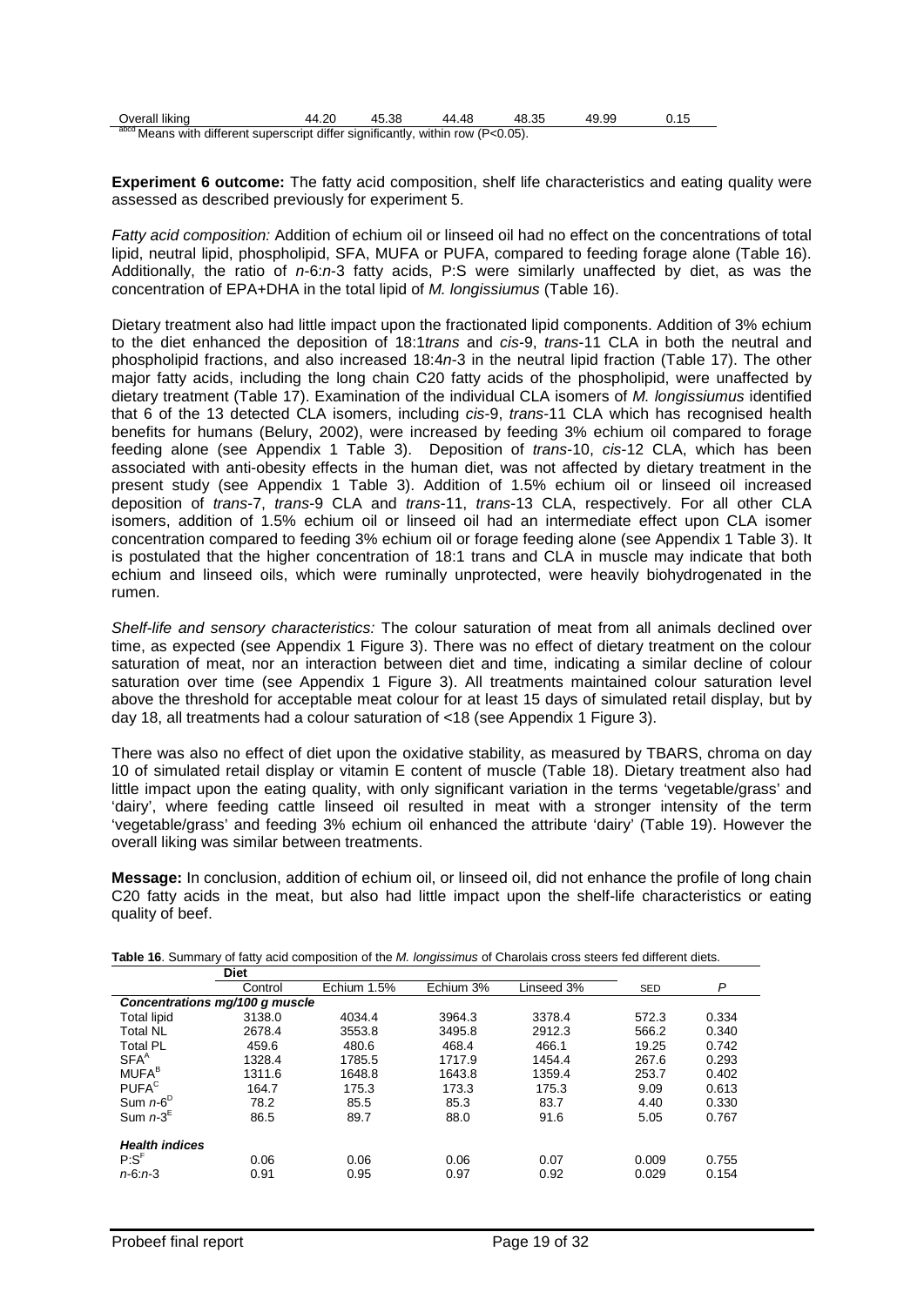| Overall liking | 44.20 | 45.38 | 44.48 | 48.35 | 49.99 | 0.15 |
|---|---|---|---|---|---|---|

[abcd] Means with different superscript differ significantly, within row (P<0.05).

**Experiment 6 outcome:** The fatty acid composition, shelf life characteristics and eating quality were assessed as described previously for experiment 5.

*Fatty acid composition:* Addition of echium oil or linseed oil had no effect on the concentrations of total lipid, neutral lipid, phospholipid, SFA, MUFA or PUFA, compared to feeding forage alone (Table 16). Additionally, the ratio of *n*-6:*n*-3 fatty acids, P:S were similarly unaffected by diet, as was the concentration of EPA+DHA in the total lipid of *M. longissiumus* (Table 16).

Dietary treatment also had little impact upon the fractionated lipid components. Addition of 3% echium to the diet enhanced the deposition of 18:1*trans* and *cis*-9, *trans*-11 CLA in both the neutral and phospholipid fractions, and also increased 18:4*n*-3 in the neutral lipid fraction (Table 17). The other major fatty acids, including the long chain C20 fatty acids of the phospholipid, were unaffected by dietary treatment (Table 17). Examination of the individual CLA isomers of *M. longissiumus* identified that 6 of the 13 detected CLA isomers, including *cis*-9, *trans*-11 CLA which has recognised health benefits for humans (Belury, 2002), were increased by feeding 3% echium oil compared to forage feeding alone (see Appendix 1 Table 3). Deposition of *trans*-10, *cis*-12 CLA, which has been associated with anti-obesity effects in the human diet, was not affected by dietary treatment in the present study (see Appendix 1 Table 3). Addition of 1.5% echium oil or linseed oil increased deposition of *trans*-7, *trans*-9 CLA and *trans*-11, *trans*-13 CLA, respectively. For all other CLA isomers, addition of 1.5% echium oil or linseed oil had an intermediate effect upon CLA isomer concentration compared to feeding 3% echium oil or forage feeding alone (see Appendix 1 Table 3). It is postulated that the higher concentration of 18:1 trans and CLA in muscle may indicate that both echium and linseed oils, which were ruminally unprotected, were heavily biohydrogenated in the rumen.

*Shelf-life and sensory characteristics:* The colour saturation of meat from all animals declined over time, as expected (see Appendix 1 Figure 3). There was no effect of dietary treatment on the colour saturation of meat, nor an interaction between diet and time, indicating a similar decline of colour saturation over time (see Appendix 1 Figure 3). All treatments maintained colour saturation level above the threshold for acceptable meat colour for at least 15 days of simulated retail display, but by day 18, all treatments had a colour saturation of <18 (see Appendix 1 Figure 3).

There was also no effect of diet upon the oxidative stability, as measured by TBARS, chroma on day 10 of simulated retail display or vitamin E content of muscle (Table 18). Dietary treatment also had little impact upon the eating quality, with only significant variation in the terms 'vegetable/grass' and 'dairy', where feeding cattle linseed oil resulted in meat with a stronger intensity of the term 'vegetable/grass' and feeding 3% echium oil enhanced the attribute 'dairy' (Table 19). However the overall liking was similar between treatments.

**Message:** In conclusion, addition of echium oil, or linseed oil, did not enhance the profile of long chain C20 fatty acids in the meat, but also had little impact upon the shelf-life characteristics or eating quality of beef.

**Table 16**. Summary of fatty acid composition of the *M. longissimus* of Charolais cross steers fed different diets.

| | Diet | | | | | |
|---|---|---|---|---|---|---|
| | Control | Echium 1.5% | Echium 3% | Linseed 3% | SED | *P* |
| ***Concentrations mg/100 g muscle*** | | | | | | |
| Total lipid | 3138.0 | 4034.4 | 3964.3 | 3378.4 | 572.3 | 0.334 |
| Total NL | 2678.4 | 3553.8 | 3495.8 | 2912.3 | 566.2 | 0.340 |
| Total PL | 459.6 | 480.6 | 468.4 | 466.1 | 19.25 | 0.742 |
| SFA[A] | 1328.4 | 1785.5 | 1717.9 | 1454.4 | 267.6 | 0.293 |
| MUFA[B] | 1311.6 | 1648.8 | 1643.8 | 1359.4 | 253.7 | 0.402 |
| PUFA[C] | 164.7 | 175.3 | 173.3 | 175.3 | 9.09 | 0.613 |
| Sum *n*-6[D] | 78.2 | 85.5 | 85.3 | 83.7 | 4.40 | 0.330 |
| Sum *n*-3[E] | 86.5 | 89.7 | 88.0 | 91.6 | 5.05 | 0.767 |
| ***Health indices*** | | | | | | |
| P:S[F] | 0.06 | 0.06 | 0.06 | 0.07 | 0.009 | 0.755 |
| *n*-6:*n*-3 | 0.91 | 0.95 | 0.97 | 0.92 | 0.029 | 0.154 |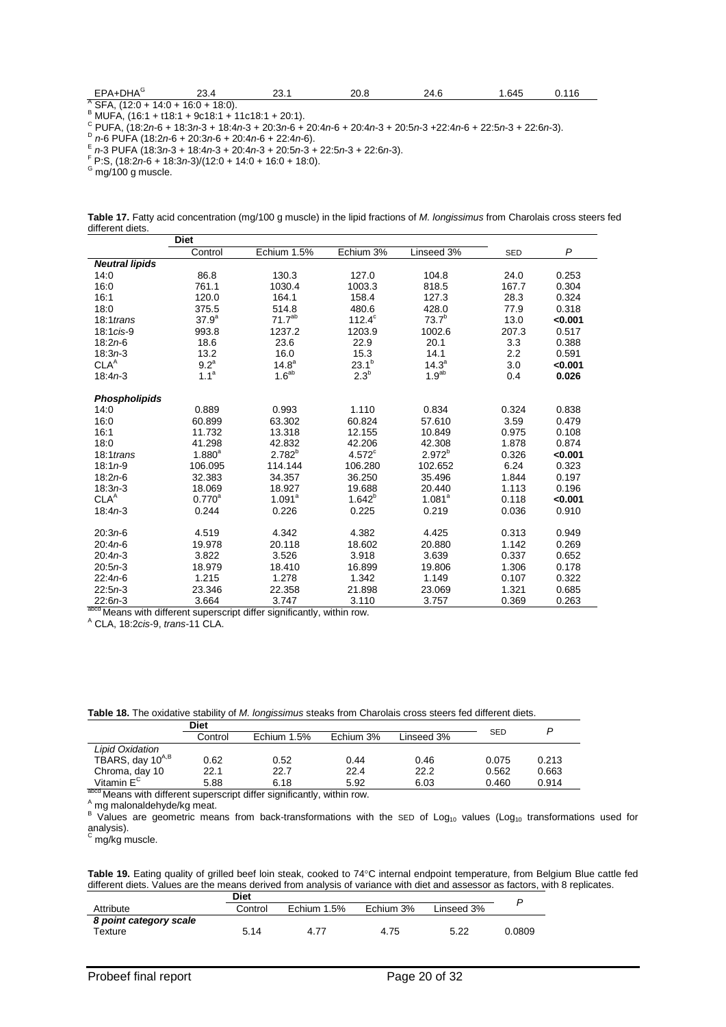| EPA+DHA[G] | 23.4 | 23.1 | 20.8 | 24.6 | 1.645 | 0.116 |
|---|---|---|---|---|---|---|

[A] SFA, (12:0 + 14:0 + 16:0 + 18:0).
[B] MUFA, (16:1 + t18:1 + 9c18:1 + 11c18:1 + 20:1).
[C] PUFA, (18:2*n*-6 + 18:3*n*-3 + 18:4*n*-3 + 20:3*n*-6 + 20:4*n*-6 + 20:4*n*-3 + 20:5*n*-3 +22:4*n*-6 + 22:5*n*-3 + 22:6*n*-3).
[D] *n*-6 PUFA (18:2*n*-6 + 20:3*n*-6 + 20:4*n*-6 + 22:4*n*-6).
[E] *n*-3 PUFA (18:3*n*-3 + 18:4*n*-3 + 20:4*n*-3 + 20:5*n*-3 + 22:5*n*-3 + 22:6*n*-3).
[F] P:S, (18:2*n*-6 + 18:3*n*-3)/(12:0 + 14:0 + 16:0 + 18:0).
[G] mg/100 g muscle.

**Table 17.** Fatty acid concentration (mg/100 g muscle) in the lipid fractions of *M. longissimus* from Charolais cross steers fed different diets.

| | Diet | | | | | |
|---|---|---|---|---|---|---|
| | Control | Echium 1.5% | Echium 3% | Linseed 3% | SED | *P* |
| ***Neutral lipids*** | | | | | | |
| 14:0 | 86.8 | 130.3 | 127.0 | 104.8 | 24.0 | 0.253 |
| 16:0 | 761.1 | 1030.4 | 1003.3 | 818.5 | 167.7 | 0.304 |
| 16:1 | 120.0 | 164.1 | 158.4 | 127.3 | 28.3 | 0.324 |
| 18:0 | 375.5 | 514.8 | 480.6 | 428.0 | 77.9 | 0.318 |
| 18:1*trans* | 37.9[a] | 71.7[ab] | 112.4[c] | 73.7[b] | 13.0 | **<0.001** |
| 18:1*cis*-9 | 993.8 | 1237.2 | 1203.9 | 1002.6 | 207.3 | 0.517 |
| 18:2*n*-6 | 18.6 | 23.6 | 22.9 | 20.1 | 3.3 | 0.388 |
| 18:3*n*-3 | 13.2 | 16.0 | 15.3 | 14.1 | 2.2 | 0.591 |
| CLA[A] | 9.2[a] | 14.8[a] | 23.1[b] | 14.3[a] | 3.0 | **<0.001** |
| 18:4*n*-3 | 1.1[a] | 1.6[ab] | 2.3[b] | 1.9[ab] | 0.4 | **0.026** |
| ***Phospholipids*** | | | | | | |
| 14:0 | 0.889 | 0.993 | 1.110 | 0.834 | 0.324 | 0.838 |
| 16:0 | 60.899 | 63.302 | 60.824 | 57.610 | 3.59 | 0.479 |
| 16:1 | 11.732 | 13.318 | 12.155 | 10.849 | 0.975 | 0.108 |
| 18:0 | 41.298 | 42.832 | 42.206 | 42.308 | 1.878 | 0.874 |
| 18:1*trans* | 1.880[a] | 2.782[b] | 4.572[c] | 2.972[b] | 0.326 | **<0.001** |
| 18:1*n*-9 | 106.095 | 114.144 | 106.280 | 102.652 | 6.24 | 0.323 |
| 18:2*n*-6 | 32.383 | 34.357 | 36.250 | 35.496 | 1.844 | 0.197 |
| 18:3*n*-3 | 18.069 | 18.927 | 19.688 | 20.440 | 1.113 | 0.196 |
| CLA[A] | 0.770[a] | 1.091[a] | 1.642[b] | 1.081[a] | 0.118 | **<0.001** |
| 18:4*n*-3 | 0.244 | 0.226 | 0.225 | 0.219 | 0.036 | 0.910 |
| 20:3*n*-6 | 4.519 | 4.342 | 4.382 | 4.425 | 0.313 | 0.949 |
| 20:4*n*-6 | 19.978 | 20.118 | 18.602 | 20.880 | 1.142 | 0.269 |
| 20:4*n*-3 | 3.822 | 3.526 | 3.918 | 3.639 | 0.337 | 0.652 |
| 20:5*n*-3 | 18.979 | 18.410 | 16.899 | 19.806 | 1.306 | 0.178 |
| 22:4*n*-6 | 1.215 | 1.278 | 1.342 | 1.149 | 0.107 | 0.322 |
| 22:5*n*-3 | 23.346 | 22.358 | 21.898 | 23.069 | 1.321 | 0.685 |
| 22:6*n*-3 | 3.664 | 3.747 | 3.110 | 3.757 | 0.369 | 0.263 |

[abcd] Means with different superscript differ significantly, within row.
[A] CLA, 18:2*cis*-9, *trans*-11 CLA.

**Table 18.** The oxidative stability of *M. longissimus* steaks from Charolais cross steers fed different diets.

| | Diet | | | | | |
|---|---|---|---|---|---|---|
| | Control | Echium 1.5% | Echium 3% | Linseed 3% | SED | *P* |
| *Lipid Oxidation* | | | | | | |
| TBARS, day 10[A,B] | 0.62 | 0.52 | 0.44 | 0.46 | 0.075 | 0.213 |
| Chroma, day 10 | 22.1 | 22.7 | 22.4 | 22.2 | 0.562 | 0.663 |
| Vitamin E[C] | 5.88 | 6.18 | 5.92 | 6.03 | 0.460 | 0.914 |

[abcd] Means with different superscript differ significantly, within row.
[A] mg malonaldehyde/kg meat.
[B] Values are geometric means from back-transformations with the SED of $Log_{10}$ values ($Log_{10}$ transformations used for analysis).
[C] mg/kg muscle.

**Table 19.** Eating quality of grilled beef loin steak, cooked to 74°C internal endpoint temperature, from Belgium Blue cattle fed different diets. Values are the means derived from analysis of variance with diet and assessor as factors, with 8 replicates.

| | Diet | | | | |
|---|---|---|---|---|---|
| Attribute | Control | Echium 1.5% | Echium 3% | Linseed 3% | *P* |
| ***8 point category scale*** | | | | | |
| Texture | 5.14 | 4.77 | 4.75 | 5.22 | 0.0809 |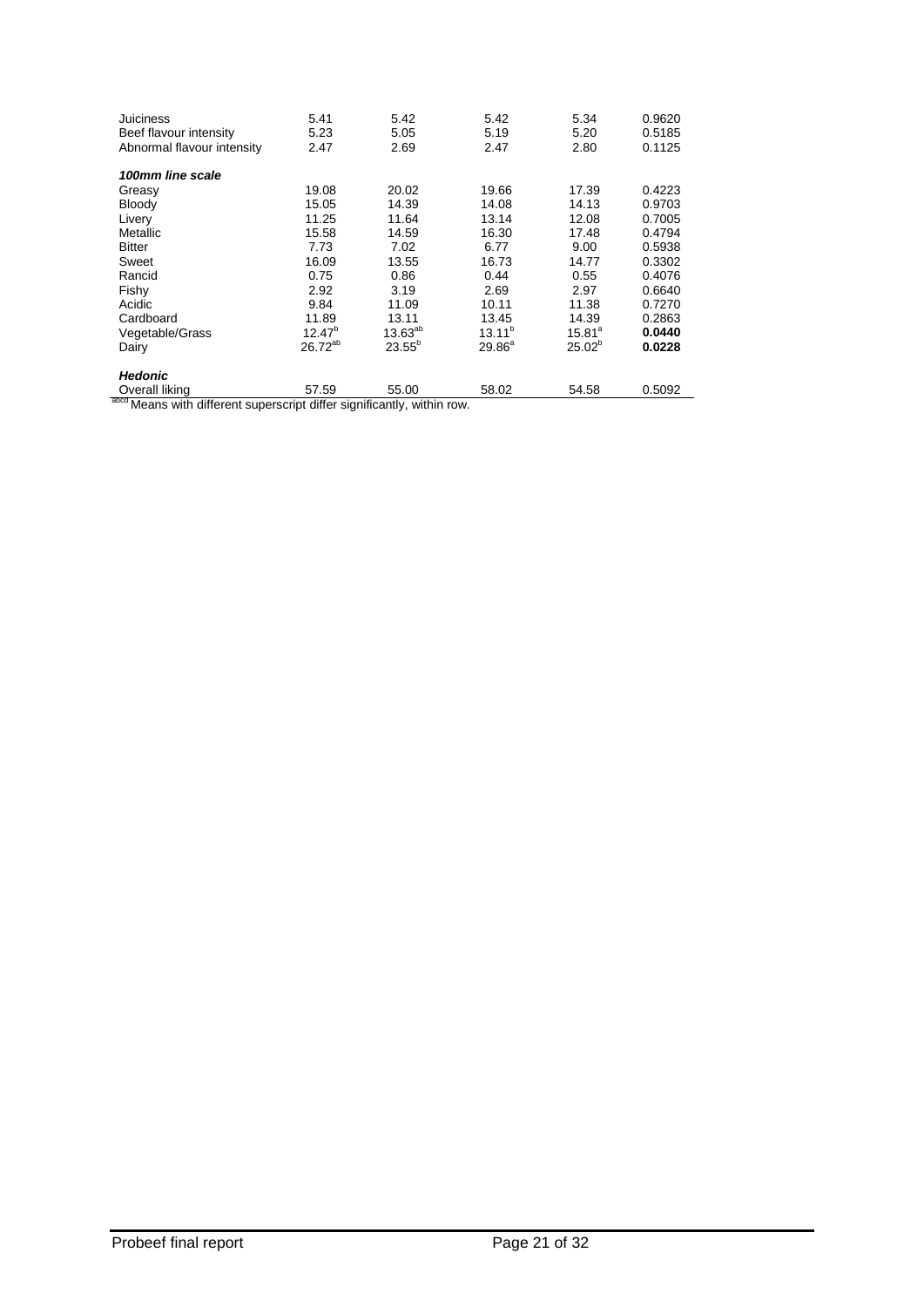| | | | | | |
|---|---|---|---|---|---|
| Juiciness | 5.41 | 5.42 | 5.42 | 5.34 | 0.9620 |
| Beef flavour intensity | 5.23 | 5.05 | 5.19 | 5.20 | 0.5185 |
| Abnormal flavour intensity | 2.47 | 2.69 | 2.47 | 2.80 | 0.1125 |
| ***100mm line scale*** | | | | | |
| Greasy | 19.08 | 20.02 | 19.66 | 17.39 | 0.4223 |
| Bloody | 15.05 | 14.39 | 14.08 | 14.13 | 0.9703 |
| Livery | 11.25 | 11.64 | 13.14 | 12.08 | 0.7005 |
| Metallic | 15.58 | 14.59 | 16.30 | 17.48 | 0.4794 |
| Bitter | 7.73 | 7.02 | 6.77 | 9.00 | 0.5938 |
| Sweet | 16.09 | 13.55 | 16.73 | 14.77 | 0.3302 |
| Rancid | 0.75 | 0.86 | 0.44 | 0.55 | 0.4076 |
| Fishy | 2.92 | 3.19 | 2.69 | 2.97 | 0.6640 |
| Acidic | 9.84 | 11.09 | 10.11 | 11.38 | 0.7270 |
| Cardboard | 11.89 | 13.11 | 13.45 | 14.39 | 0.2863 |
| Vegetable/Grass | 12.47[b] | 13.63[ab] | 13.11[b] | 15.81[a] | **0.0440** |
| Dairy | 26.72[ab] | 23.55[b] | 29.86[a] | 25.02[b] | **0.0228** |
| ***Hedonic*** | | | | | |
| Overall liking | 57.59 | 55.00 | 58.02 | 54.58 | 0.5092 |

[abcd] Means with different superscript differ significantly, within row.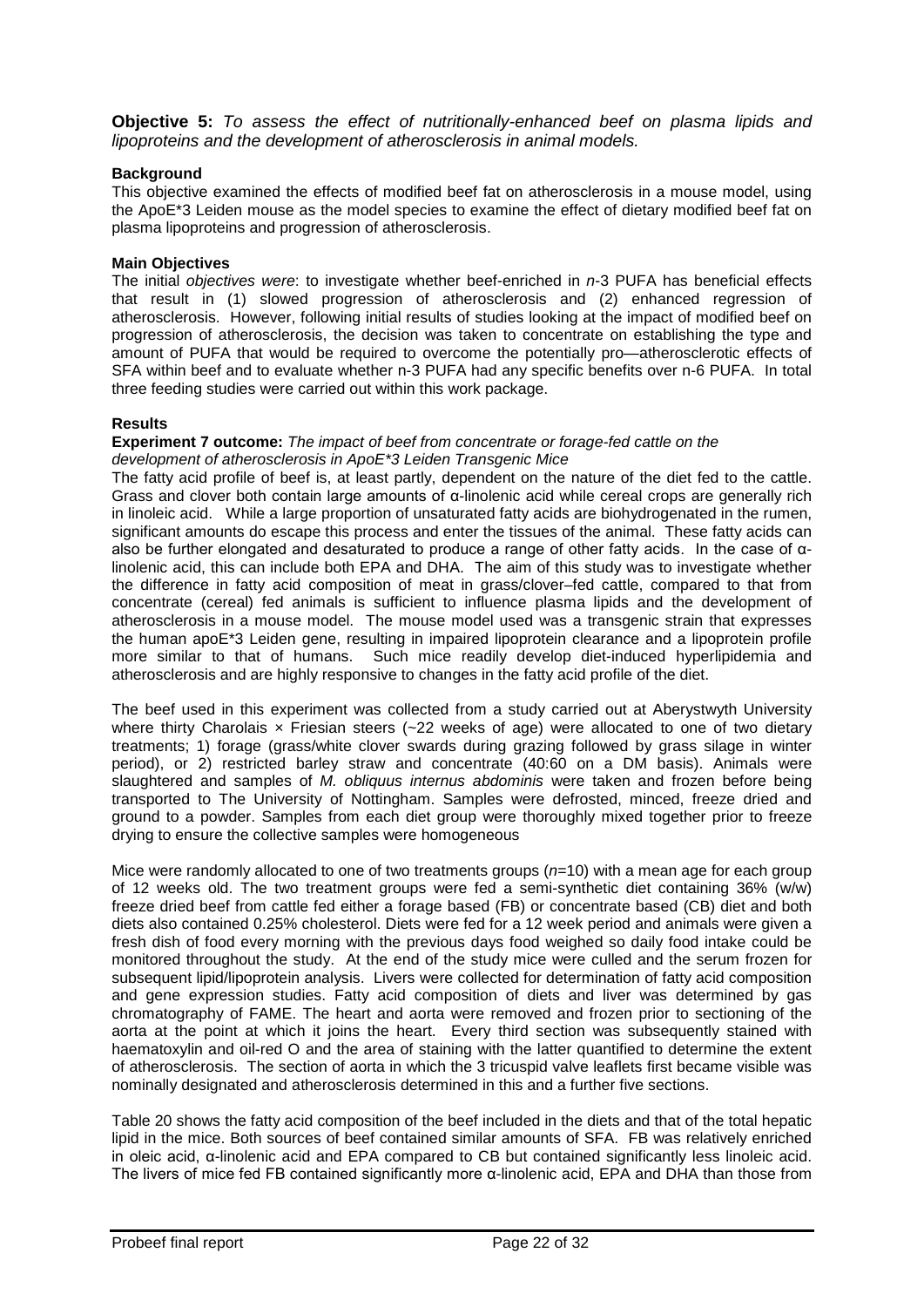**Objective 5:** *To assess the effect of nutritionally-enhanced beef on plasma lipids and lipoproteins and the development of atherosclerosis in animal models.*

**Background**

This objective examined the effects of modified beef fat on atherosclerosis in a mouse model, using the ApoE*3 Leiden mouse as the model species to examine the effect of dietary modified beef fat on plasma lipoproteins and progression of atherosclerosis.

**Main Objectives**

The initial *objectives were*: to investigate whether beef-enriched in *n*-3 PUFA has beneficial effects that result in (1) slowed progression of atherosclerosis and (2) enhanced regression of atherosclerosis. However, following initial results of studies looking at the impact of modified beef on progression of atherosclerosis, the decision was taken to concentrate on establishing the type and amount of PUFA that would be required to overcome the potentially pro—atherosclerotic effects of SFA within beef and to evaluate whether n-3 PUFA had any specific benefits over n-6 PUFA. In total three feeding studies were carried out within this work package.

**Results**

**Experiment 7 outcome:** *The impact of beef from concentrate or forage-fed cattle on the development of atherosclerosis in ApoE*3 Leiden Transgenic Mice*

The fatty acid profile of beef is, at least partly, dependent on the nature of the diet fed to the cattle. Grass and clover both contain large amounts of α-linolenic acid while cereal crops are generally rich in linoleic acid. While a large proportion of unsaturated fatty acids are biohydrogenated in the rumen, significant amounts do escape this process and enter the tissues of the animal. These fatty acids can also be further elongated and desaturated to produce a range of other fatty acids. In the case of α-linolenic acid, this can include both EPA and DHA. The aim of this study was to investigate whether the difference in fatty acid composition of meat in grass/clover–fed cattle, compared to that from concentrate (cereal) fed animals is sufficient to influence plasma lipids and the development of atherosclerosis in a mouse model. The mouse model used was a transgenic strain that expresses the human apoE*3 Leiden gene, resulting in impaired lipoprotein clearance and a lipoprotein profile more similar to that of humans. Such mice readily develop diet-induced hyperlipidemia and atherosclerosis and are highly responsive to changes in the fatty acid profile of the diet.

The beef used in this experiment was collected from a study carried out at Aberystwyth University where thirty Charolais × Friesian steers (~22 weeks of age) were allocated to one of two dietary treatments; 1) forage (grass/white clover swards during grazing followed by grass silage in winter period), or 2) restricted barley straw and concentrate (40:60 on a DM basis). Animals were slaughtered and samples of *M. obliquus internus abdominis* were taken and frozen before being transported to The University of Nottingham. Samples were defrosted, minced, freeze dried and ground to a powder. Samples from each diet group were thoroughly mixed together prior to freeze drying to ensure the collective samples were homogeneous

Mice were randomly allocated to one of two treatments groups (*n*=10) with a mean age for each group of 12 weeks old. The two treatment groups were fed a semi-synthetic diet containing 36% (w/w) freeze dried beef from cattle fed either a forage based (FB) or concentrate based (CB) diet and both diets also contained 0.25% cholesterol. Diets were fed for a 12 week period and animals were given a fresh dish of food every morning with the previous days food weighed so daily food intake could be monitored throughout the study. At the end of the study mice were culled and the serum frozen for subsequent lipid/lipoprotein analysis. Livers were collected for determination of fatty acid composition and gene expression studies. Fatty acid composition of diets and liver was determined by gas chromatography of FAME. The heart and aorta were removed and frozen prior to sectioning of the aorta at the point at which it joins the heart. Every third section was subsequently stained with haematoxylin and oil-red O and the area of staining with the latter quantified to determine the extent of atherosclerosis. The section of aorta in which the 3 tricuspid valve leaflets first became visible was nominally designated and atherosclerosis determined in this and a further five sections.

Table 20 shows the fatty acid composition of the beef included in the diets and that of the total hepatic lipid in the mice. Both sources of beef contained similar amounts of SFA. FB was relatively enriched in oleic acid, α-linolenic acid and EPA compared to CB but contained significantly less linoleic acid. The livers of mice fed FB contained significantly more α-linolenic acid, EPA and DHA than those from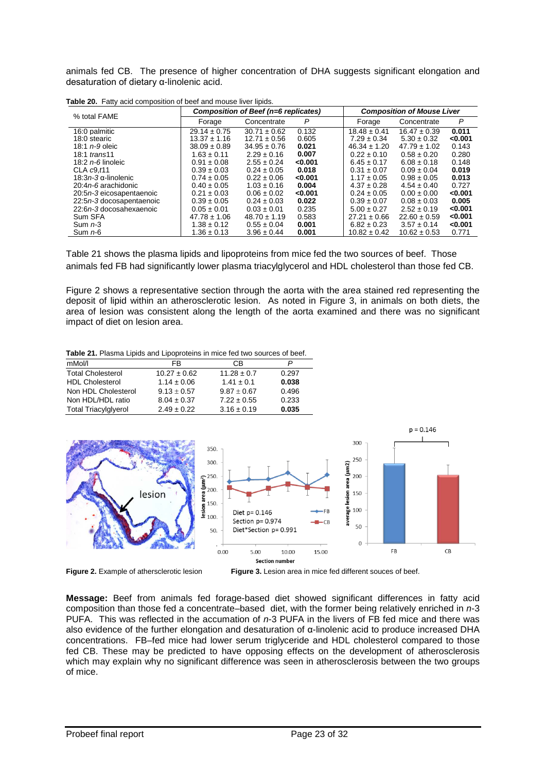animals fed CB. The presence of higher concentration of DHA suggests significant elongation and desaturation of dietary α-linolenic acid.

**Table 20.** Fatty acid composition of beef and mouse liver lipids.

| % total FAME | *Composition of Beef (n=6 replicates)* | | | *Composition of Mouse Liver* | | |
|---|---|---|---|---|---|---|
| | Forage | Concentrate | *P* | Forage | Concentrate | *P* |
| 16:0 palmitic | 29.14 ± 0.75 | 30.71 ± 0.62 | 0.132 | 18.48 ± 0.41 | 16.47 ± 0.39 | **0.011** |
| 18:0 stearic | 13.37 ± 1.16 | 12.71 ± 0.56 | 0.605 | 7.29 ± 0.34 | 5.30 ± 0.32 | **<0.001** |
| 18:1 *n-9* oleic | 38.09 ± 0.89 | 34.95 ± 0.76 | **0.021** | 46.34 ± 1.20 | 47.79 ± 1.02 | 0.143 |
| 18:1 *trans*11 | 1.63 ± 0.11 | 2.29 ± 0.16 | **0.007** | 0.22 ± 0.10 | 0.58 ± 0.20 | 0.280 |
| 18:2 *n-6* linoleic | 0.91 ± 0.08 | 2.55 ± 0.24 | **<0.001** | 6.45 ± 0.17 | 6.08 ± 0.18 | 0.148 |
| CLA *c*9,*t*11 | 0.39 ± 0.03 | 0.24 ± 0.05 | **0.018** | 0.31 ± 0.07 | 0.09 ± 0.04 | **0.019** |
| 18:3*n-3* α-linolenic | 0.74 ± 0.05 | 0.22 ± 0.06 | **<0.001** | 1.17 ± 0.05 | 0.98 ± 0.05 | **0.013** |
| 20:4*n-6* arachidonic | 0.40 ± 0.05 | 1.03 ± 0.16 | **0.004** | 4.37 ± 0.28 | 4.54 ± 0.40 | 0.727 |
| 20:5*n-3* eicosapentaenoic | 0.21 ± 0.03 | 0.06 ± 0.02 | **<0.001** | 0.24 ± 0.05 | 0.00 ± 0.00 | **<0.001** |
| 22:5*n-3* docosapentaenoic | 0.39 ± 0.05 | 0.24 ± 0.03 | **0.022** | 0.39 ± 0.07 | 0.08 ± 0.03 | **0.005** |
| 22:6*n-3* docosahexaenoic | 0.05 ± 0.01 | 0.03 ± 0.01 | 0.235 | 5.00 ± 0.27 | 2.52 ± 0.19 | **<0.001** |
| Sum SFA | 47.78 ± 1.06 | 48.70 ± 1.19 | 0.583 | 27.21 ± 0.66 | 22.60 ± 0.59 | **<0.001** |
| Sum *n*-3 | 1.38 ± 0.12 | 0.55 ± 0.04 | **0.001** | 6.82 ± 0.23 | 3.57 ± 0.14 | **<0.001** |
| Sum *n*-6 | 1.36 ± 0.13 | 3.96 ± 0.44 | **0.001** | 10.82 ± 0.42 | 10.62 ± 0.53 | 0.771 |

Table 21 shows the plasma lipids and lipoproteins from mice fed the two sources of beef. Those animals fed FB had significantly lower plasma triacylglycerol and HDL cholesterol than those fed CB.

Figure 2 shows a representative section through the aorta with the area stained red representing the deposit of lipid within an atherosclerotic lesion. As noted in Figure 3, in animals on both diets, the area of lesion was consistent along the length of the aorta examined and there was no significant impact of diet on lesion area.

**Table 21.** Plasma Lipids and Lipoproteins in mice fed two sources of beef.

| mMol/l | FB | CB | *P* |
|---|---|---|---|
| Total Cholesterol | 10.27 ± 0.62 | 11.28 ± 0.7 | 0.297 |
| HDL Cholesterol | 1.14 ± 0.06 | 1.41 ± 0.1 | **0.038** |
| Non HDL Cholesterol | 9.13 ± 0.57 | 9.87 ± 0.67 | 0.496 |
| Non HDL/HDL ratio | 8.04 ± 0.37 | 7.22 ± 0.55 | 0.233 |
| Total Triacylglyerol | 2.49 ± 0.22 | 3.16 ± 0.19 | **0.035** |

**Figure 2.** Example of athersclerotic lesion

**Figure 3.** Lesion area in mice fed different souces of beef.

**Message:** Beef from animals fed forage-based diet showed significant differences in fatty acid composition than those fed a concentrate–based diet, with the former being relatively enriched in *n*-3 PUFA. This was reflected in the accumulation of *n*-3 PUFA in the livers of FB fed mice and there was also evidence of the further elongation and desaturation of α-linolenic acid to produce increased DHA concentrations. FB–fed mice had lower serum triglyceride and HDL cholesterol compared to those fed CB. These may be predicted to have opposing effects on the development of atherosclerosis which may explain why no significant difference was seen in atherosclerosis between the two groups of mice.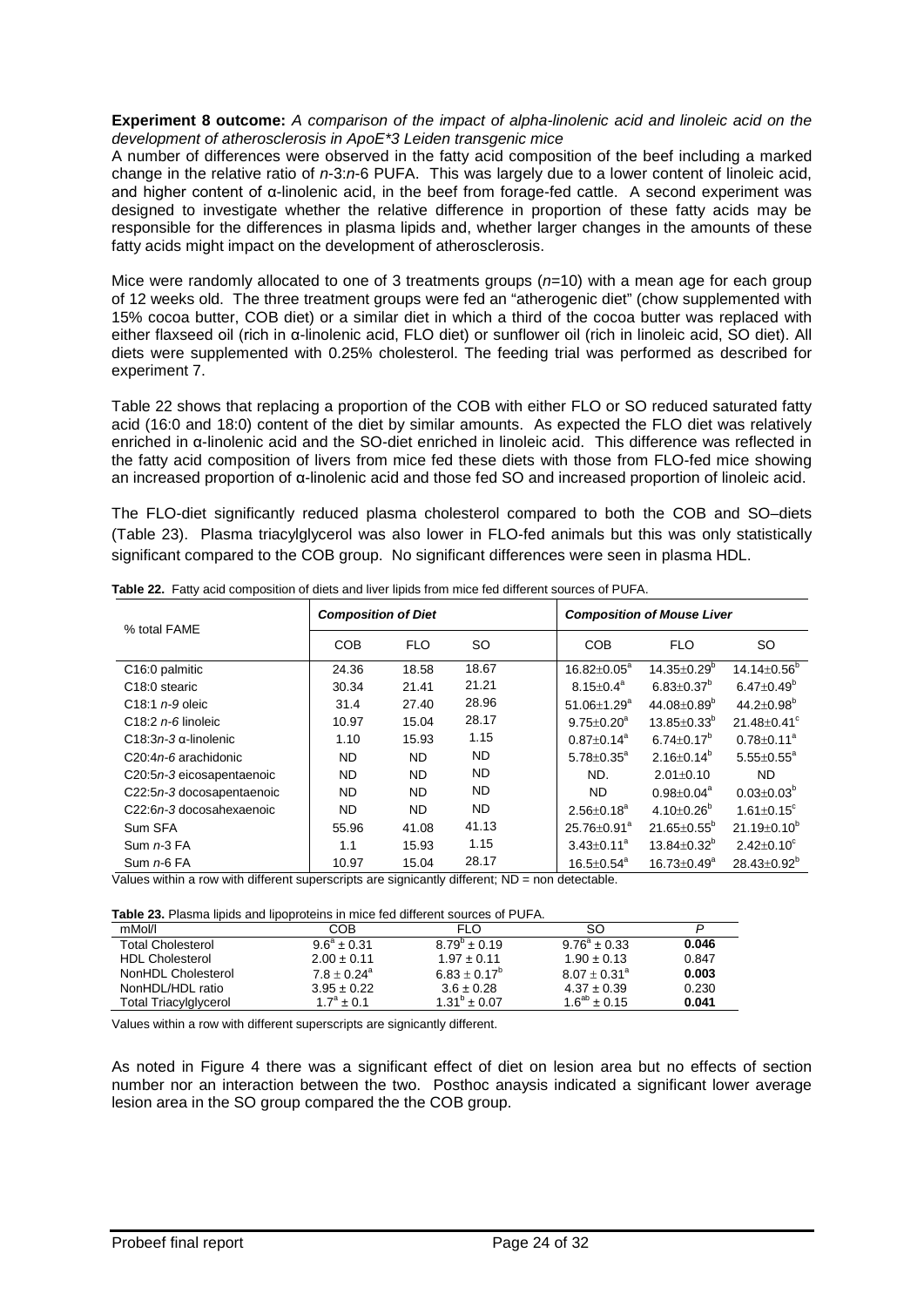**Experiment 8 outcome:** *A comparison of the impact of alpha-linolenic acid and linoleic acid on the development of atherosclerosis in ApoE\*3 Leiden transgenic mice*

A number of differences were observed in the fatty acid composition of the beef including a marked change in the relative ratio of *n*-3:*n*-6 PUFA. This was largely due to a lower content of linoleic acid, and higher content of α-linolenic acid, in the beef from forage-fed cattle. A second experiment was designed to investigate whether the relative difference in proportion of these fatty acids may be responsible for the differences in plasma lipids and, whether larger changes in the amounts of these fatty acids might impact on the development of atherosclerosis.

Mice were randomly allocated to one of 3 treatments groups ($n$=10) with a mean age for each group of 12 weeks old. The three treatment groups were fed an "atherogenic diet" (chow supplemented with 15% cocoa butter, COB diet) or a similar diet in which a third of the cocoa butter was replaced with either flaxseed oil (rich in α-linolenic acid, FLO diet) or sunflower oil (rich in linoleic acid, SO diet). All diets were supplemented with 0.25% cholesterol. The feeding trial was performed as described for experiment 7.

Table 22 shows that replacing a proportion of the COB with either FLO or SO reduced saturated fatty acid (16:0 and 18:0) content of the diet by similar amounts. As expected the FLO diet was relatively enriched in α-linolenic acid and the SO-diet enriched in linoleic acid. This difference was reflected in the fatty acid composition of livers from mice fed these diets with those from FLO-fed mice showing an increased proportion of α-linolenic acid and those fed SO and increased proportion of linoleic acid.

The FLO-diet significantly reduced plasma cholesterol compared to both the COB and SO–diets (Table 23). Plasma triacylglycerol was also lower in FLO-fed animals but this was only statistically significant compared to the COB group. No significant differences were seen in plasma HDL.

**Table 22.** Fatty acid composition of diets and liver lipids from mice fed different sources of PUFA.

| % total FAME | *Composition of Diet* | | | *Composition of Mouse Liver* | | |
|---|---|---|---|---|---|---|
| | COB | FLO | SO | COB | FLO | SO |
| C16:0 palmitic | 24.36 | 18.58 | 18.67 | $16.82\pm0.05^a$ | $14.35\pm0.29^b$ | $14.14\pm0.56^b$ |
| C18:0 stearic | 30.34 | 21.41 | 21.21 | $8.15\pm0.4^a$ | $6.83\pm0.37^b$ | $6.47\pm0.49^b$ |
| C18:1 *n-9* oleic | 31.4 | 27.40 | 28.96 | $51.06\pm1.29^a$ | $44.08\pm0.89^b$ | $44.2\pm0.98^b$ |
| C18:2 *n-6* linoleic | 10.97 | 15.04 | 28.17 | $9.75\pm0.20^a$ | $13.85\pm0.33^b$ | $21.48\pm0.41^c$ |
| C18:3*n-3* α-linolenic | 1.10 | 15.93 | 1.15 | $0.87\pm0.14^a$ | $6.74\pm0.17^b$ | $0.78\pm0.11^a$ |
| C20:4*n-6* arachidonic | ND | ND | ND | $5.78\pm0.35^a$ | $2.16\pm0.14^b$ | $5.55\pm0.55^a$ |
| C20:5*n-3* eicosapentaenoic | ND | ND | ND | ND. | $2.01\pm0.10$ | ND |
| C22:5*n-3* docosapentaenoic | ND | ND | ND | ND | $0.98\pm0.04^a$ | $0.03\pm0.03^b$ |
| C22:6*n-3* docosahexaenoic | ND | ND | ND | $2.56\pm0.18^a$ | $4.10\pm0.26^b$ | $1.61\pm0.15^c$ |
| Sum SFA | 55.96 | 41.08 | 41.13 | $25.76\pm0.91^a$ | $21.65\pm0.55^b$ | $21.19\pm0.10^b$ |
| Sum *n*-3 FA | 1.1 | 15.93 | 1.15 | $3.43\pm0.11^a$ | $13.84\pm0.32^b$ | $2.42\pm0.10^c$ |
| Sum *n*-6 FA | 10.97 | 15.04 | 28.17 | $16.5\pm0.54^a$ | $16.73\pm0.49^a$ | $28.43\pm0.92^b$ |

Values within a row with different superscripts are signicantly different; ND = non detectable.

**Table 23.** Plasma lipids and lipoproteins in mice fed different sources of PUFA.

| mMol/l | COB | FLO | SO | *P* |
|---|---|---|---|---|
| Total Cholesterol | $9.6^a \pm 0.31$ | $8.79^b \pm 0.19$ | $9.76^a \pm 0.33$ | **0.046** |
| HDL Cholesterol | $2.00 \pm 0.11$ | $1.97 \pm 0.11$ | $1.90 \pm 0.13$ | 0.847 |
| NonHDL Cholesterol | $7.8 \pm 0.24^a$ | $6.83 \pm 0.17^b$ | $8.07 \pm 0.31^a$ | **0.003** |
| NonHDL/HDL ratio | $3.95 \pm 0.22$ | $3.6 \pm 0.28$ | $4.37 \pm 0.39$ | 0.230 |
| Total Triacylglycerol | $1.7^a \pm 0.1$ | $1.31^b \pm 0.07$ | $1.6^{ab} \pm 0.15$ | **0.041** |

Values within a row with different superscripts are signicantly different.

As noted in Figure 4 there was a significant effect of diet on lesion area but no effects of section number nor an interaction between the two. Posthoc anaysis indicated a significant lower average lesion area in the SO group compared the the COB group.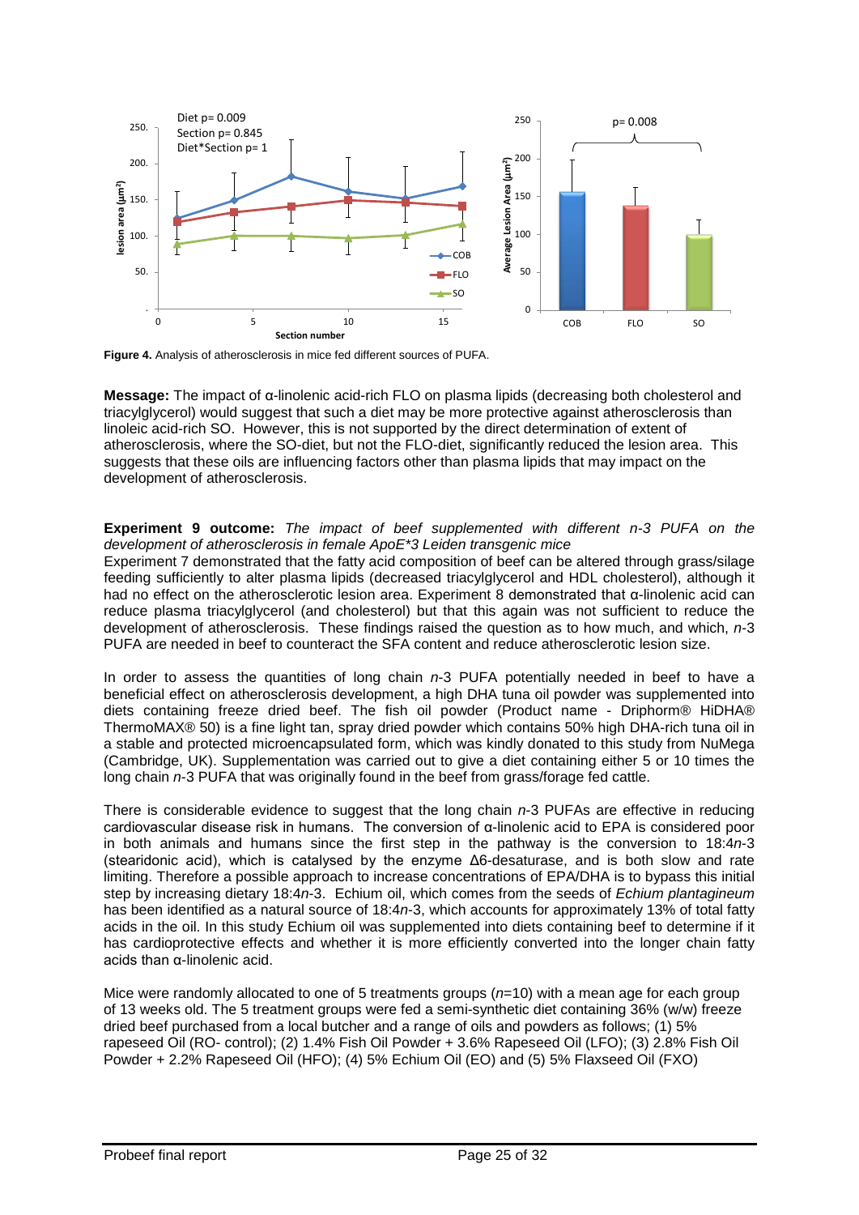**Figure 4.** Analysis of atherosclerosis in mice fed different sources of PUFA.

**Message:** The impact of α-linolenic acid-rich FLO on plasma lipids (decreasing both cholesterol and triacylglycerol) would suggest that such a diet may be more protective against atherosclerosis than linoleic acid-rich SO. However, this is not supported by the direct determination of extent of atherosclerosis, where the SO-diet, but not the FLO-diet, significantly reduced the lesion area. This suggests that these oils are influencing factors other than plasma lipids that may impact on the development of atherosclerosis.

**Experiment 9 outcome:** *The impact of beef supplemented with different n-3 PUFA on the development of atherosclerosis in female ApoE\*3 Leiden transgenic mice*

Experiment 7 demonstrated that the fatty acid composition of beef can be altered through grass/silage feeding sufficiently to alter plasma lipids (decreased triacylglycerol and HDL cholesterol), although it had no effect on the atherosclerotic lesion area. Experiment 8 demonstrated that α-linolenic acid can reduce plasma triacylglycerol (and cholesterol) but that this again was not sufficient to reduce the development of atherosclerosis. These findings raised the question as to how much, and which, *n*-3 PUFA are needed in beef to counteract the SFA content and reduce atherosclerotic lesion size.

In order to assess the quantities of long chain *n*-3 PUFA potentially needed in beef to have a beneficial effect on atherosclerosis development, a high DHA tuna oil powder was supplemented into diets containing freeze dried beef. The fish oil powder (Product name - Driphorm® HiDHA® ThermoMAX® 50) is a fine light tan, spray dried powder which contains 50% high DHA-rich tuna oil in a stable and protected microencapsulated form, which was kindly donated to this study from NuMega (Cambridge, UK). Supplementation was carried out to give a diet containing either 5 or 10 times the long chain *n*-3 PUFA that was originally found in the beef from grass/forage fed cattle.

There is considerable evidence to suggest that the long chain *n*-3 PUFAs are effective in reducing cardiovascular disease risk in humans. The conversion of α-linolenic acid to EPA is considered poor in both animals and humans since the first step in the pathway is the conversion to 18:4*n*-3 (stearidonic acid), which is catalysed by the enzyme Δ6-desaturase, and is both slow and rate limiting. Therefore a possible approach to increase concentrations of EPA/DHA is to bypass this initial step by increasing dietary 18:4*n*-3. Echium oil, which comes from the seeds of *Echium plantagineum* has been identified as a natural source of 18:4*n*-3, which accounts for approximately 13% of total fatty acids in the oil. In this study Echium oil was supplemented into diets containing beef to determine if it has cardioprotective effects and whether it is more efficiently converted into the longer chain fatty acids than α-linolenic acid.

Mice were randomly allocated to one of 5 treatments groups (*n*=10) with a mean age for each group of 13 weeks old. The 5 treatment groups were fed a semi-synthetic diet containing 36% (w/w) freeze dried beef purchased from a local butcher and a range of oils and powders as follows; (1) 5% rapeseed Oil (RO- control); (2) 1.4% Fish Oil Powder + 3.6% Rapeseed Oil (LFO); (3) 2.8% Fish Oil Powder + 2.2% Rapeseed Oil (HFO); (4) 5% Echium Oil (EO) and (5) 5% Flaxseed Oil (FXO)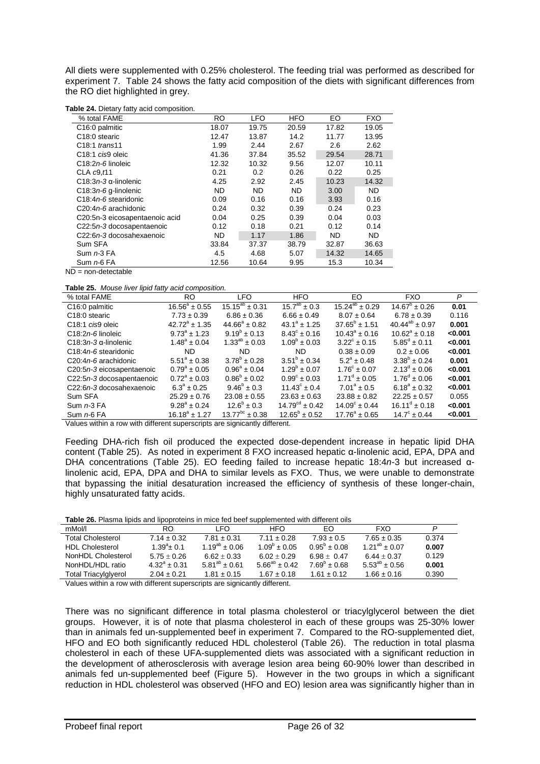All diets were supplemented with 0.25% cholesterol. The feeding trial was performed as described for experiment 7. Table 24 shows the fatty acid composition of the diets with significant differences from the RO diet highlighted in grey.

**Table 24.** Dietary fatty acid composition.

| % total FAME | RO | LFO | HFO | EO | FXO |
|---|---|---|---|---|---|
| C16:0 palmitic | 18.07 | 19.75 | 20.59 | 17.82 | 19.05 |
| C18:0 stearic | 12.47 | 13.87 | 14.2 | 11.77 | 13.95 |
| C18:1 *trans*11 | 1.99 | 2.44 | 2.67 | 2.6 | 2.62 |
| C18:1 *cis*9 oleic | 41.36 | 37.84 | 35.52 | 29.54 | 28.71 |
| C18:2*n-6* linoleic | 12.32 | 10.32 | 9.56 | 12.07 | 10.11 |
| CLA *c*9,*t*11 | 0.21 | 0.2 | 0.26 | 0.22 | 0.25 |
| C18:3*n-3* α-linolenic | 4.25 | 2.92 | 2.45 | 10.23 | 14.32 |
| C18:3*n-6* g-linolenic | ND | ND | ND | 3.00 | ND |
| C18:4*n-6* stearidonic | 0.09 | 0.16 | 0.16 | 3.93 | 0.16 |
| C20:4*n-6* arachidonic | 0.24 | 0.32 | 0.39 | 0.24 | 0.23 |
| C20:5n-3 eicosapentaenoic acid | 0.04 | 0.25 | 0.39 | 0.04 | 0.03 |
| C22:5*n-3* docosapentaenoic | 0.12 | 0.18 | 0.21 | 0.12 | 0.14 |
| C22:6*n-3* docosahexaenoic | ND | 1.17 | 1.86 | ND | ND |
| Sum SFA | 33.84 | 37.37 | 38.79 | 32.87 | 36.63 |
| Sum *n*-3 FA | 4.5 | 4.68 | 5.07 | 14.32 | 14.65 |
| Sum *n*-6 FA | 12.56 | 10.64 | 9.95 | 15.3 | 10.34 |

ND = non-detectable

**Table 25.** *Mouse liver lipid fatty acid composition.*

| % total FAME | RO | LFO | HFO | EO | FXO | *P* |
|---|---|---|---|---|---|---|
| C16:0 palmitic | $16.56^{a} \pm 0.55$ | $15.15^{ab} \pm 0.31$ | $15.7^{ab} \pm 0.3$ | $15.24^{ab} \pm 0.29$ | $14.67^{b} \pm 0.26$ | **0.01** |
| C18:0 stearic | $7.73 \pm 0.39$ | $6.86 \pm 0.36$ | $6.66 \pm 0.49$ | $8.07 \pm 0.64$ | $6.78 \pm 0.39$ | 0.116 |
| C18:1 *cis*9 oleic | $42.72^{a} \pm 1.35$ | $44.66^{a} \pm 0.82$ | $43.1^{a} \pm 1.25$ | $37.65^{b} \pm 1.51$ | $40.44^{ab} \pm 0.97$ | **0.001** |
| C18:2*n-6* linoleic | $9.73^{a} \pm 1.23$ | $9.19^{b} \pm 0.13$ | $8.43^{c} \pm 0.16$ | $10.43^{a} \pm 0.16$ | $10.62^{a} \pm 0.18$ | **<0.001** |
| C18:3*n-3* α-linolenic | $1.48^{a} \pm 0.04$ | $1.33^{ab} \pm 0.03$ | $1.09^{b} \pm 0.03$ | $3.22^{c} \pm 0.15$ | $5.85^{d} \pm 0.11$ | **<0.001** |
| C18:4*n-6* stearidonic | ND | ND | ND | $0.38 \pm 0.09$ | $0.2 \pm 0.06$ | **<0.001** |
| C20:4*n-6* arachidonic | $5.51^{a} \pm 0.38$ | $3.78^{b} \pm 0.28$ | $3.51^{b} \pm 0.34$ | $5.2^{a} \pm 0.48$ | $3.38^{b} \pm 0.24$ | **0.001** |
| C20:5*n-3* eicosapentaenoic | $0.79^{a} \pm 0.05$ | $0.96^{a} \pm 0.04$ | $1.29^{b} \pm 0.07$ | $1.76^{c} \pm 0.07$ | $2.13^{d} \pm 0.06$ | **<0.001** |
| C22:5*n-3* docosapentaenoic | $0.72^{a} \pm 0.03$ | $0.86^{b} \pm 0.02$ | $0.99^{c} \pm 0.03$ | $1.71^{d} \pm 0.05$ | $1.76^{d} \pm 0.06$ | **<0.001** |
| C22:6*n-3* docosahexaenoic | $6.3^{a} \pm 0.25$ | $9.46^{b} \pm 0.3$ | $11.43^{c} \pm 0.4$ | $7.01^{a} \pm 0.5$ | $6.18^{a} \pm 0.32$ | **<0.001** |
| Sum SFA | $25.29 \pm 0.76$ | $23.08 \pm 0.55$ | $23.63 \pm 0.63$ | $23.88 \pm 0.82$ | $22.25 \pm 0.57$ | 0.055 |
| Sum *n*-3 FA | $9.28^{a} \pm 0.24$ | $12.6^{b} \pm 0.3$ | $14.79^{cd} \pm 0.42$ | $14.09^{c} \pm 0.44$ | $16.11^{d} \pm 0.18$ | **<0.001** |
| Sum *n*-6 FA | $16.18^{a} \pm 1.27$ | $13.77^{bc} \pm 0.38$ | $12.65^{b} \pm 0.52$ | $17.76^{a} \pm 0.65$ | $14.7^{c} \pm 0.44$ | **<0.001** |

Values within a row with different superscripts are signicantly different.

Feeding DHA-rich fish oil produced the expected dose-dependent increase in hepatic lipid DHA content (Table 25). As noted in experiment 8 FXO increased hepatic α-linolenic acid, EPA, DPA and DHA concentrations (Table 25). EO feeding failed to increase hepatic 18:4*n*-3 but increased α-linolenic acid, EPA, DPA and DHA to similar levels as FXO. Thus, we were unable to demonstrate that bypassing the initial desaturation increased the efficiency of synthesis of these longer-chain, highly unsaturated fatty acids.

**Table 26.** Plasma lipids and lipoproteins in mice fed beef supplemented with different oils

| mMol/l | RO | LFO | HFO | EO | FXO | *P* |
|---|---|---|---|---|---|---|
| Total Cholesterol | $7.14 \pm 0.32$ | $7.81 \pm 0.31$ | $7.11 \pm 0.28$ | $7.93 \pm 0.5$ | $7.65 \pm 0.35$ | 0.374 |
| HDL Cholesterol | $1.39^{a} \pm 0.1$ | $1.19^{ab} \pm 0.06$ | $1.09^{b} \pm 0.05$ | $0.95^{b} \pm 0.08$ | $1.21^{ab} \pm 0.07$ | **0.007** |
| NonHDL Cholesterol | $5.75 \pm 0.26$ | $6.62 \pm 0.33$ | $6.02 \pm 0.29$ | $6.98 \pm 0.47$ | $6.44 \pm 0.37$ | 0.129 |
| NonHDL/HDL ratio | $4.32^{a} \pm 0.31$ | $5.81^{ab} \pm 0.61$ | $5.66^{ab} \pm 0.42$ | $7.69^{b} \pm 0.68$ | $5.53^{ab} \pm 0.56$ | **0.001** |
| Total Triacylglyerol | $2.04 \pm 0.21$ | $1.81 \pm 0.15$ | $1.67 \pm 0.18$ | $1.61 \pm 0.12$ | $1.66 \pm 0.16$ | 0.390 |

Values within a row with different superscripts are signicantly different.

There was no significant difference in total plasma cholesterol or triacylglycerol between the diet groups. However, it is of note that plasma cholesterol in each of these groups was 25-30% lower than in animals fed un-supplemented beef in experiment 7. Compared to the RO-supplemented diet, HFO and EO both significantly reduced HDL cholesterol (Table 26). The reduction in total plasma cholesterol in each of these UFA-supplemented diets was associated with a significant reduction in the development of atherosclerosis with average lesion area being 60-90% lower than described in animals fed un-supplemented beef (Figure 5). However in the two groups in which a significant reduction in HDL cholesterol was observed (HFO and EO) lesion area was significantly higher than in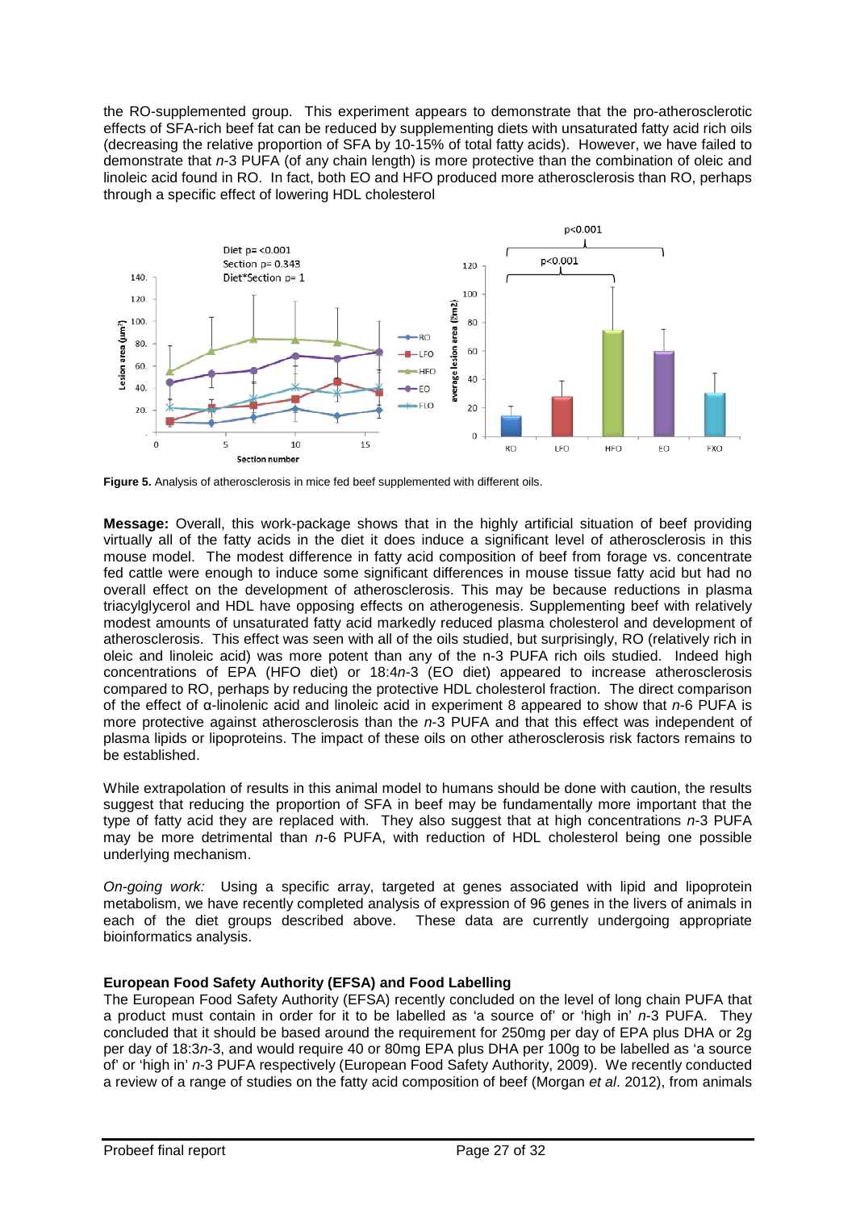the RO-supplemented group. This experiment appears to demonstrate that the pro-atherosclerotic effects of SFA-rich beef fat can be reduced by supplementing diets with unsaturated fatty acid rich oils (decreasing the relative proportion of SFA by 10-15% of total fatty acids). However, we have failed to demonstrate that *n*-3 PUFA (of any chain length) is more protective than the combination of oleic and linoleic acid found in RO. In fact, both EO and HFO produced more atherosclerosis than RO, perhaps through a specific effect of lowering HDL cholesterol

**Figure 5.** Analysis of atherosclerosis in mice fed beef supplemented with different oils.

**Message:** Overall, this work-package shows that in the highly artificial situation of beef providing virtually all of the fatty acids in the diet it does induce a significant level of atherosclerosis in this mouse model. The modest difference in fatty acid composition of beef from forage vs. concentrate fed cattle were enough to induce some significant differences in mouse tissue fatty acid but had no overall effect on the development of atherosclerosis. This may be because reductions in plasma triacylglycerol and HDL have opposing effects on atherogenesis. Supplementing beef with relatively modest amounts of unsaturated fatty acid markedly reduced plasma cholesterol and development of atherosclerosis. This effect was seen with all of the oils studied, but surprisingly, RO (relatively rich in oleic and linoleic acid) was more potent than any of the n-3 PUFA rich oils studied. Indeed high concentrations of EPA (HFO diet) or 18:4*n*-3 (EO diet) appeared to increase atherosclerosis compared to RO, perhaps by reducing the protective HDL cholesterol fraction. The direct comparison of the effect of α-linolenic acid and linoleic acid in experiment 8 appeared to show that *n*-6 PUFA is more protective against atherosclerosis than the *n*-3 PUFA and that this effect was independent of plasma lipids or lipoproteins. The impact of these oils on other atherosclerosis risk factors remains to be established.

While extrapolation of results in this animal model to humans should be done with caution, the results suggest that reducing the proportion of SFA in beef may be fundamentally more important that the type of fatty acid they are replaced with. They also suggest that at high concentrations *n*-3 PUFA may be more detrimental than *n*-6 PUFA, with reduction of HDL cholesterol being one possible underlying mechanism.

*On-going work:* Using a specific array, targeted at genes associated with lipid and lipoprotein metabolism, we have recently completed analysis of expression of 96 genes in the livers of animals in each of the diet groups described above. These data are currently undergoing appropriate bioinformatics analysis.

### European Food Safety Authority (EFSA) and Food Labelling

The European Food Safety Authority (EFSA) recently concluded on the level of long chain PUFA that a product must contain in order for it to be labelled as 'a source of' or 'high in' *n*-3 PUFA. They concluded that it should be based around the requirement for 250mg per day of EPA plus DHA or 2g per day of 18:3*n*-3, and would require 40 or 80mg EPA plus DHA per 100g to be labelled as 'a source of' or 'high in' *n*-3 PUFA respectively (European Food Safety Authority, 2009). We recently conducted a review of a range of studies on the fatty acid composition of beef (Morgan *et al*. 2012), from animals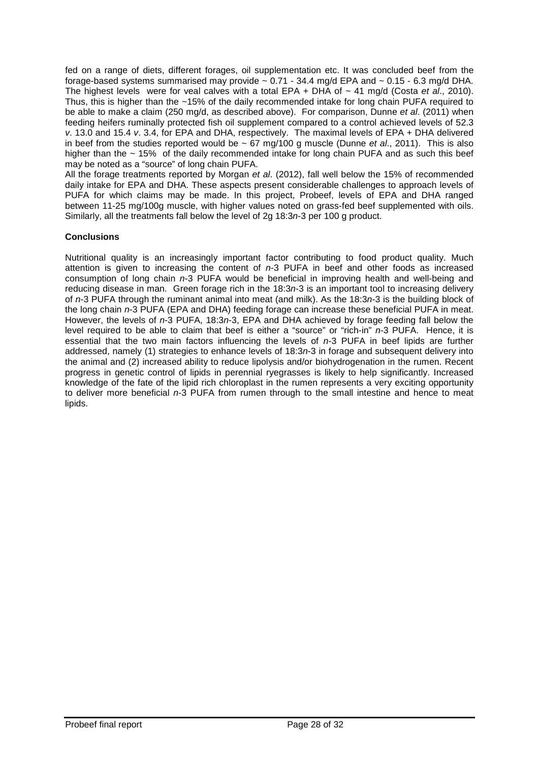fed on a range of diets, different forages, oil supplementation etc. It was concluded beef from the forage-based systems summarised may provide ~ 0.71 - 34.4 mg/d EPA and ~ 0.15 - 6.3 mg/d DHA. The highest levels were for veal calves with a total EPA + DHA of ~ 41 mg/d (Costa *et al*., 2010). Thus, this is higher than the ~15% of the daily recommended intake for long chain PUFA required to be able to make a claim (250 mg/d, as described above). For comparison, Dunne *et al*. (2011) when feeding heifers ruminally protected fish oil supplement compared to a control achieved levels of 52.3 *v*. 13.0 and 15.4 *v*. 3.4, for EPA and DHA, respectively. The maximal levels of EPA + DHA delivered in beef from the studies reported would be ~ 67 mg/100 g muscle (Dunne *et al*., 2011). This is also higher than the ~ 15% of the daily recommended intake for long chain PUFA and as such this beef may be noted as a "source" of long chain PUFA.

All the forage treatments reported by Morgan *et al*. (2012), fall well below the 15% of recommended daily intake for EPA and DHA. These aspects present considerable challenges to approach levels of PUFA for which claims may be made. In this project, Probeef, levels of EPA and DHA ranged between 11-25 mg/100g muscle, with higher values noted on grass-fed beef supplemented with oils. Similarly, all the treatments fall below the level of 2g 18:3*n*-3 per 100 g product.

**Conclusions**

Nutritional quality is an increasingly important factor contributing to food product quality. Much attention is given to increasing the content of *n*-3 PUFA in beef and other foods as increased consumption of long chain *n*-3 PUFA would be beneficial in improving health and well-being and reducing disease in man. Green forage rich in the 18:3*n*-3 is an important tool to increasing delivery of *n*-3 PUFA through the ruminant animal into meat (and milk). As the 18:3*n*-3 is the building block of the long chain *n*-3 PUFA (EPA and DHA) feeding forage can increase these beneficial PUFA in meat. However, the levels of *n*-3 PUFA, 18:3*n*-3, EPA and DHA achieved by forage feeding fall below the level required to be able to claim that beef is either a "source" or "rich-in" *n*-3 PUFA. Hence, it is essential that the two main factors influencing the levels of *n*-3 PUFA in beef lipids are further addressed, namely (1) strategies to enhance levels of 18:3*n*-3 in forage and subsequent delivery into the animal and (2) increased ability to reduce lipolysis and/or biohydrogenation in the rumen. Recent progress in genetic control of lipids in perennial ryegrasses is likely to help significantly. Increased knowledge of the fate of the lipid rich chloroplast in the rumen represents a very exciting opportunity to deliver more beneficial *n*-3 PUFA from rumen through to the small intestine and hence to meat lipids.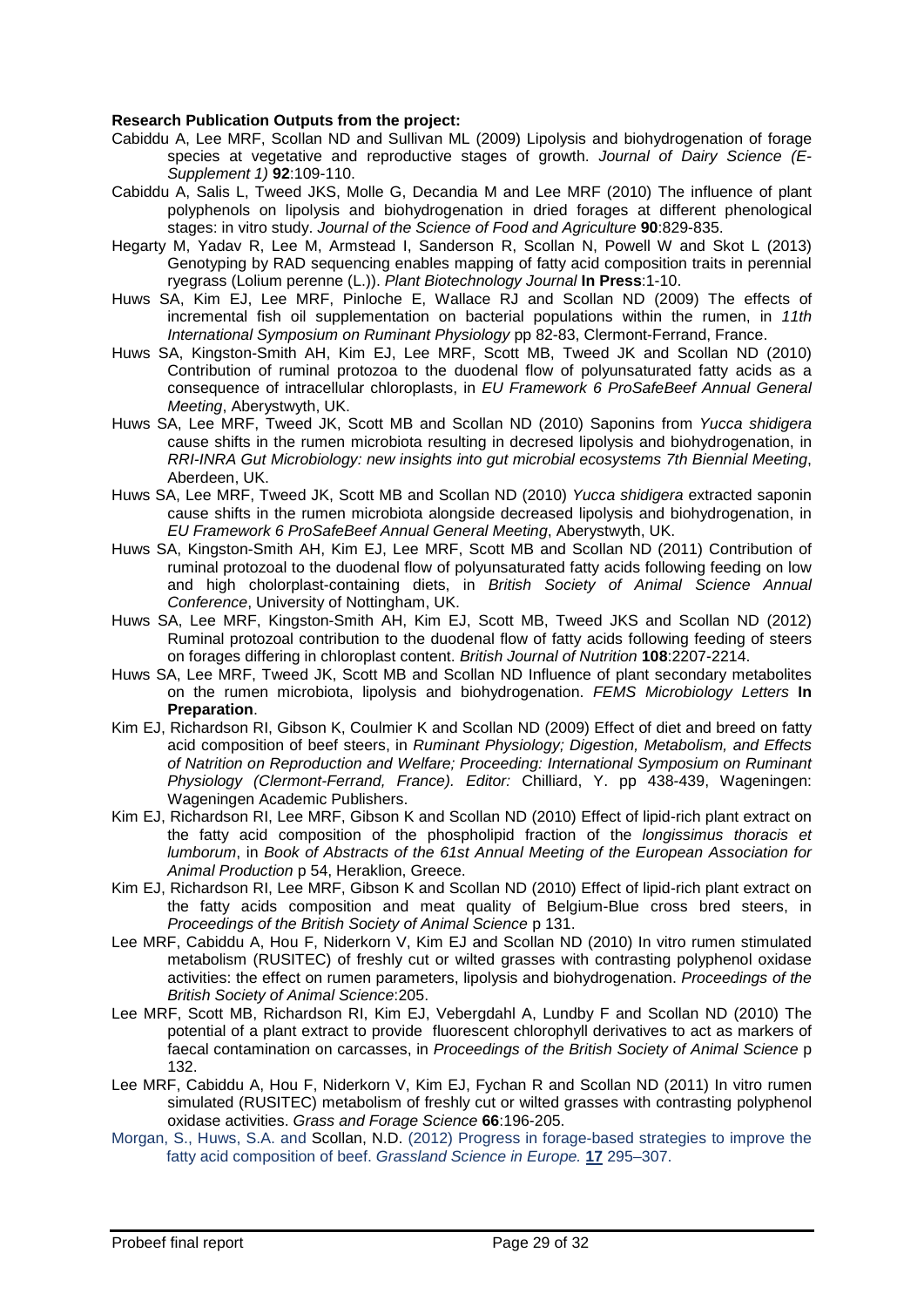**Research Publication Outputs from the project:**

Cabiddu A, Lee MRF, Scollan ND and Sullivan ML (2009) Lipolysis and biohydrogenation of forage species at vegetative and reproductive stages of growth. *Journal of Dairy Science (E-Supplement 1)* **92**:109-110.

Cabiddu A, Salis L, Tweed JKS, Molle G, Decandia M and Lee MRF (2010) The influence of plant polyphenols on lipolysis and biohydrogenation in dried forages at different phenological stages: in vitro study. *Journal of the Science of Food and Agriculture* **90**:829-835.

Hegarty M, Yadav R, Lee M, Armstead I, Sanderson R, Scollan N, Powell W and Skot L (2013) Genotyping by RAD sequencing enables mapping of fatty acid composition traits in perennial ryegrass (Lolium perenne (L.)). *Plant Biotechnology Journal* **In Press**:1-10.

Huws SA, Kim EJ, Lee MRF, Pinloche E, Wallace RJ and Scollan ND (2009) The effects of incremental fish oil supplementation on bacterial populations within the rumen, in *11th International Symposium on Ruminant Physiology* pp 82-83, Clermont-Ferrand, France.

Huws SA, Kingston-Smith AH, Kim EJ, Lee MRF, Scott MB, Tweed JK and Scollan ND (2010) Contribution of ruminal protozoa to the duodenal flow of polyunsaturated fatty acids as a consequence of intracellular chloroplasts, in *EU Framework 6 ProSafeBeef Annual General Meeting*, Aberystwyth, UK.

Huws SA, Lee MRF, Tweed JK, Scott MB and Scollan ND (2010) Saponins from *Yucca shidigera* cause shifts in the rumen microbiota resulting in decresed lipolysis and biohydrogenation, in *RRI-INRA Gut Microbiology: new insights into gut microbial ecosystems 7th Biennial Meeting*, Aberdeen, UK.

Huws SA, Lee MRF, Tweed JK, Scott MB and Scollan ND (2010) *Yucca shidigera* extracted saponin cause shifts in the rumen microbiota alongside decreased lipolysis and biohydrogenation, in *EU Framework 6 ProSafeBeef Annual General Meeting*, Aberystwyth, UK.

Huws SA, Kingston-Smith AH, Kim EJ, Lee MRF, Scott MB and Scollan ND (2011) Contribution of ruminal protozoal to the duodenal flow of polyunsaturated fatty acids following feeding on low and high cholorplast-containing diets, in *British Society of Animal Science Annual Conference*, University of Nottingham, UK.

Huws SA, Lee MRF, Kingston-Smith AH, Kim EJ, Scott MB, Tweed JKS and Scollan ND (2012) Ruminal protozoal contribution to the duodenal flow of fatty acids following feeding of steers on forages differing in chloroplast content. *British Journal of Nutrition* **108**:2207-2214.

Huws SA, Lee MRF, Tweed JK, Scott MB and Scollan ND Influence of plant secondary metabolites on the rumen microbiota, lipolysis and biohydrogenation. *FEMS Microbiology Letters* **In Preparation**.

Kim EJ, Richardson RI, Gibson K, Coulmier K and Scollan ND (2009) Effect of diet and breed on fatty acid composition of beef steers, in *Ruminant Physiology; Digestion, Metabolism, and Effects of Natrition on Reproduction and Welfare; Proceeding: International Symposium on Ruminant Physiology (Clermont-Ferrand, France). Editor:* Chilliard, Y. pp 438-439, Wageningen: Wageningen Academic Publishers.

Kim EJ, Richardson RI, Lee MRF, Gibson K and Scollan ND (2010) Effect of lipid-rich plant extract on the fatty acid composition of the phospholipid fraction of the *longissimus thoracis et lumborum*, in *Book of Abstracts of the 61st Annual Meeting of the European Association for Animal Production* p 54, Heraklion, Greece.

Kim EJ, Richardson RI, Lee MRF, Gibson K and Scollan ND (2010) Effect of lipid-rich plant extract on the fatty acids composition and meat quality of Belgium-Blue cross bred steers, in *Proceedings of the British Society of Animal Science* p 131.

Lee MRF, Cabiddu A, Hou F, Niderkorn V, Kim EJ and Scollan ND (2010) In vitro rumen stimulated metabolism (RUSITEC) of freshly cut or wilted grasses with contrasting polyphenol oxidase activities: the effect on rumen parameters, lipolysis and biohydrogenation. *Proceedings of the British Society of Animal Science*:205.

Lee MRF, Scott MB, Richardson RI, Kim EJ, Vebergdahl A, Lundby F and Scollan ND (2010) The potential of a plant extract to provide fluorescent chlorophyll derivatives to act as markers of faecal contamination on carcasses, in *Proceedings of the British Society of Animal Science* p 132.

Lee MRF, Cabiddu A, Hou F, Niderkorn V, Kim EJ, Fychan R and Scollan ND (2011) In vitro rumen simulated (RUSITEC) metabolism of freshly cut or wilted grasses with contrasting polyphenol oxidase activities. *Grass and Forage Science* **66**:196-205.

Morgan, S., Huws, S.A. and Scollan, N.D. (2012) Progress in forage-based strategies to improve the fatty acid composition of beef. *Grassland Science in Europe.* **17** 295–307.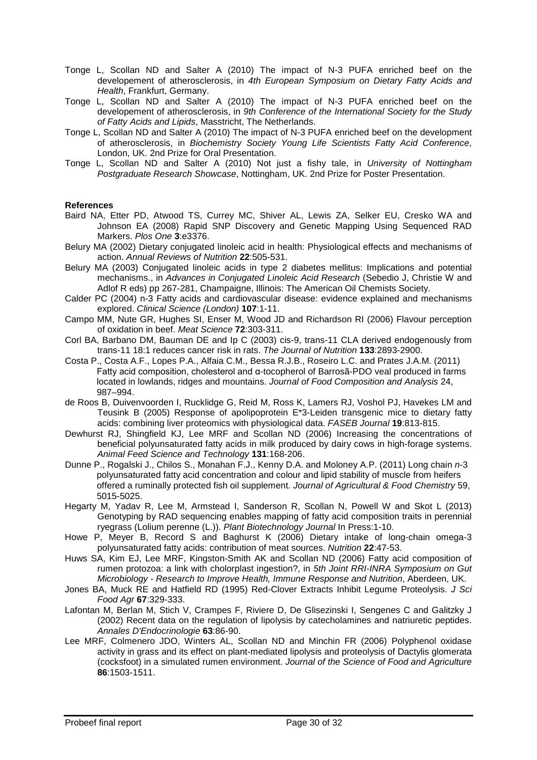Tonge L, Scollan ND and Salter A (2010) The impact of N-3 PUFA enriched beef on the developement of atherosclerosis, in *4th European Symposium on Dietary Fatty Acids and Health*, Frankfurt, Germany.

Tonge L, Scollan ND and Salter A (2010) The impact of N-3 PUFA enriched beef on the developement of atherosclerosis, in *9th Conference of the International Society for the Study of Fatty Acids and Lipids*, Masstricht, The Netherlands.

Tonge L, Scollan ND and Salter A (2010) The impact of N-3 PUFA enriched beef on the development of atherosclerosis, in *Biochemistry Society Young Life Scientists Fatty Acid Conference*, London, UK. 2nd Prize for Oral Presentation.

Tonge L, Scollan ND and Salter A (2010) Not just a fishy tale, in *University of Nottingham Postgraduate Research Showcase*, Nottingham, UK. 2nd Prize for Poster Presentation.

**References**

Baird NA, Etter PD, Atwood TS, Currey MC, Shiver AL, Lewis ZA, Selker EU, Cresko WA and Johnson EA (2008) Rapid SNP Discovery and Genetic Mapping Using Sequenced RAD Markers. *Plos One* **3**:e3376.

Belury MA (2002) Dietary conjugated linoleic acid in health: Physiological effects and mechanisms of action. *Annual Reviews of Nutrition* **22**:505-531.

Belury MA (2003) Conjugated linoleic acids in type 2 diabetes mellitus: Implications and potential mechanisms., in *Advances in Conjugated Linoleic Acid Research* (Sebedio J, Christie W and Adlof R eds) pp 267-281, Champaigne, Illinois: The American Oil Chemists Society.

Calder PC (2004) n-3 Fatty acids and cardiovascular disease: evidence explained and mechanisms explored. *Clinical Science (London)* **107**:1-11.

Campo MM, Nute GR, Hughes SI, Enser M, Wood JD and Richardson RI (2006) Flavour perception of oxidation in beef. *Meat Science* **72**:303-311.

Corl BA, Barbano DM, Bauman DE and Ip C (2003) cis-9, trans-11 CLA derived endogenously from trans-11 18:1 reduces cancer risk in rats. *The Journal of Nutrition* **133**:2893-2900.

Costa P., Costa A.F., Lopes P.A., Alfaia C.M., Bessa R.J.B., Roseiro L.C. and Prates J.A.M. (2011) Fatty acid composition, cholesterol and α-tocopherol of Barrosã-PDO veal produced in farms located in lowlands, ridges and mountains. *Journal of Food Composition and Analysis* 24, 987–994.

de Roos B, Duivenvoorden I, Rucklidge G, Reid M, Ross K, Lamers RJ, Voshol PJ, Havekes LM and Teusink B (2005) Response of apolipoprotein E*3-Leiden transgenic mice to dietary fatty acids: combining liver proteomics with physiological data. *FASEB Journal* **19**:813-815.

Dewhurst RJ, Shingfield KJ, Lee MRF and Scollan ND (2006) Increasing the concentrations of beneficial polyunsaturated fatty acids in milk produced by dairy cows in high-forage systems. *Animal Feed Science and Technology* **131**:168-206.

Dunne P., Rogalski J., Chilos S., Monahan F.J., Kenny D.A. and Moloney A.P. (2011) Long chain *n*-3 polyunsaturated fatty acid concentration and colour and lipid stability of muscle from heifers offered a ruminally protected fish oil supplement. *Journal of Agricultural & Food Chemistry* 59, 5015-5025.

Hegarty M, Yadav R, Lee M, Armstead I, Sanderson R, Scollan N, Powell W and Skot L (2013) Genotyping by RAD sequencing enables mapping of fatty acid composition traits in perennial ryegrass (Lolium perenne (L.)). *Plant Biotechnology Journal* In Press:1-10.

Howe P, Meyer B, Record S and Baghurst K (2006) Dietary intake of long-chain omega-3 polyunsaturated fatty acids: contribution of meat sources. *Nutrition* **22**:47-53.

Huws SA, Kim EJ, Lee MRF, Kingston-Smith AK and Scollan ND (2006) Fatty acid composition of rumen protozoa: a link with cholorplast ingestion?, in *5th Joint RRI-INRA Symposium on Gut Microbiology - Research to Improve Health, Immune Response and Nutrition*, Aberdeen, UK.

Jones BA, Muck RE and Hatfield RD (1995) Red-Clover Extracts Inhibit Legume Proteolysis. *J Sci Food Agr* **67**:329-333.

Lafontan M, Berlan M, Stich V, Crampes F, Riviere D, De Glisezinski I, Sengenes C and Galitzky J (2002) Recent data on the regulation of lipolysis by catecholamines and natriuretic peptides. *Annales D'Endocrinologie* **63**:86-90.

Lee MRF, Colmenero JDO, Winters AL, Scollan ND and Minchin FR (2006) Polyphenol oxidase activity in grass and its effect on plant-mediated lipolysis and proteolysis of Dactylis glomerata (cocksfoot) in a simulated rumen environment. *Journal of the Science of Food and Agriculture* **86**:1503-1511.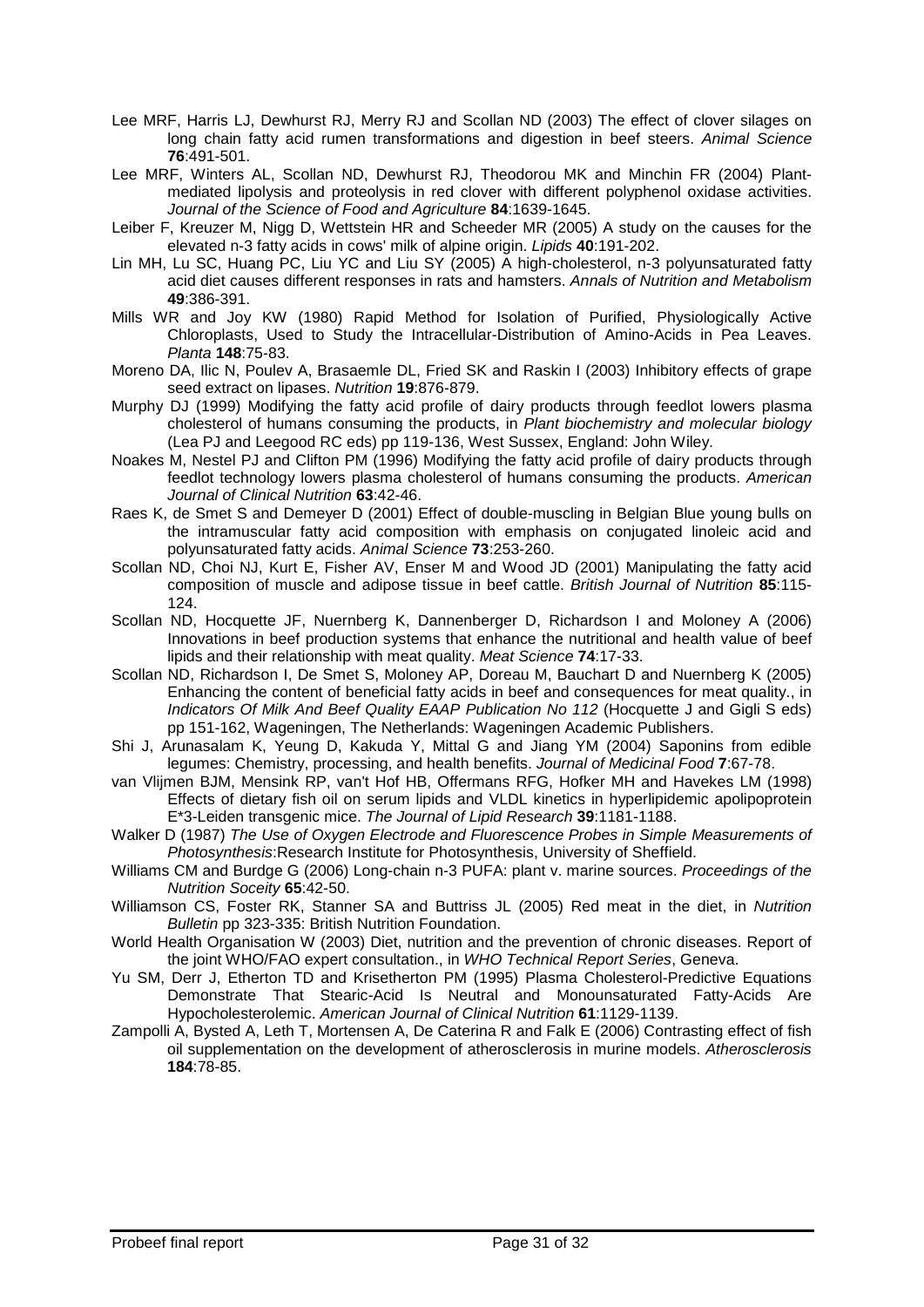Lee MRF, Harris LJ, Dewhurst RJ, Merry RJ and Scollan ND (2003) The effect of clover silages on long chain fatty acid rumen transformations and digestion in beef steers. *Animal Science* **76**:491-501.

Lee MRF, Winters AL, Scollan ND, Dewhurst RJ, Theodorou MK and Minchin FR (2004) Plant-mediated lipolysis and proteolysis in red clover with different polyphenol oxidase activities. *Journal of the Science of Food and Agriculture* **84**:1639-1645.

Leiber F, Kreuzer M, Nigg D, Wettstein HR and Scheeder MR (2005) A study on the causes for the elevated n-3 fatty acids in cows' milk of alpine origin. *Lipids* **40**:191-202.

Lin MH, Lu SC, Huang PC, Liu YC and Liu SY (2005) A high-cholesterol, n-3 polyunsaturated fatty acid diet causes different responses in rats and hamsters. *Annals of Nutrition and Metabolism* **49**:386-391.

Mills WR and Joy KW (1980) Rapid Method for Isolation of Purified, Physiologically Active Chloroplasts, Used to Study the Intracellular-Distribution of Amino-Acids in Pea Leaves. *Planta* **148**:75-83.

Moreno DA, Ilic N, Poulev A, Brasaemle DL, Fried SK and Raskin I (2003) Inhibitory effects of grape seed extract on lipases. *Nutrition* **19**:876-879.

Murphy DJ (1999) Modifying the fatty acid profile of dairy products through feedlot lowers plasma cholesterol of humans consuming the products, in *Plant biochemistry and molecular biology* (Lea PJ and Leegood RC eds) pp 119-136, West Sussex, England: John Wiley.

Noakes M, Nestel PJ and Clifton PM (1996) Modifying the fatty acid profile of dairy products through feedlot technology lowers plasma cholesterol of humans consuming the products. *American Journal of Clinical Nutrition* **63**:42-46.

Raes K, de Smet S and Demeyer D (2001) Effect of double-muscling in Belgian Blue young bulls on the intramuscular fatty acid composition with emphasis on conjugated linoleic acid and polyunsaturated fatty acids. *Animal Science* **73**:253-260.

Scollan ND, Choi NJ, Kurt E, Fisher AV, Enser M and Wood JD (2001) Manipulating the fatty acid composition of muscle and adipose tissue in beef cattle. *British Journal of Nutrition* **85**:115-124.

Scollan ND, Hocquette JF, Nuernberg K, Dannenberger D, Richardson I and Moloney A (2006) Innovations in beef production systems that enhance the nutritional and health value of beef lipids and their relationship with meat quality. *Meat Science* **74**:17-33.

Scollan ND, Richardson I, De Smet S, Moloney AP, Doreau M, Bauchart D and Nuernberg K (2005) Enhancing the content of beneficial fatty acids in beef and consequences for meat quality., in *Indicators Of Milk And Beef Quality EAAP Publication No 112* (Hocquette J and Gigli S eds) pp 151-162, Wageningen, The Netherlands: Wageningen Academic Publishers.

Shi J, Arunasalam K, Yeung D, Kakuda Y, Mittal G and Jiang YM (2004) Saponins from edible legumes: Chemistry, processing, and health benefits. *Journal of Medicinal Food* **7**:67-78.

van Vlijmen BJM, Mensink RP, van't Hof HB, Offermans RFG, Hofker MH and Havekes LM (1998) Effects of dietary fish oil on serum lipids and VLDL kinetics in hyperlipidemic apolipoprotein E*3-Leiden transgenic mice. *The Journal of Lipid Research* **39**:1181-1188.

Walker D (1987) *The Use of Oxygen Electrode and Fluorescence Probes in Simple Measurements of Photosynthesis*:Research Institute for Photosynthesis, University of Sheffield.

Williams CM and Burdge G (2006) Long-chain n-3 PUFA: plant v. marine sources. *Proceedings of the Nutrition Soceity* **65**:42-50.

Williamson CS, Foster RK, Stanner SA and Buttriss JL (2005) Red meat in the diet, in *Nutrition Bulletin* pp 323-335: British Nutrition Foundation.

World Health Organisation W (2003) Diet, nutrition and the prevention of chronic diseases. Report of the joint WHO/FAO expert consultation., in *WHO Technical Report Series*, Geneva.

Yu SM, Derr J, Etherton TD and Krisetherton PM (1995) Plasma Cholesterol-Predictive Equations Demonstrate That Stearic-Acid Is Neutral and Monounsaturated Fatty-Acids Are Hypocholesterolemic. *American Journal of Clinical Nutrition* **61**:1129-1139.

Zampolli A, Bysted A, Leth T, Mortensen A, De Caterina R and Falk E (2006) Contrasting effect of fish oil supplementation on the development of atherosclerosis in murine models. *Atherosclerosis* **184**:78-85.